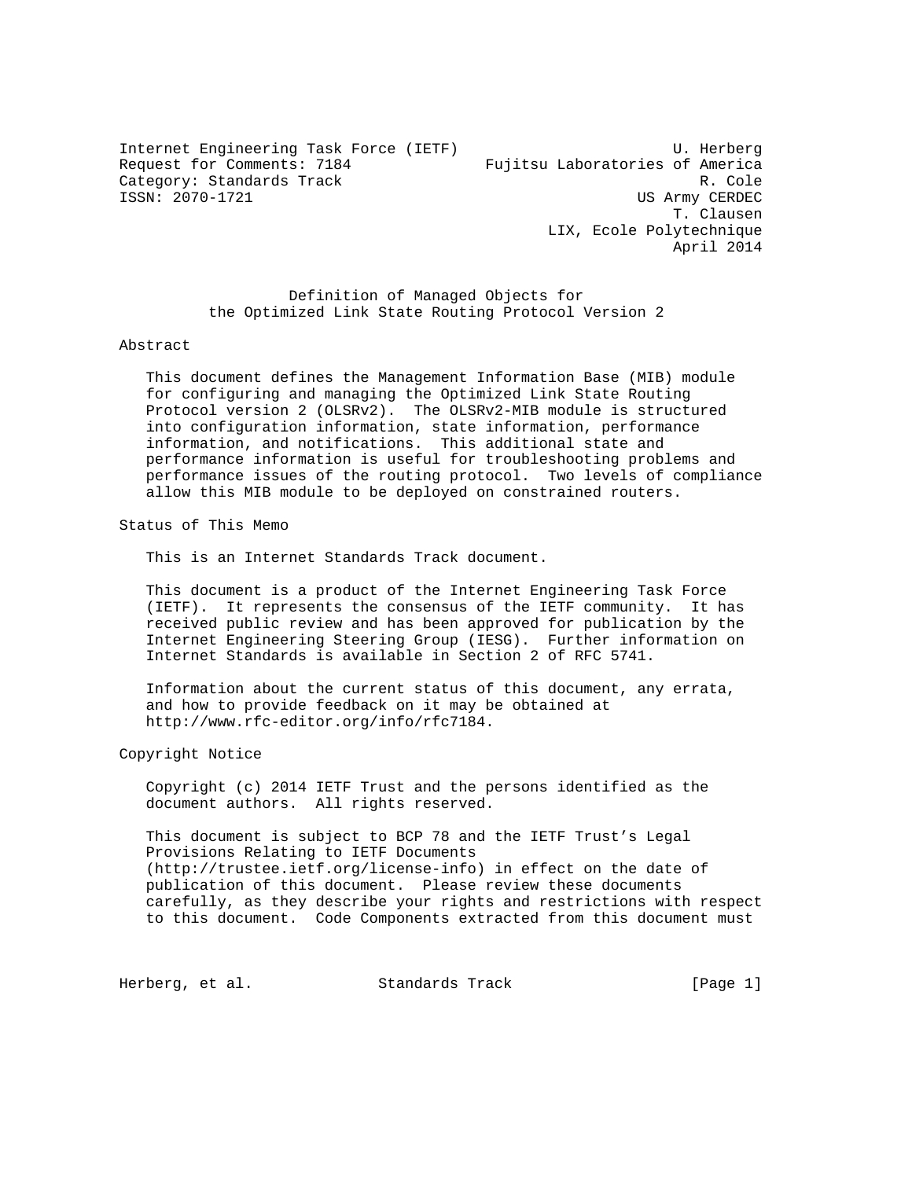Internet Engineering Task Force (IETF) U. Herberg
Request for Comments: 7184 Fujitsu Laboratories of America
Category: Standards Track R. Cole
ISSN: 2070-1721 US Army CERDEC
T. Clausen
LIX, Ecole Polytechnique
April 2014

# Definition of Managed Objects for the Optimized Link State Routing Protocol Version 2

## Abstract

This document defines the Management Information Base (MIB) module for configuring and managing the Optimized Link State Routing Protocol version 2 (OLSRv2). The OLSRv2-MIB module is structured into configuration information, state information, performance information, and notifications. This additional state and performance information is useful for troubleshooting problems and performance issues of the routing protocol. Two levels of compliance allow this MIB module to be deployed on constrained routers.

## Status of This Memo

This is an Internet Standards Track document.

This document is a product of the Internet Engineering Task Force (IETF). It represents the consensus of the IETF community. It has received public review and has been approved for publication by the Internet Engineering Steering Group (IESG). Further information on Internet Standards is available in Section 2 of RFC 5741.

Information about the current status of this document, any errata, and how to provide feedback on it may be obtained at http://www.rfc-editor.org/info/rfc7184.

## Copyright Notice

Copyright (c) 2014 IETF Trust and the persons identified as the document authors. All rights reserved.

This document is subject to BCP 78 and the IETF Trust's Legal Provisions Relating to IETF Documents (http://trustee.ietf.org/license-info) in effect on the date of publication of this document. Please review these documents carefully, as they describe your rights and restrictions with respect to this document. Code Components extracted from this document must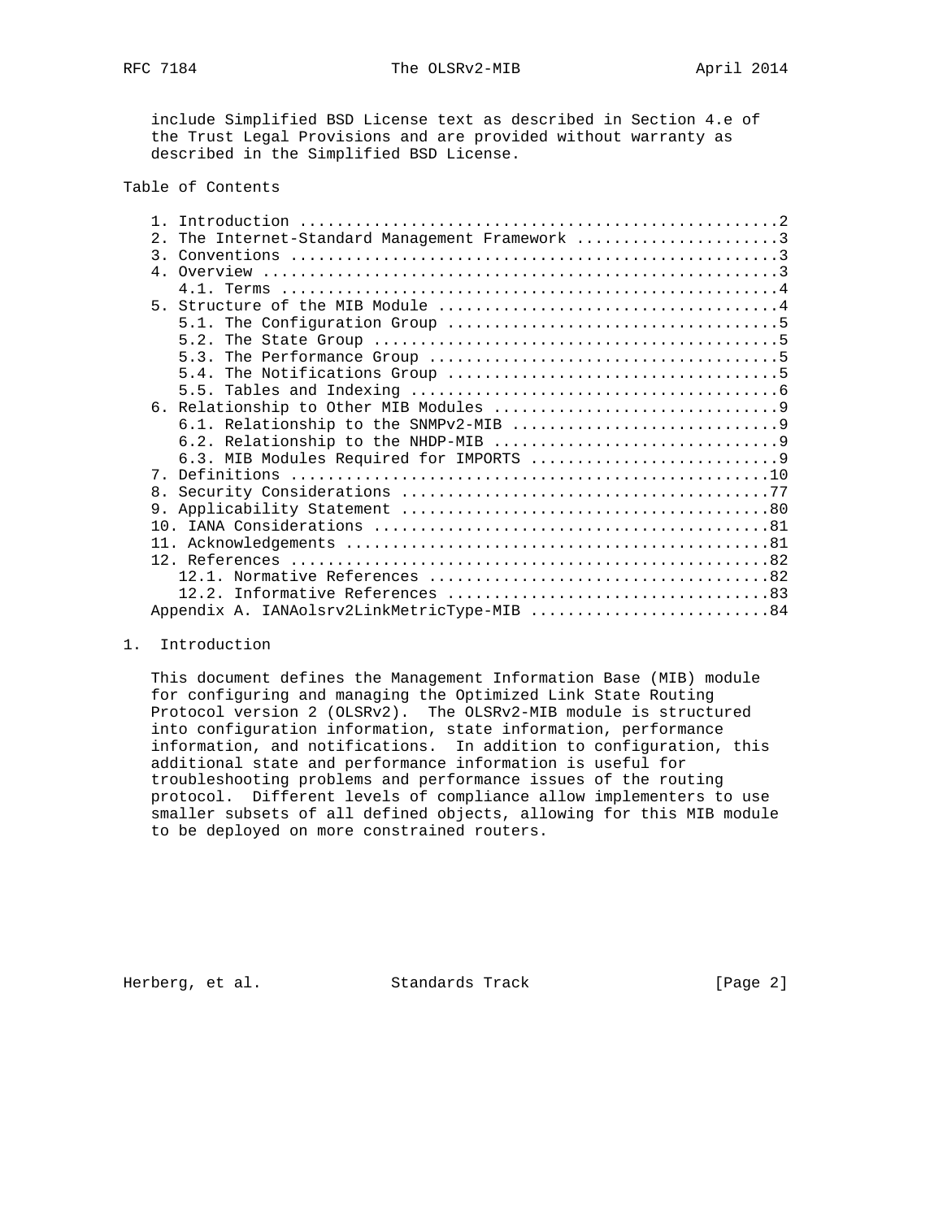include Simplified BSD License text as described in Section 4.e of the Trust Legal Provisions and are provided without warranty as described in the Simplified BSD License.

Table of Contents

```
   1. Introduction ....................................................2
   2. The Internet-Standard Management Framework ......................3
   3. Conventions .....................................................3
   4. Overview ........................................................3
      4.1. Terms ......................................................4
   5. Structure of the MIB Module .....................................4
      5.1. The Configuration Group ....................................5
      5.2. The State Group ............................................5
      5.3. The Performance Group ......................................5
      5.4. The Notifications Group ....................................5
      5.5. Tables and Indexing ........................................6
   6. Relationship to Other MIB Modules ...............................9
      6.1. Relationship to the SNMPv2-MIB .............................9
      6.2. Relationship to the NHDP-MIB ...............................9
      6.3. MIB Modules Required for IMPORTS ...........................9
   7. Definitions ....................................................10
   8. Security Considerations ........................................77
   9. Applicability Statement ........................................80
   10. IANA Considerations ...........................................81
   11. Acknowledgements ..............................................81
   12. References ....................................................82
      12.1. Normative References .....................................82
      12.2. Informative References ...................................83
   Appendix A. IANAolsrv2LinkMetricType-MIB ..........................84
```

## 1. Introduction

This document defines the Management Information Base (MIB) module for configuring and managing the Optimized Link State Routing Protocol version 2 (OLSRv2). The OLSRv2-MIB module is structured into configuration information, state information, performance information, and notifications. In addition to configuration, this additional state and performance information is useful for troubleshooting problems and performance issues of the routing protocol. Different levels of compliance allow implementers to use smaller subsets of all defined objects, allowing for this MIB module to be deployed on more constrained routers.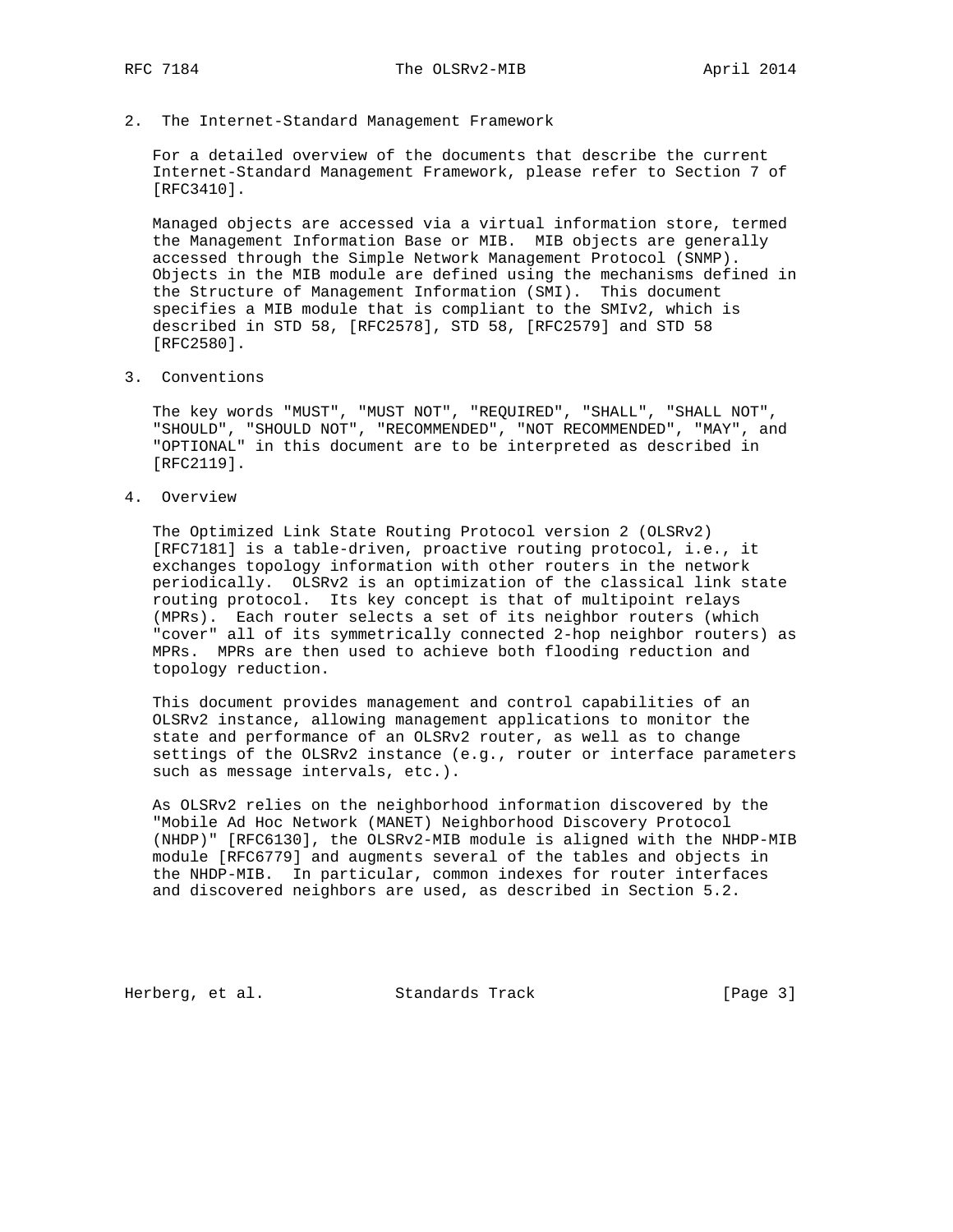## 2. The Internet-Standard Management Framework

For a detailed overview of the documents that describe the current Internet-Standard Management Framework, please refer to Section 7 of [RFC3410].

Managed objects are accessed via a virtual information store, termed the Management Information Base or MIB. MIB objects are generally accessed through the Simple Network Management Protocol (SNMP). Objects in the MIB module are defined using the mechanisms defined in the Structure of Management Information (SMI). This document specifies a MIB module that is compliant to the SMIv2, which is described in STD 58, [RFC2578], STD 58, [RFC2579] and STD 58 [RFC2580].

## 3. Conventions

The key words "MUST", "MUST NOT", "REQUIRED", "SHALL", "SHALL NOT", "SHOULD", "SHOULD NOT", "RECOMMENDED", "NOT RECOMMENDED", "MAY", and "OPTIONAL" in this document are to be interpreted as described in [RFC2119].

## 4. Overview

The Optimized Link State Routing Protocol version 2 (OLSRv2) [RFC7181] is a table-driven, proactive routing protocol, i.e., it exchanges topology information with other routers in the network periodically. OLSRv2 is an optimization of the classical link state routing protocol. Its key concept is that of multipoint relays (MPRs). Each router selects a set of its neighbor routers (which "cover" all of its symmetrically connected 2-hop neighbor routers) as MPRs. MPRs are then used to achieve both flooding reduction and topology reduction.

This document provides management and control capabilities of an OLSRv2 instance, allowing management applications to monitor the state and performance of an OLSRv2 router, as well as to change settings of the OLSRv2 instance (e.g., router or interface parameters such as message intervals, etc.).

As OLSRv2 relies on the neighborhood information discovered by the "Mobile Ad Hoc Network (MANET) Neighborhood Discovery Protocol (NHDP)" [RFC6130], the OLSRv2-MIB module is aligned with the NHDP-MIB module [RFC6779] and augments several of the tables and objects in the NHDP-MIB. In particular, common indexes for router interfaces and discovered neighbors are used, as described in Section 5.2.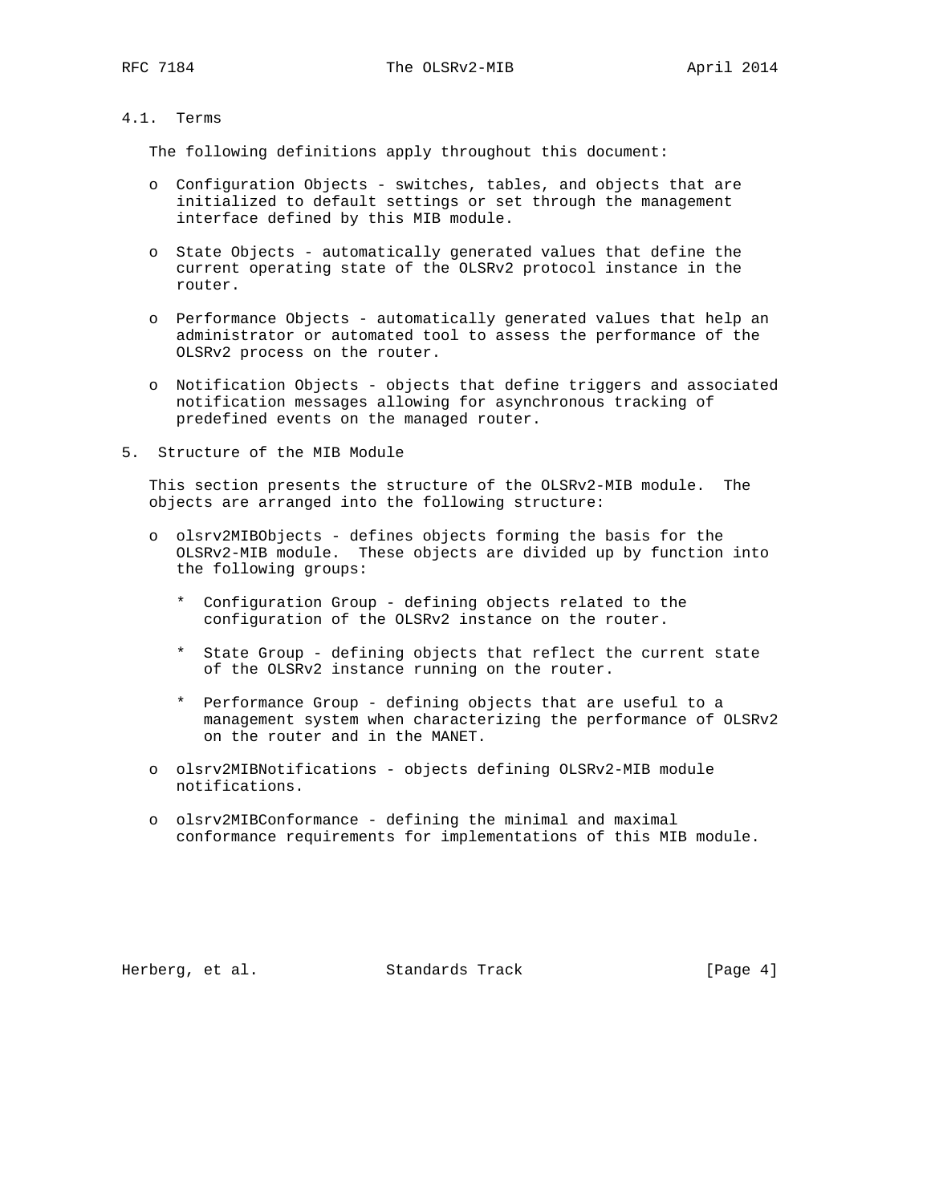### 4.1. Terms

The following definitions apply throughout this document:

- Configuration Objects - switches, tables, and objects that are initialized to default settings or set through the management interface defined by this MIB module.

- State Objects - automatically generated values that define the current operating state of the OLSRv2 protocol instance in the router.

- Performance Objects - automatically generated values that help an administrator or automated tool to assess the performance of the OLSRv2 process on the router.

- Notification Objects - objects that define triggers and associated notification messages allowing for asynchronous tracking of predefined events on the managed router.

## 5. Structure of the MIB Module

This section presents the structure of the OLSRv2-MIB module. The objects are arranged into the following structure:

- olsrv2MIBObjects - defines objects forming the basis for the OLSRv2-MIB module. These objects are divided up by function into the following groups:

  * Configuration Group - defining objects related to the configuration of the OLSRv2 instance on the router.

  * State Group - defining objects that reflect the current state of the OLSRv2 instance running on the router.

  * Performance Group - defining objects that are useful to a management system when characterizing the performance of OLSRv2 on the router and in the MANET.

- olsrv2MIBNotifications - objects defining OLSRv2-MIB module notifications.

- olsrv2MIBConformance - defining the minimal and maximal conformance requirements for implementations of this MIB module.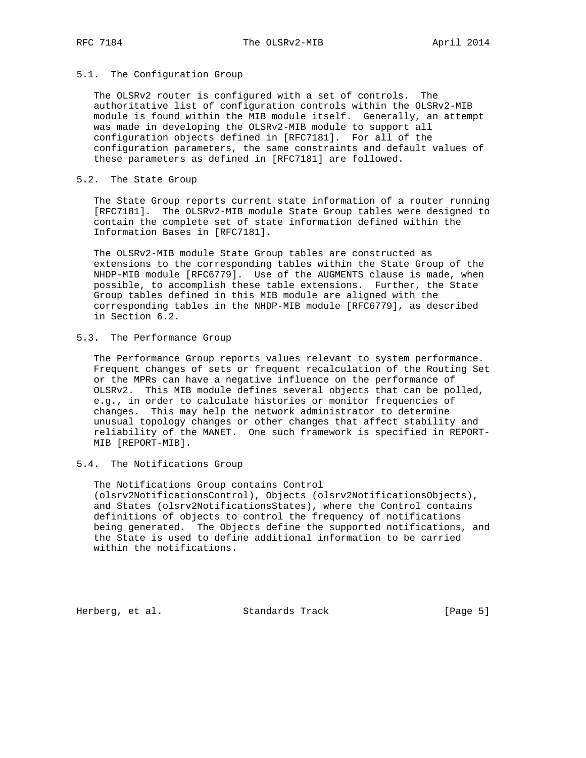## 5.1. The Configuration Group

The OLSRv2 router is configured with a set of controls. The authoritative list of configuration controls within the OLSRv2-MIB module is found within the MIB module itself. Generally, an attempt was made in developing the OLSRv2-MIB module to support all configuration objects defined in [RFC7181]. For all of the configuration parameters, the same constraints and default values of these parameters as defined in [RFC7181] are followed.

## 5.2. The State Group

The State Group reports current state information of a router running [RFC7181]. The OLSRv2-MIB module State Group tables were designed to contain the complete set of state information defined within the Information Bases in [RFC7181].

The OLSRv2-MIB module State Group tables are constructed as extensions to the corresponding tables within the State Group of the NHDP-MIB module [RFC6779]. Use of the AUGMENTS clause is made, when possible, to accomplish these table extensions. Further, the State Group tables defined in this MIB module are aligned with the corresponding tables in the NHDP-MIB module [RFC6779], as described in Section 6.2.

## 5.3. The Performance Group

The Performance Group reports values relevant to system performance. Frequent changes of sets or frequent recalculation of the Routing Set or the MPRs can have a negative influence on the performance of OLSRv2. This MIB module defines several objects that can be polled, e.g., in order to calculate histories or monitor frequencies of changes. This may help the network administrator to determine unusual topology changes or other changes that affect stability and reliability of the MANET. One such framework is specified in REPORT-MIB [REPORT-MIB].

## 5.4. The Notifications Group

The Notifications Group contains Control (olsrv2NotificationsControl), Objects (olsrv2NotificationsObjects), and States (olsrv2NotificationsStates), where the Control contains definitions of objects to control the frequency of notifications being generated. The Objects define the supported notifications, and the State is used to define additional information to be carried within the notifications.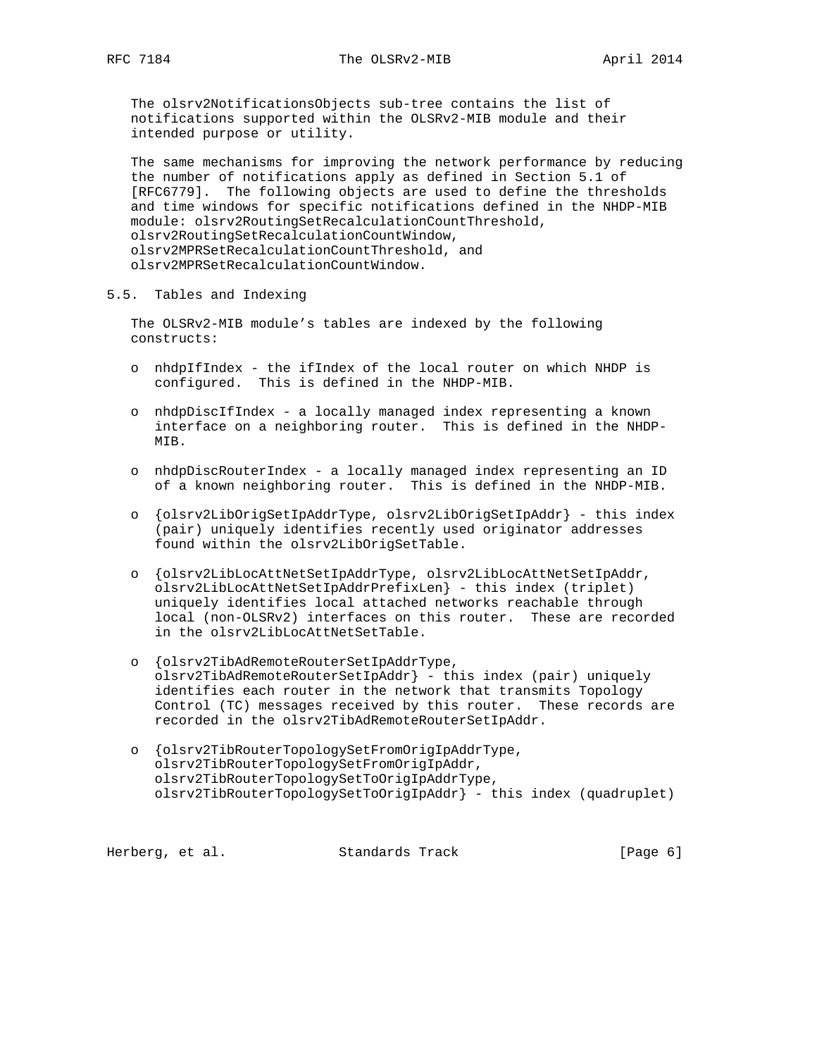The olsrv2NotificationsObjects sub-tree contains the list of notifications supported within the OLSRv2-MIB module and their intended purpose or utility.

The same mechanisms for improving the network performance by reducing the number of notifications apply as defined in Section 5.1 of [RFC6779]. The following objects are used to define the thresholds and time windows for specific notifications defined in the NHDP-MIB module: olsrv2RoutingSetRecalculationCountThreshold, olsrv2RoutingSetRecalculationCountWindow, olsrv2MPRSetRecalculationCountThreshold, and olsrv2MPRSetRecalculationCountWindow.

## 5.5. Tables and Indexing

The OLSRv2-MIB module's tables are indexed by the following constructs:

- nhdpIfIndex - the ifIndex of the local router on which NHDP is configured. This is defined in the NHDP-MIB.
- nhdpDiscIfIndex - a locally managed index representing a known interface on a neighboring router. This is defined in the NHDP-MIB.
- nhdpDiscRouterIndex - a locally managed index representing an ID of a known neighboring router. This is defined in the NHDP-MIB.
- {olsrv2LibOrigSetIpAddrType, olsrv2LibOrigSetIpAddr} - this index (pair) uniquely identifies recently used originator addresses found within the olsrv2LibOrigSetTable.
- {olsrv2LibLocAttNetSetIpAddrType, olsrv2LibLocAttNetSetIpAddr, olsrv2LibLocAttNetSetIpAddrPrefixLen} - this index (triplet) uniquely identifies local attached networks reachable through local (non-OLSRv2) interfaces on this router. These are recorded in the olsrv2LibLocAttNetSetTable.
- {olsrv2TibAdRemoteRouterSetIpAddrType, olsrv2TibAdRemoteRouterSetIpAddr} - this index (pair) uniquely identifies each router in the network that transmits Topology Control (TC) messages received by this router. These records are recorded in the olsrv2TibAdRemoteRouterSetIpAddr.
- {olsrv2TibRouterTopologySetFromOrigIpAddrType, olsrv2TibRouterTopologySetFromOrigIpAddr, olsrv2TibRouterTopologySetToOrigIpAddrType, olsrv2TibRouterTopologySetToOrigIpAddr} - this index (quadruplet)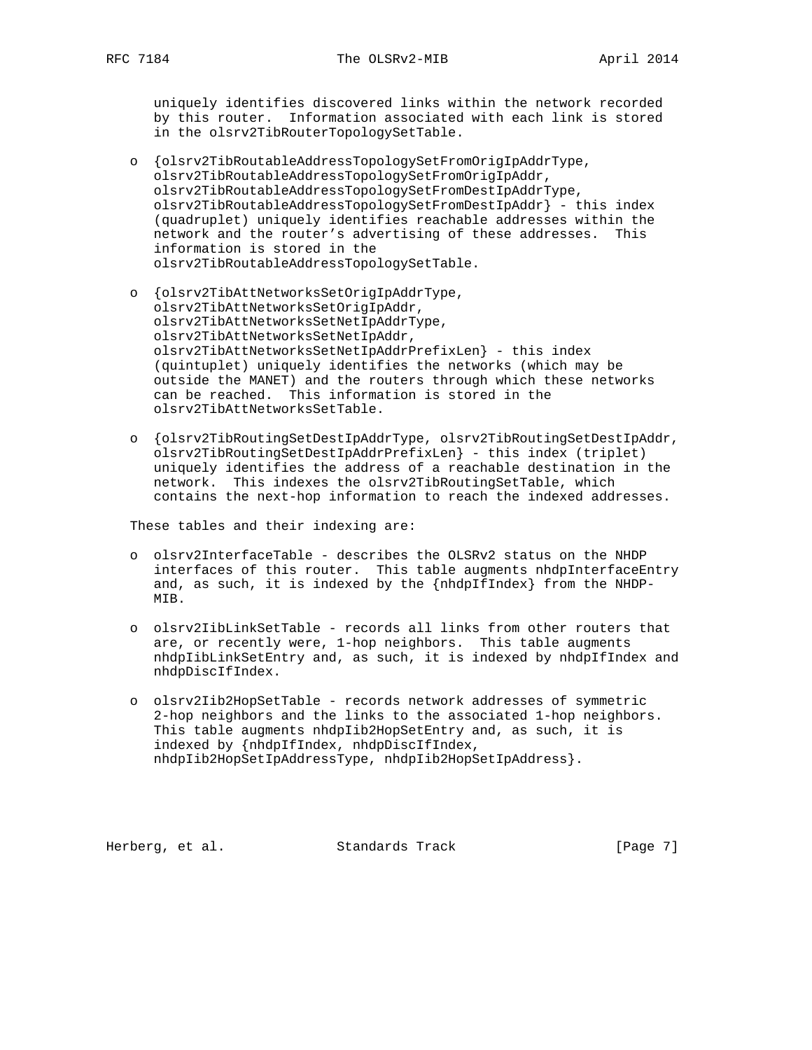uniquely identifies discovered links within the network recorded by this router. Information associated with each link is stored in the olsrv2TibRouterTopologySetTable.

- {olsrv2TibRoutableAddressTopologySetFromOrigIpAddrType, olsrv2TibRoutableAddressTopologySetFromOrigIpAddr, olsrv2TibRoutableAddressTopologySetFromDestIpAddrType, olsrv2TibRoutableAddressTopologySetFromDestIpAddr} - this index (quadruplet) uniquely identifies reachable addresses within the network and the router's advertising of these addresses. This information is stored in the olsrv2TibRoutableAddressTopologySetTable.

- {olsrv2TibAttNetworksSetOrigIpAddrType, olsrv2TibAttNetworksSetOrigIpAddr, olsrv2TibAttNetworksSetNetIpAddrType, olsrv2TibAttNetworksSetNetIpAddr, olsrv2TibAttNetworksSetNetIpAddrPrefixLen} - this index (quintuplet) uniquely identifies the networks (which may be outside the MANET) and the routers through which these networks can be reached. This information is stored in the olsrv2TibAttNetworksSetTable.

- {olsrv2TibRoutingSetDestIpAddrType, olsrv2TibRoutingSetDestIpAddr, olsrv2TibRoutingSetDestIpAddrPrefixLen} - this index (triplet) uniquely identifies the address of a reachable destination in the network. This indexes the olsrv2TibRoutingSetTable, which contains the next-hop information to reach the indexed addresses.

These tables and their indexing are:

- olsrv2InterfaceTable - describes the OLSRv2 status on the NHDP interfaces of this router. This table augments nhdpInterfaceEntry and, as such, it is indexed by the {nhdpIfIndex} from the NHDP-MIB.

- olsrv2IibLinkSetTable - records all links from other routers that are, or recently were, 1-hop neighbors. This table augments nhdpIibLinkSetEntry and, as such, it is indexed by nhdpIfIndex and nhdpDiscIfIndex.

- olsrv2Iib2HopSetTable - records network addresses of symmetric 2-hop neighbors and the links to the associated 1-hop neighbors. This table augments nhdpIib2HopSetEntry and, as such, it is indexed by {nhdpIfIndex, nhdpDiscIfIndex, nhdpIib2HopSetIpAddressType, nhdpIib2HopSetIpAddress}.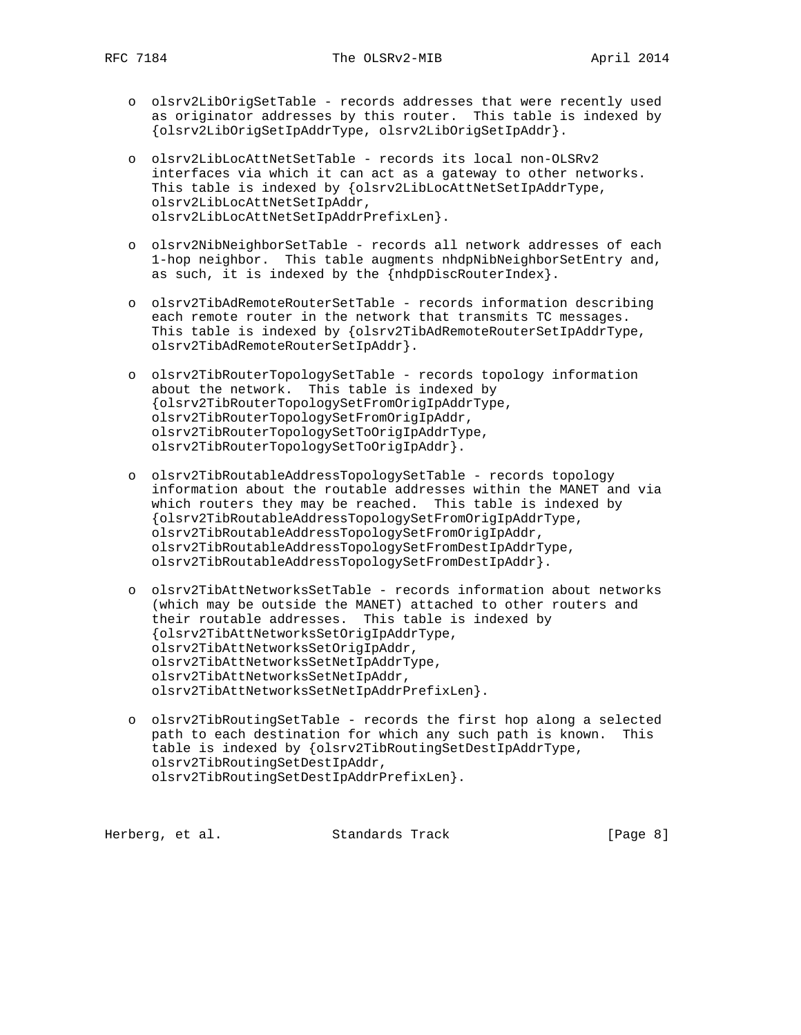- olsrv2LibOrigSetTable - records addresses that were recently used as originator addresses by this router. This table is indexed by {olsrv2LibOrigSetIpAddrType, olsrv2LibOrigSetIpAddr}.

- olsrv2LibLocAttNetSetTable - records its local non-OLSRv2 interfaces via which it can act as a gateway to other networks. This table is indexed by {olsrv2LibLocAttNetSetIpAddrType, olsrv2LibLocAttNetSetIpAddr, olsrv2LibLocAttNetSetIpAddrPrefixLen}.

- olsrv2NibNeighborSetTable - records all network addresses of each 1-hop neighbor. This table augments nhdpNibNeighborSetEntry and, as such, it is indexed by the {nhdpDiscRouterIndex}.

- olsrv2TibAdRemoteRouterSetTable - records information describing each remote router in the network that transmits TC messages. This table is indexed by {olsrv2TibAdRemoteRouterSetIpAddrType, olsrv2TibAdRemoteRouterSetIpAddr}.

- olsrv2TibRouterTopologySetTable - records topology information about the network. This table is indexed by {olsrv2TibRouterTopologySetFromOrigIpAddrType, olsrv2TibRouterTopologySetFromOrigIpAddr, olsrv2TibRouterTopologySetToOrigIpAddrType, olsrv2TibRouterTopologySetToOrigIpAddr}.

- olsrv2TibRoutableAddressTopologySetTable - records topology information about the routable addresses within the MANET and via which routers they may be reached. This table is indexed by {olsrv2TibRoutableAddressTopologySetFromOrigIpAddrType, olsrv2TibRoutableAddressTopologySetFromOrigIpAddr, olsrv2TibRoutableAddressTopologySetFromDestIpAddrType, olsrv2TibRoutableAddressTopologySetFromDestIpAddr}.

- olsrv2TibAttNetworksSetTable - records information about networks (which may be outside the MANET) attached to other routers and their routable addresses. This table is indexed by {olsrv2TibAttNetworksSetOrigIpAddrType, olsrv2TibAttNetworksSetOrigIpAddr, olsrv2TibAttNetworksSetNetIpAddrType, olsrv2TibAttNetworksSetNetIpAddr, olsrv2TibAttNetworksSetNetIpAddrPrefixLen}.

- olsrv2TibRoutingSetTable - records the first hop along a selected path to each destination for which any such path is known. This table is indexed by {olsrv2TibRoutingSetDestIpAddrType, olsrv2TibRoutingSetDestIpAddr, olsrv2TibRoutingSetDestIpAddrPrefixLen}.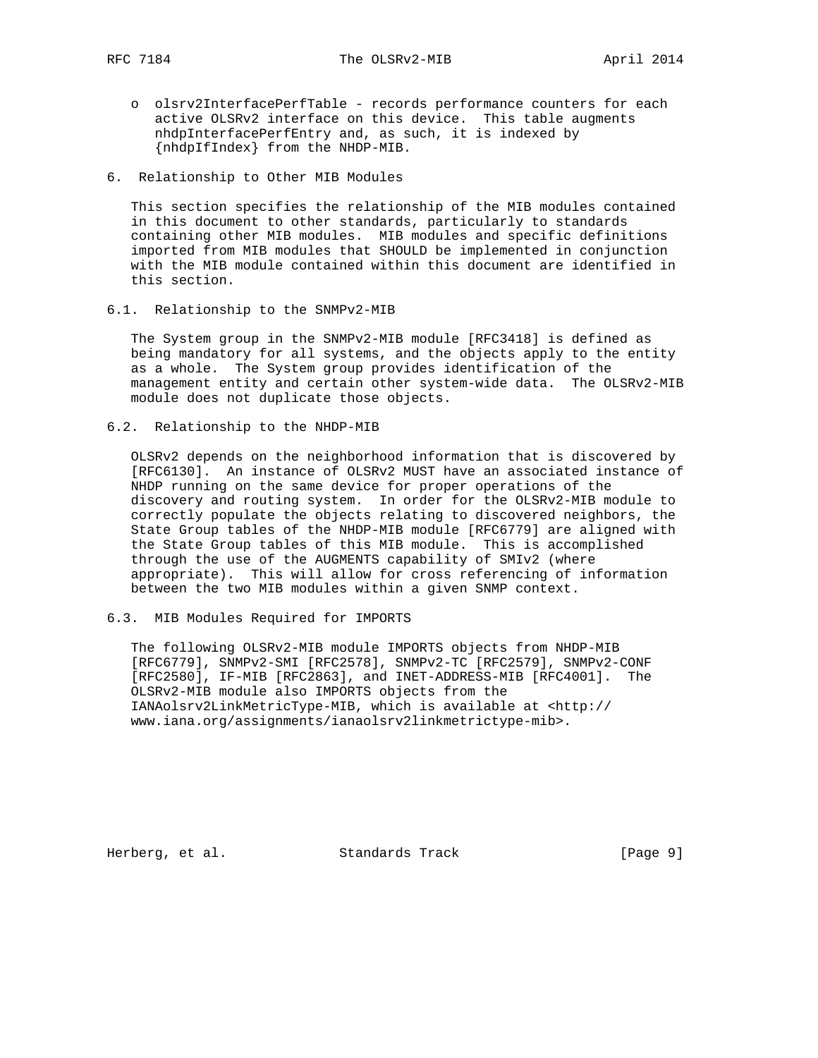- olsrv2InterfacePerfTable - records performance counters for each active OLSRv2 interface on this device. This table augments nhdpInterfacePerfEntry and, as such, it is indexed by {nhdpIfIndex} from the NHDP-MIB.

## 6. Relationship to Other MIB Modules

This section specifies the relationship of the MIB modules contained in this document to other standards, particularly to standards containing other MIB modules. MIB modules and specific definitions imported from MIB modules that SHOULD be implemented in conjunction with the MIB module contained within this document are identified in this section.

### 6.1. Relationship to the SNMPv2-MIB

The System group in the SNMPv2-MIB module [RFC3418] is defined as being mandatory for all systems, and the objects apply to the entity as a whole. The System group provides identification of the management entity and certain other system-wide data. The OLSRv2-MIB module does not duplicate those objects.

### 6.2. Relationship to the NHDP-MIB

OLSRv2 depends on the neighborhood information that is discovered by [RFC6130]. An instance of OLSRv2 MUST have an associated instance of NHDP running on the same device for proper operations of the discovery and routing system. In order for the OLSRv2-MIB module to correctly populate the objects relating to discovered neighbors, the State Group tables of the NHDP-MIB module [RFC6779] are aligned with the State Group tables of this MIB module. This is accomplished through the use of the AUGMENTS capability of SMIv2 (where appropriate). This will allow for cross referencing of information between the two MIB modules within a given SNMP context.

### 6.3. MIB Modules Required for IMPORTS

The following OLSRv2-MIB module IMPORTS objects from NHDP-MIB [RFC6779], SNMPv2-SMI [RFC2578], SNMPv2-TC [RFC2579], SNMPv2-CONF [RFC2580], IF-MIB [RFC2863], and INET-ADDRESS-MIB [RFC4001]. The OLSRv2-MIB module also IMPORTS objects from the IANAolsrv2LinkMetricType-MIB, which is available at <http://www.iana.org/assignments/ianaolsrv2linkmetrictype-mib>.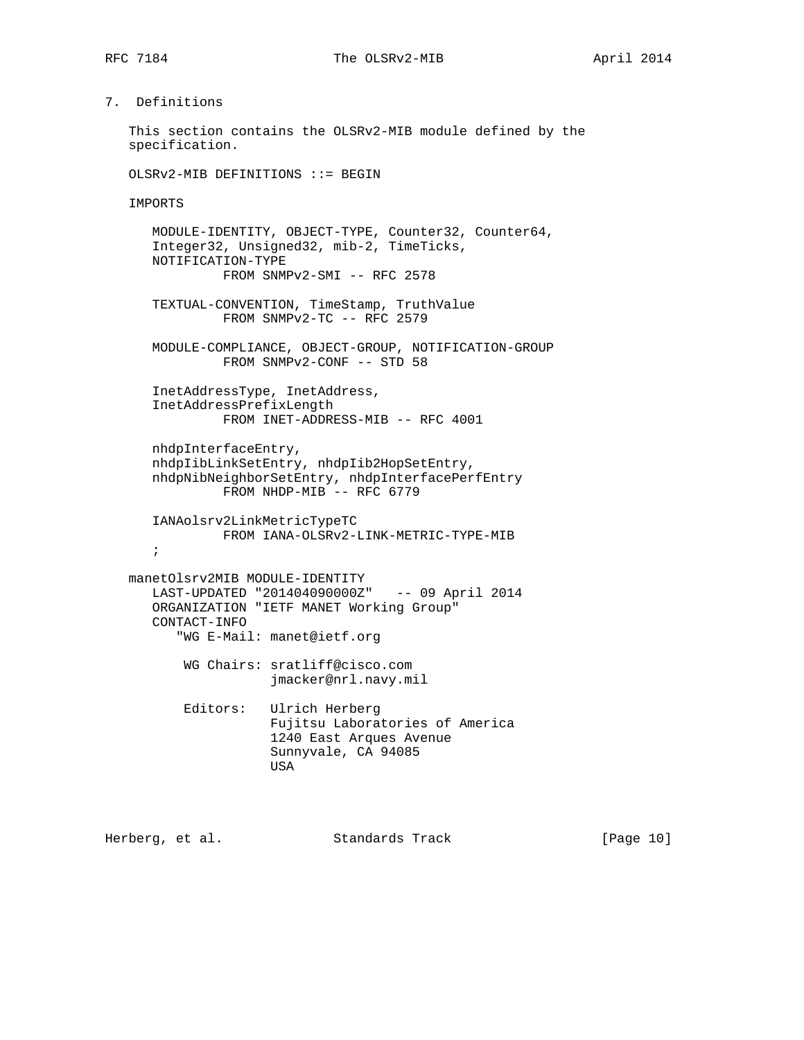## 7. Definitions

This section contains the OLSRv2-MIB module defined by the specification.

```
OLSRv2-MIB DEFINITIONS ::= BEGIN

IMPORTS

   MODULE-IDENTITY, OBJECT-TYPE, Counter32, Counter64,
   Integer32, Unsigned32, mib-2, TimeTicks,
   NOTIFICATION-TYPE
            FROM SNMPv2-SMI -- RFC 2578

   TEXTUAL-CONVENTION, TimeStamp, TruthValue
            FROM SNMPv2-TC -- RFC 2579

   MODULE-COMPLIANCE, OBJECT-GROUP, NOTIFICATION-GROUP
            FROM SNMPv2-CONF -- STD 58

   InetAddressType, InetAddress,
   InetAddressPrefixLength
            FROM INET-ADDRESS-MIB -- RFC 4001

   nhdpInterfaceEntry,
   nhdpIibLinkSetEntry, nhdpIib2HopSetEntry,
   nhdpNibNeighborSetEntry, nhdpInterfacePerfEntry
            FROM NHDP-MIB -- RFC 6779

   IANAolsrv2LinkMetricTypeTC
            FROM IANA-OLSRv2-LINK-METRIC-TYPE-MIB
   ;

manetOlsrv2MIB MODULE-IDENTITY
   LAST-UPDATED "201404090000Z"   -- 09 April 2014
   ORGANIZATION "IETF MANET Working Group"
   CONTACT-INFO
      "WG E-Mail: manet@ietf.org

       WG Chairs: sratliff@cisco.com
                  jmacker@nrl.navy.mil

       Editors:   Ulrich Herberg
                  Fujitsu Laboratories of America
                  1240 East Arques Avenue
                  Sunnyvale, CA 94085
                  USA
```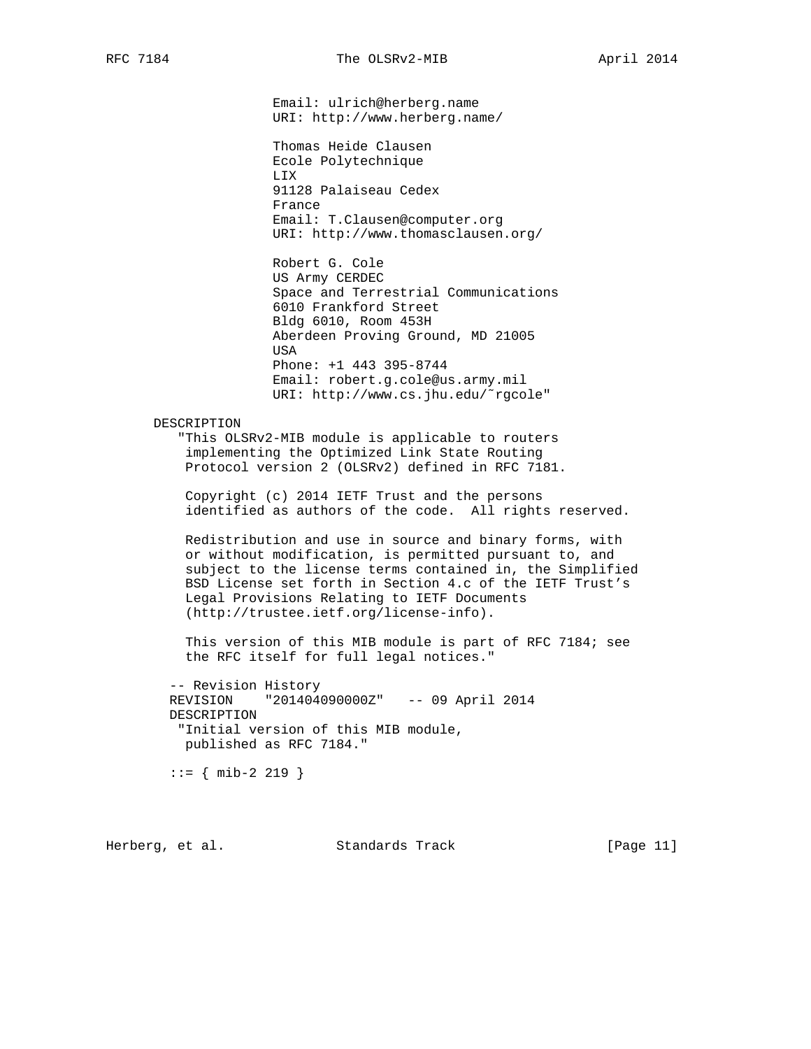```
                   Email: ulrich@herberg.name
                   URI: http://www.herberg.name/

                   Thomas Heide Clausen
                   Ecole Polytechnique
                   LIX
                   91128 Palaiseau Cedex
                   France
                   Email: T.Clausen@computer.org
                   URI: http://www.thomasclausen.org/

                   Robert G. Cole
                   US Army CERDEC
                   Space and Terrestrial Communications
                   6010 Frankford Street
                   Bldg 6010, Room 453H
                   Aberdeen Proving Ground, MD 21005
                   USA
                   Phone: +1 443 395-8744
                   Email: robert.g.cole@us.army.mil
                   URI: http://www.cs.jhu.edu/~rgcole"

      DESCRIPTION
         "This OLSRv2-MIB module is applicable to routers
          implementing the Optimized Link State Routing
          Protocol version 2 (OLSRv2) defined in RFC 7181.

          Copyright (c) 2014 IETF Trust and the persons
          identified as authors of the code.  All rights reserved.

          Redistribution and use in source and binary forms, with
          or without modification, is permitted pursuant to, and
          subject to the license terms contained in, the Simplified
          BSD License set forth in Section 4.c of the IETF Trust's
          Legal Provisions Relating to IETF Documents
          (http://trustee.ietf.org/license-info).

          This version of this MIB module is part of RFC 7184; see
          the RFC itself for full legal notices."

        -- Revision History
        REVISION    "201404090000Z"   -- 09 April 2014
        DESCRIPTION
         "Initial version of this MIB module,
          published as RFC 7184."

        ::= { mib-2 219 }
```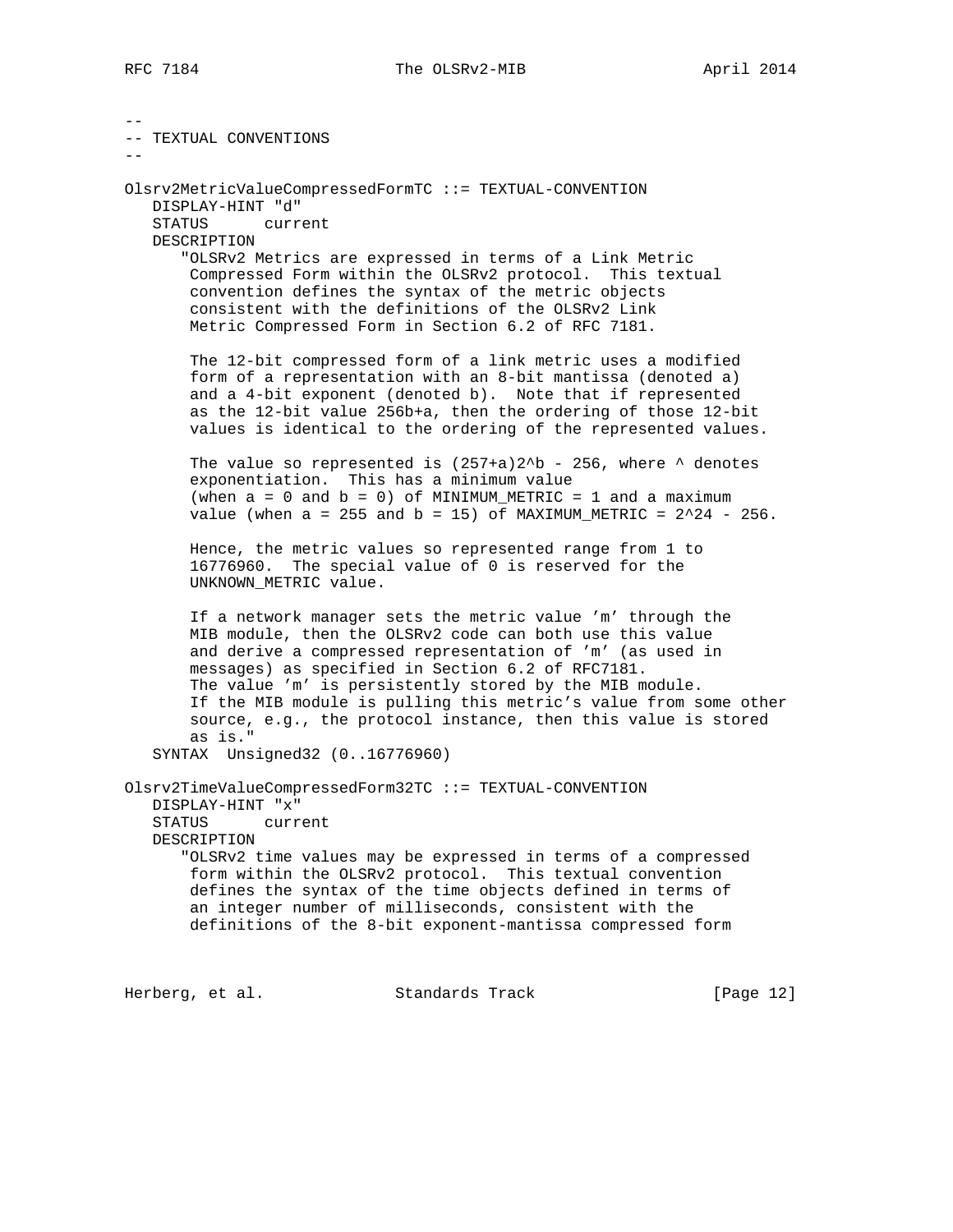```
--
-- TEXTUAL CONVENTIONS
--

Olsrv2MetricValueCompressedFormTC ::= TEXTUAL-CONVENTION
   DISPLAY-HINT "d"
   STATUS      current
   DESCRIPTION
      "OLSRv2 Metrics are expressed in terms of a Link Metric
       Compressed Form within the OLSRv2 protocol.  This textual
       convention defines the syntax of the metric objects
       consistent with the definitions of the OLSRv2 Link
       Metric Compressed Form in Section 6.2 of RFC 7181.

       The 12-bit compressed form of a link metric uses a modified
       form of a representation with an 8-bit mantissa (denoted a)
       and a 4-bit exponent (denoted b).  Note that if represented
       as the 12-bit value 256b+a, then the ordering of those 12-bit
       values is identical to the ordering of the represented values.

       The value so represented is (257+a)2^b - 256, where ^ denotes
       exponentiation.  This has a minimum value
       (when a = 0 and b = 0) of MINIMUM_METRIC = 1 and a maximum
       value (when a = 255 and b = 15) of MAXIMUM_METRIC = 2^24 - 256.

       Hence, the metric values so represented range from 1 to
       16776960.  The special value of 0 is reserved for the
       UNKNOWN_METRIC value.

       If a network manager sets the metric value 'm' through the
       MIB module, then the OLSRv2 code can both use this value
       and derive a compressed representation of 'm' (as used in
       messages) as specified in Section 6.2 of RFC7181.
       The value 'm' is persistently stored by the MIB module.
       If the MIB module is pulling this metric's value from some other
       source, e.g., the protocol instance, then this value is stored
       as is."
   SYNTAX  Unsigned32 (0..16776960)

Olsrv2TimeValueCompressedForm32TC ::= TEXTUAL-CONVENTION
   DISPLAY-HINT "x"
   STATUS      current
   DESCRIPTION
      "OLSRv2 time values may be expressed in terms of a compressed
       form within the OLSRv2 protocol.  This textual convention
       defines the syntax of the time objects defined in terms of
       an integer number of milliseconds, consistent with the
       definitions of the 8-bit exponent-mantissa compressed form
```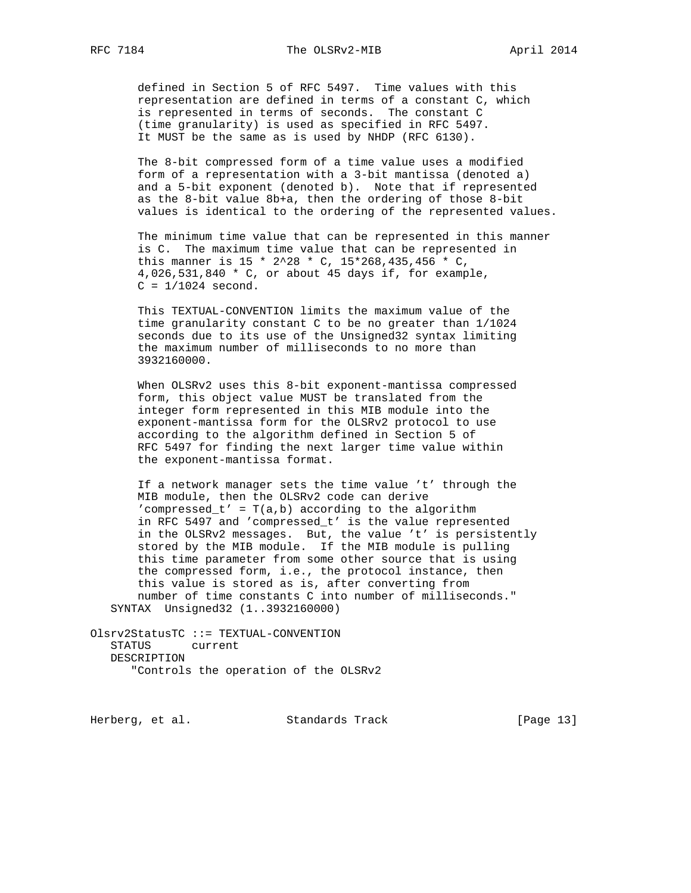```
      defined in Section 5 of RFC 5497.  Time values with this
      representation are defined in terms of a constant C, which
      is represented in terms of seconds.  The constant C
      (time granularity) is used as specified in RFC 5497.
      It MUST be the same as is used by NHDP (RFC 6130).

      The 8-bit compressed form of a time value uses a modified
      form of a representation with a 3-bit mantissa (denoted a)
      and a 5-bit exponent (denoted b).  Note that if represented
      as the 8-bit value 8b+a, then the ordering of those 8-bit
      values is identical to the ordering of the represented values.

      The minimum time value that can be represented in this manner
      is C.  The maximum time value that can be represented in
      this manner is 15 * 2^28 * C, 15*268,435,456 * C,
      4,026,531,840 * C, or about 45 days if, for example,
      C = 1/1024 second.

      This TEXTUAL-CONVENTION limits the maximum value of the
      time granularity constant C to be no greater than 1/1024
      seconds due to its use of the Unsigned32 syntax limiting
      the maximum number of milliseconds to no more than
      3932160000.

      When OLSRv2 uses this 8-bit exponent-mantissa compressed
      form, this object value MUST be translated from the
      integer form represented in this MIB module into the
      exponent-mantissa form for the OLSRv2 protocol to use
      according to the algorithm defined in Section 5 of
      RFC 5497 for finding the next larger time value within
      the exponent-mantissa format.

      If a network manager sets the time value 't' through the
      MIB module, then the OLSRv2 code can derive
      'compressed_t' = T(a,b) according to the algorithm
      in RFC 5497 and 'compressed_t' is the value represented
      in the OLSRv2 messages.  But, the value 't' is persistently
      stored by the MIB module.  If the MIB module is pulling
      this time parameter from some other source that is using
      the compressed form, i.e., the protocol instance, then
      this value is stored as is, after converting from
      number of time constants C into number of milliseconds."
   SYNTAX  Unsigned32 (1..3932160000)

Olsrv2StatusTC ::= TEXTUAL-CONVENTION
   STATUS      current
   DESCRIPTION
      "Controls the operation of the OLSRv2
```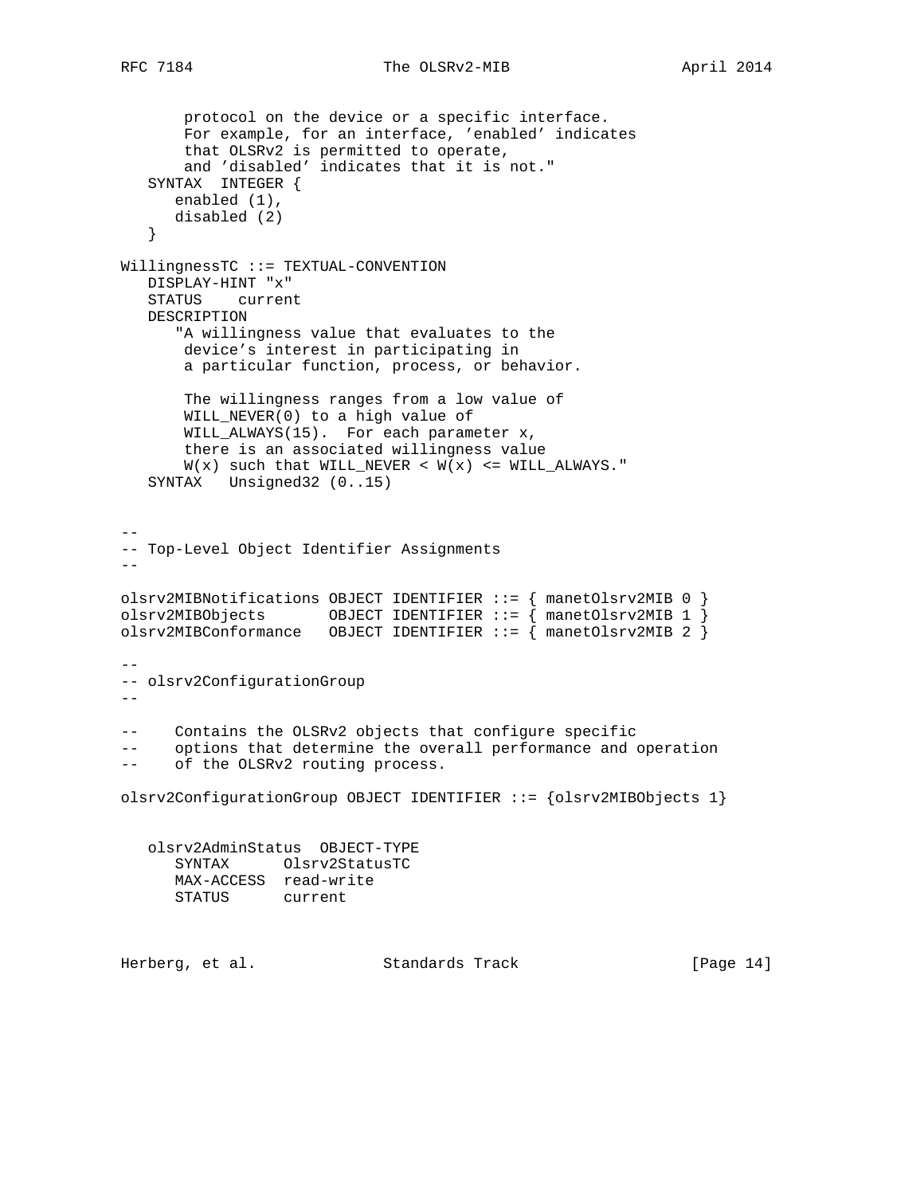```
       protocol on the device or a specific interface.
       For example, for an interface, 'enabled' indicates
       that OLSRv2 is permitted to operate,
       and 'disabled' indicates that it is not."
   SYNTAX  INTEGER {
      enabled (1),
      disabled (2)
   }

WillingnessTC ::= TEXTUAL-CONVENTION
   DISPLAY-HINT "x"
   STATUS    current
   DESCRIPTION
      "A willingness value that evaluates to the
       device's interest in participating in
       a particular function, process, or behavior.

       The willingness ranges from a low value of
       WILL_NEVER(0) to a high value of
       WILL_ALWAYS(15).  For each parameter x,
       there is an associated willingness value
       W(x) such that WILL_NEVER < W(x) <= WILL_ALWAYS."
   SYNTAX   Unsigned32 (0..15)


--
-- Top-Level Object Identifier Assignments
--

olsrv2MIBNotifications OBJECT IDENTIFIER ::= { manetOlsrv2MIB 0 }
olsrv2MIBObjects       OBJECT IDENTIFIER ::= { manetOlsrv2MIB 1 }
olsrv2MIBConformance   OBJECT IDENTIFIER ::= { manetOlsrv2MIB 2 }

--
-- olsrv2ConfigurationGroup
--

--    Contains the OLSRv2 objects that configure specific
--    options that determine the overall performance and operation
--    of the OLSRv2 routing process.

olsrv2ConfigurationGroup OBJECT IDENTIFIER ::= {olsrv2MIBObjects 1}


   olsrv2AdminStatus  OBJECT-TYPE
      SYNTAX      Olsrv2StatusTC
      MAX-ACCESS  read-write
      STATUS      current
```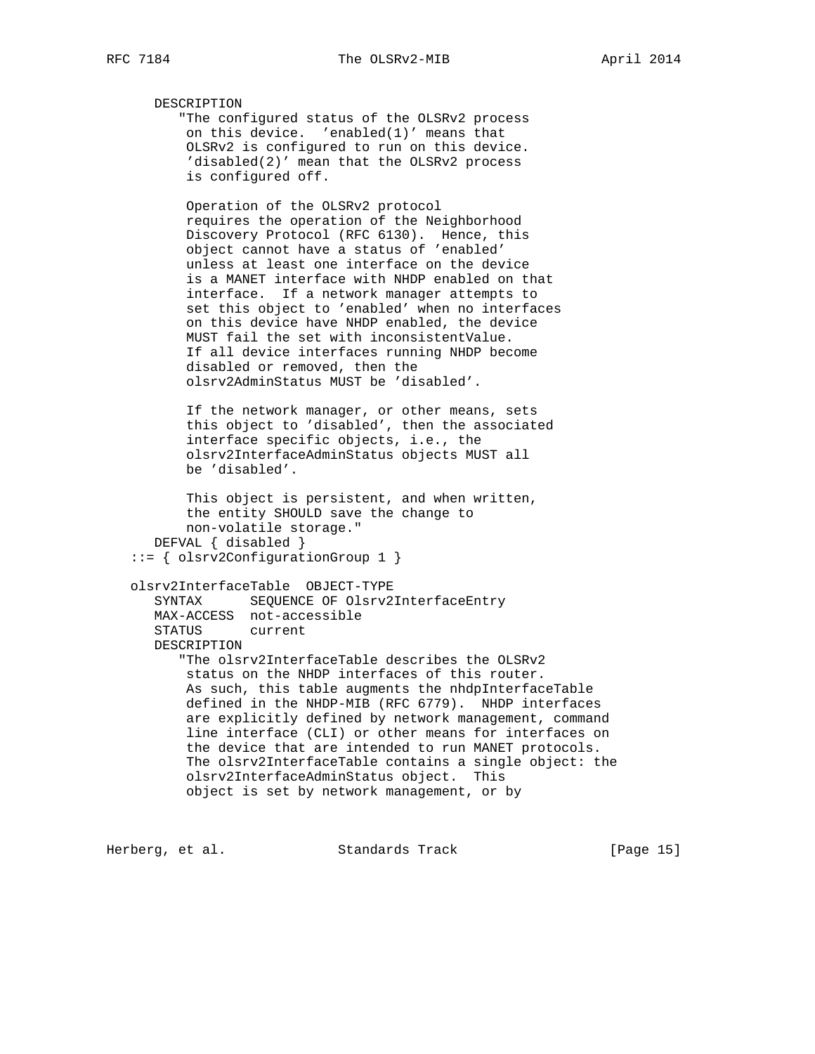```
      DESCRIPTION
         "The configured status of the OLSRv2 process
          on this device.  'enabled(1)' means that
          OLSRv2 is configured to run on this device.
          'disabled(2)' mean that the OLSRv2 process
          is configured off.

          Operation of the OLSRv2 protocol
          requires the operation of the Neighborhood
          Discovery Protocol (RFC 6130).  Hence, this
          object cannot have a status of 'enabled'
          unless at least one interface on the device
          is a MANET interface with NHDP enabled on that
          interface.  If a network manager attempts to
          set this object to 'enabled' when no interfaces
          on this device have NHDP enabled, the device
          MUST fail the set with inconsistentValue.
          If all device interfaces running NHDP become
          disabled or removed, then the
          olsrv2AdminStatus MUST be 'disabled'.

          If the network manager, or other means, sets
          this object to 'disabled', then the associated
          interface specific objects, i.e., the
          olsrv2InterfaceAdminStatus objects MUST all
          be 'disabled'.

          This object is persistent, and when written,
          the entity SHOULD save the change to
          non-volatile storage."
      DEFVAL { disabled }
   ::= { olsrv2ConfigurationGroup 1 }

   olsrv2InterfaceTable  OBJECT-TYPE
      SYNTAX      SEQUENCE OF Olsrv2InterfaceEntry
      MAX-ACCESS  not-accessible
      STATUS      current
      DESCRIPTION
         "The olsrv2InterfaceTable describes the OLSRv2
          status on the NHDP interfaces of this router.
          As such, this table augments the nhdpInterfaceTable
          defined in the NHDP-MIB (RFC 6779).  NHDP interfaces
          are explicitly defined by network management, command
          line interface (CLI) or other means for interfaces on
          the device that are intended to run MANET protocols.
          The olsrv2InterfaceTable contains a single object: the
          olsrv2InterfaceAdminStatus object.  This
          object is set by network management, or by
```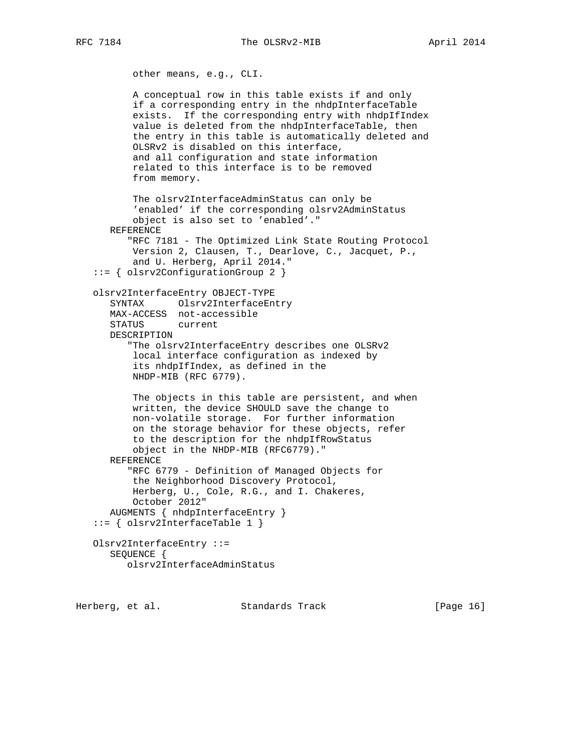```
         other means, e.g., CLI.

         A conceptual row in this table exists if and only
         if a corresponding entry in the nhdpInterfaceTable
         exists.  If the corresponding entry with nhdpIfIndex
         value is deleted from the nhdpInterfaceTable, then
         the entry in this table is automatically deleted and
         OLSRv2 is disabled on this interface,
         and all configuration and state information
         related to this interface is to be removed
         from memory.

         The olsrv2InterfaceAdminStatus can only be
         'enabled' if the corresponding olsrv2AdminStatus
         object is also set to 'enabled'."
      REFERENCE
         "RFC 7181 - The Optimized Link State Routing Protocol
         Version 2, Clausen, T., Dearlove, C., Jacquet, P.,
         and U. Herberg, April 2014."
   ::= { olsrv2ConfigurationGroup 2 }

   olsrv2InterfaceEntry OBJECT-TYPE
      SYNTAX      Olsrv2InterfaceEntry
      MAX-ACCESS  not-accessible
      STATUS      current
      DESCRIPTION
         "The olsrv2InterfaceEntry describes one OLSRv2
         local interface configuration as indexed by
         its nhdpIfIndex, as defined in the
         NHDP-MIB (RFC 6779).

         The objects in this table are persistent, and when
         written, the device SHOULD save the change to
         non-volatile storage.  For further information
         on the storage behavior for these objects, refer
         to the description for the nhdpIfRowStatus
         object in the NHDP-MIB (RFC6779)."
      REFERENCE
         "RFC 6779 - Definition of Managed Objects for
         the Neighborhood Discovery Protocol,
         Herberg, U., Cole, R.G., and I. Chakeres,
         October 2012"
      AUGMENTS { nhdpInterfaceEntry }
   ::= { olsrv2InterfaceTable 1 }

   Olsrv2InterfaceEntry ::=
      SEQUENCE {
         olsrv2InterfaceAdminStatus
```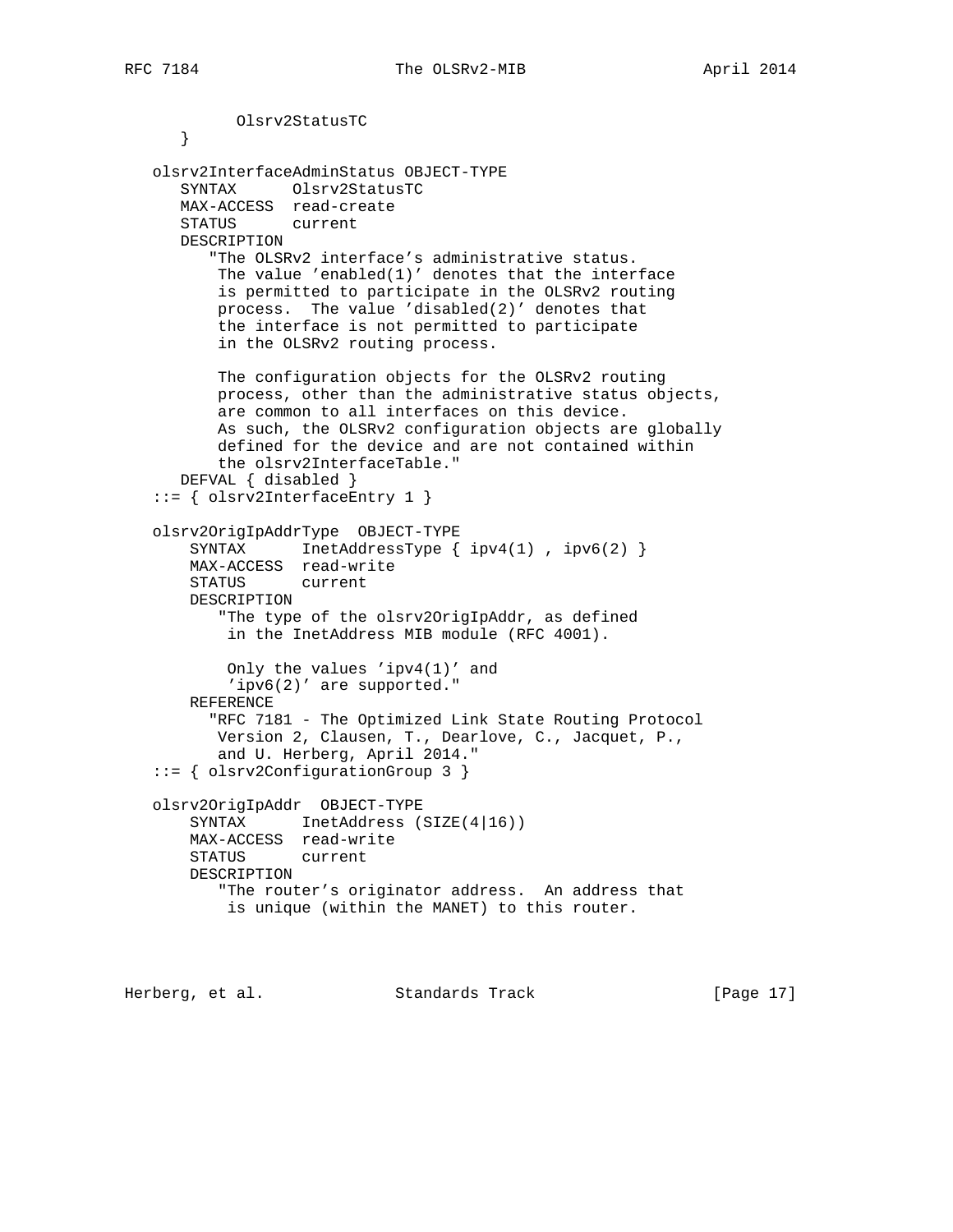```
           Olsrv2StatusTC
      }

   olsrv2InterfaceAdminStatus OBJECT-TYPE
      SYNTAX      Olsrv2StatusTC
      MAX-ACCESS  read-create
      STATUS      current
      DESCRIPTION
         "The OLSRv2 interface's administrative status.
          The value 'enabled(1)' denotes that the interface
          is permitted to participate in the OLSRv2 routing
          process.  The value 'disabled(2)' denotes that
          the interface is not permitted to participate
          in the OLSRv2 routing process.

          The configuration objects for the OLSRv2 routing
          process, other than the administrative status objects,
          are common to all interfaces on this device.
          As such, the OLSRv2 configuration objects are globally
          defined for the device and are not contained within
          the olsrv2InterfaceTable."
      DEFVAL { disabled }
   ::= { olsrv2InterfaceEntry 1 }

   olsrv2OrigIpAddrType  OBJECT-TYPE
       SYNTAX      InetAddressType { ipv4(1) , ipv6(2) }
       MAX-ACCESS  read-write
       STATUS      current
       DESCRIPTION
          "The type of the olsrv2OrigIpAddr, as defined
           in the InetAddress MIB module (RFC 4001).

           Only the values 'ipv4(1)' and
           'ipv6(2)' are supported."
       REFERENCE
         "RFC 7181 - The Optimized Link State Routing Protocol
          Version 2, Clausen, T., Dearlove, C., Jacquet, P.,
          and U. Herberg, April 2014."
   ::= { olsrv2ConfigurationGroup 3 }

   olsrv2OrigIpAddr  OBJECT-TYPE
       SYNTAX      InetAddress (SIZE(4|16))
       MAX-ACCESS  read-write
       STATUS      current
       DESCRIPTION
          "The router's originator address.  An address that
           is unique (within the MANET) to this router.
```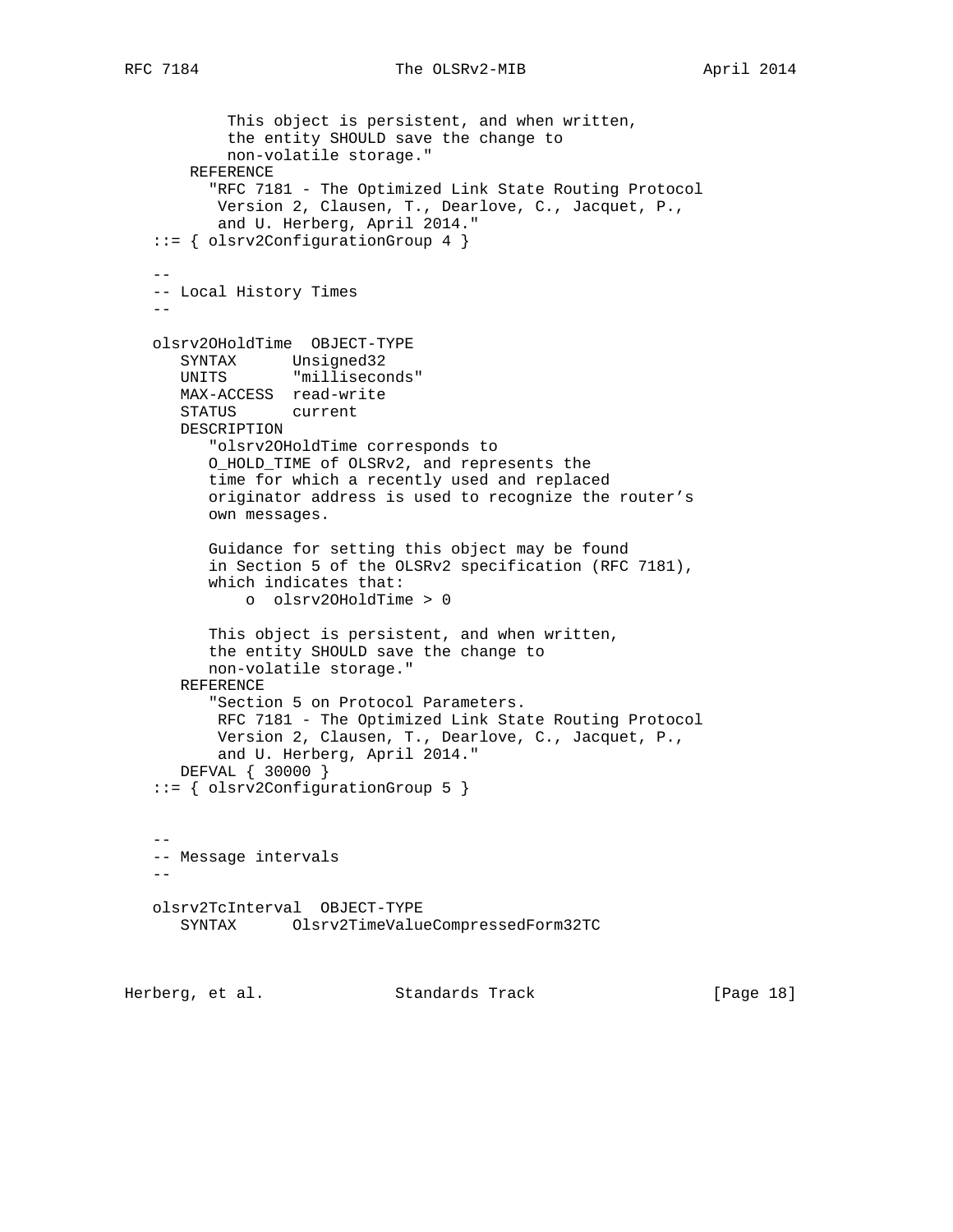```
           This object is persistent, and when written,
           the entity SHOULD save the change to
           non-volatile storage."
       REFERENCE
         "RFC 7181 - The Optimized Link State Routing Protocol
          Version 2, Clausen, T., Dearlove, C., Jacquet, P.,
          and U. Herberg, April 2014."
   ::= { olsrv2ConfigurationGroup 4 }

   --
   -- Local History Times
   --

   olsrv2OHoldTime  OBJECT-TYPE
      SYNTAX      Unsigned32
      UNITS       "milliseconds"
      MAX-ACCESS  read-write
      STATUS      current
      DESCRIPTION
         "olsrv2OHoldTime corresponds to
         O_HOLD_TIME of OLSRv2, and represents the
         time for which a recently used and replaced
         originator address is used to recognize the router's
         own messages.

         Guidance for setting this object may be found
         in Section 5 of the OLSRv2 specification (RFC 7181),
         which indicates that:
             o  olsrv2OHoldTime > 0

         This object is persistent, and when written,
         the entity SHOULD save the change to
         non-volatile storage."
      REFERENCE
         "Section 5 on Protocol Parameters.
          RFC 7181 - The Optimized Link State Routing Protocol
          Version 2, Clausen, T., Dearlove, C., Jacquet, P.,
          and U. Herberg, April 2014."
      DEFVAL { 30000 }
   ::= { olsrv2ConfigurationGroup 5 }


   --
   -- Message intervals
   --

   olsrv2TcInterval  OBJECT-TYPE
      SYNTAX      Olsrv2TimeValueCompressedForm32TC
```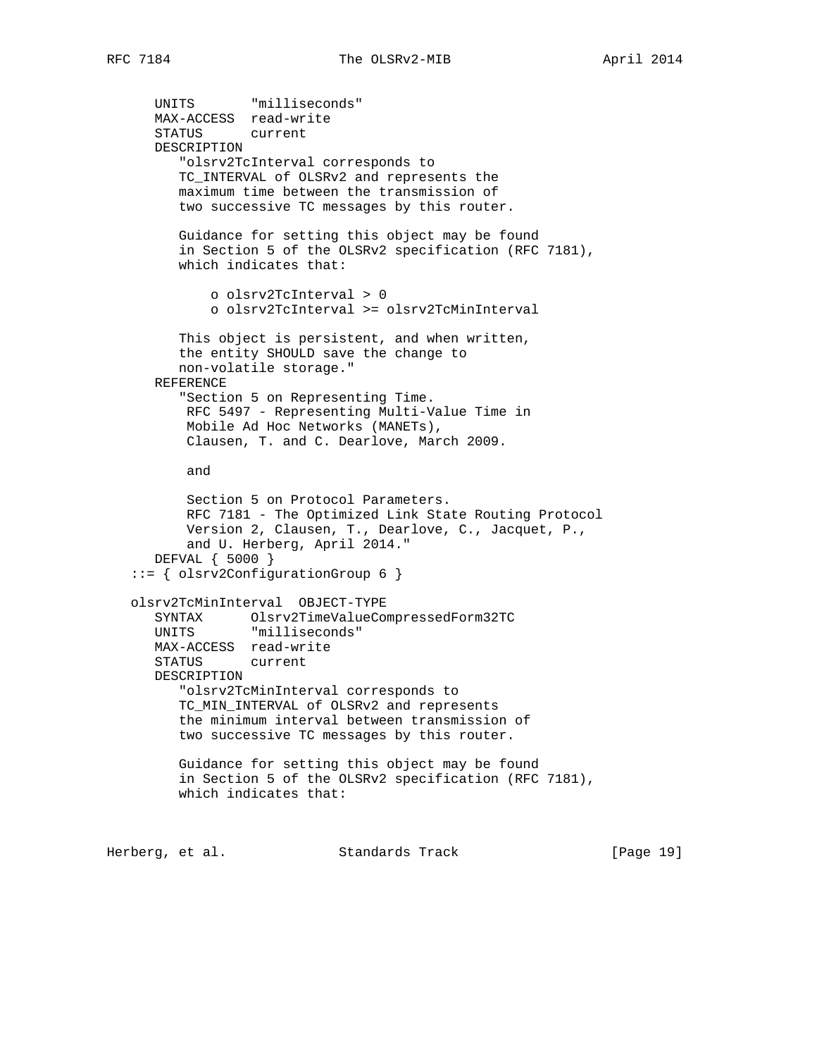```
      UNITS       "milliseconds"
      MAX-ACCESS  read-write
      STATUS      current
      DESCRIPTION
         "olsrv2TcInterval corresponds to
         TC_INTERVAL of OLSRv2 and represents the
         maximum time between the transmission of
         two successive TC messages by this router.

         Guidance for setting this object may be found
         in Section 5 of the OLSRv2 specification (RFC 7181),
         which indicates that:

             o olsrv2TcInterval > 0
             o olsrv2TcInterval >= olsrv2TcMinInterval

         This object is persistent, and when written,
         the entity SHOULD save the change to
         non-volatile storage."
      REFERENCE
         "Section 5 on Representing Time.
          RFC 5497 - Representing Multi-Value Time in
          Mobile Ad Hoc Networks (MANETs),
          Clausen, T. and C. Dearlove, March 2009.

          and

          Section 5 on Protocol Parameters.
          RFC 7181 - The Optimized Link State Routing Protocol
          Version 2, Clausen, T., Dearlove, C., Jacquet, P.,
          and U. Herberg, April 2014."
      DEFVAL { 5000 }
   ::= { olsrv2ConfigurationGroup 6 }

   olsrv2TcMinInterval  OBJECT-TYPE
      SYNTAX      Olsrv2TimeValueCompressedForm32TC
      UNITS       "milliseconds"
      MAX-ACCESS  read-write
      STATUS      current
      DESCRIPTION
         "olsrv2TcMinInterval corresponds to
         TC_MIN_INTERVAL of OLSRv2 and represents
         the minimum interval between transmission of
         two successive TC messages by this router.

         Guidance for setting this object may be found
         in Section 5 of the OLSRv2 specification (RFC 7181),
         which indicates that:
```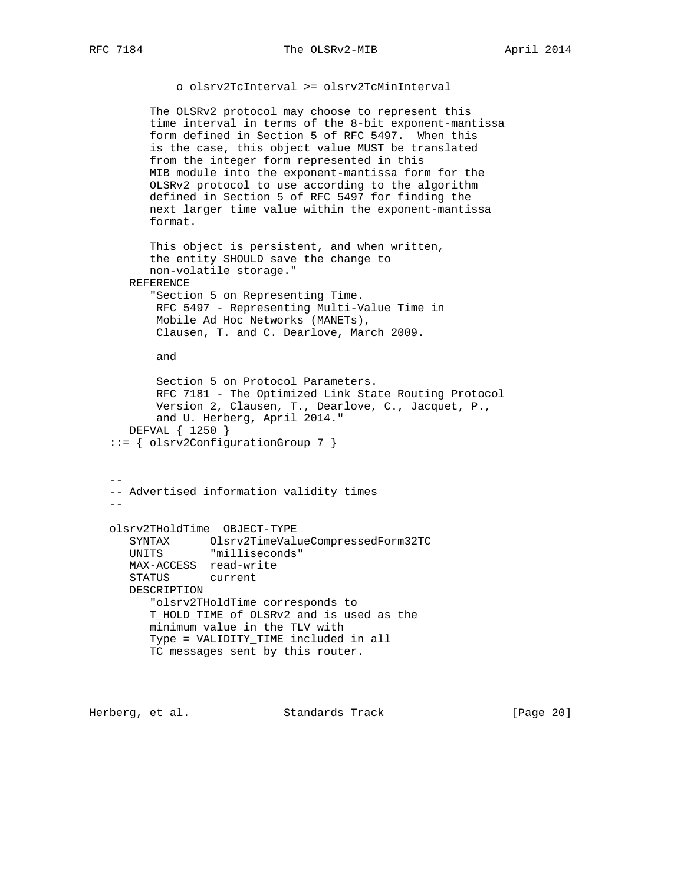```
             o olsrv2TcInterval >= olsrv2TcMinInterval

         The OLSRv2 protocol may choose to represent this
         time interval in terms of the 8-bit exponent-mantissa
         form defined in Section 5 of RFC 5497.  When this
         is the case, this object value MUST be translated
         from the integer form represented in this
         MIB module into the exponent-mantissa form for the
         OLSRv2 protocol to use according to the algorithm
         defined in Section 5 of RFC 5497 for finding the
         next larger time value within the exponent-mantissa
         format.

         This object is persistent, and when written,
         the entity SHOULD save the change to
         non-volatile storage."
      REFERENCE
         "Section 5 on Representing Time.
          RFC 5497 - Representing Multi-Value Time in
          Mobile Ad Hoc Networks (MANETs),
          Clausen, T. and C. Dearlove, March 2009.

          and

          Section 5 on Protocol Parameters.
          RFC 7181 - The Optimized Link State Routing Protocol
          Version 2, Clausen, T., Dearlove, C., Jacquet, P.,
          and U. Herberg, April 2014."
      DEFVAL { 1250 }
   ::= { olsrv2ConfigurationGroup 7 }


   --
   -- Advertised information validity times
   --

   olsrv2THoldTime  OBJECT-TYPE
      SYNTAX      Olsrv2TimeValueCompressedForm32TC
      UNITS       "milliseconds"
      MAX-ACCESS  read-write
      STATUS      current
      DESCRIPTION
         "olsrv2THoldTime corresponds to
         T_HOLD_TIME of OLSRv2 and is used as the
         minimum value in the TLV with
         Type = VALIDITY_TIME included in all
         TC messages sent by this router.
```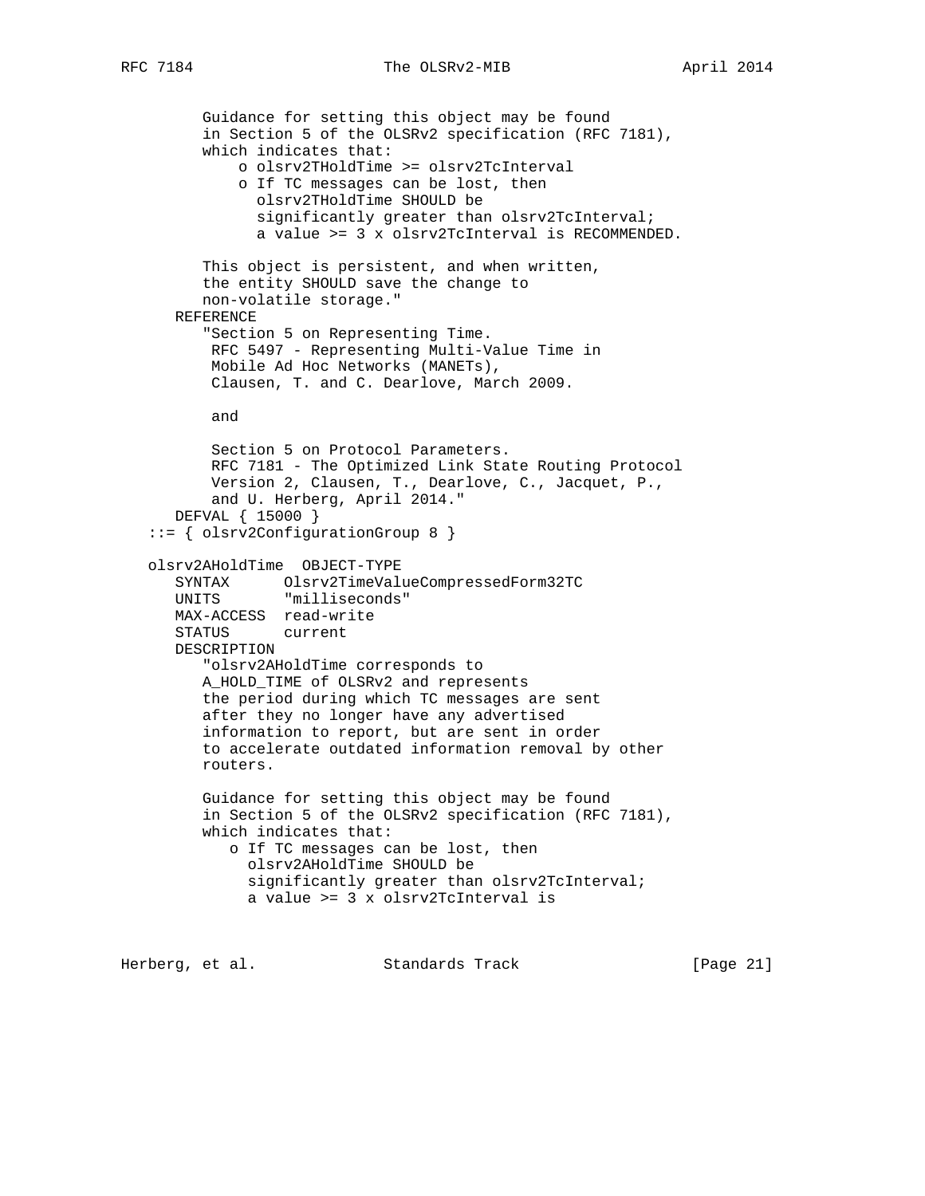```
         Guidance for setting this object may be found
         in Section 5 of the OLSRv2 specification (RFC 7181),
         which indicates that:
             o olsrv2THoldTime >= olsrv2TcInterval
             o If TC messages can be lost, then
               olsrv2THoldTime SHOULD be
               significantly greater than olsrv2TcInterval;
               a value >= 3 x olsrv2TcInterval is RECOMMENDED.

         This object is persistent, and when written,
         the entity SHOULD save the change to
         non-volatile storage."
      REFERENCE
         "Section 5 on Representing Time.
          RFC 5497 - Representing Multi-Value Time in
          Mobile Ad Hoc Networks (MANETs),
          Clausen, T. and C. Dearlove, March 2009.

          and

          Section 5 on Protocol Parameters.
          RFC 7181 - The Optimized Link State Routing Protocol
          Version 2, Clausen, T., Dearlove, C., Jacquet, P.,
          and U. Herberg, April 2014."
      DEFVAL { 15000 }
   ::= { olsrv2ConfigurationGroup 8 }

   olsrv2AHoldTime  OBJECT-TYPE
      SYNTAX      Olsrv2TimeValueCompressedForm32TC
      UNITS       "milliseconds"
      MAX-ACCESS  read-write
      STATUS      current
      DESCRIPTION
         "olsrv2AHoldTime corresponds to
         A_HOLD_TIME of OLSRv2 and represents
         the period during which TC messages are sent
         after they no longer have any advertised
         information to report, but are sent in order
         to accelerate outdated information removal by other
         routers.

         Guidance for setting this object may be found
         in Section 5 of the OLSRv2 specification (RFC 7181),
         which indicates that:
            o If TC messages can be lost, then
              olsrv2AHoldTime SHOULD be
              significantly greater than olsrv2TcInterval;
              a value >= 3 x olsrv2TcInterval is
```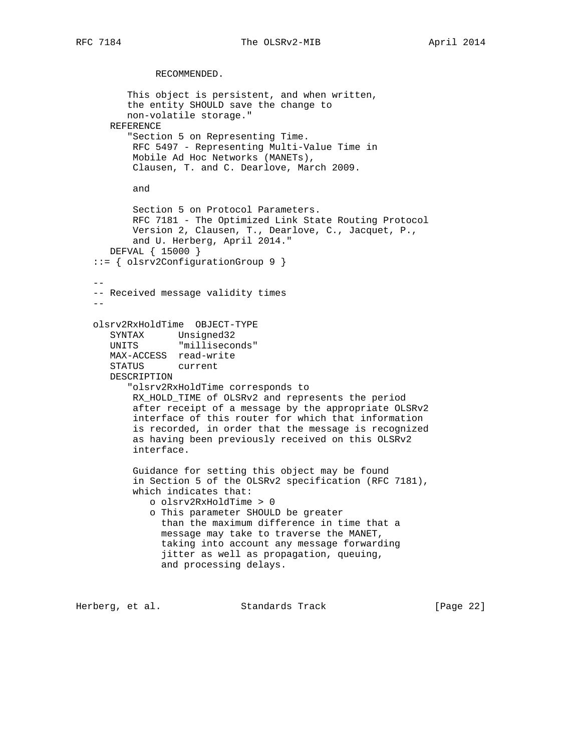```
              RECOMMENDED.

         This object is persistent, and when written,
         the entity SHOULD save the change to
         non-volatile storage."
      REFERENCE
         "Section 5 on Representing Time.
          RFC 5497 - Representing Multi-Value Time in
          Mobile Ad Hoc Networks (MANETs),
          Clausen, T. and C. Dearlove, March 2009.

          and

          Section 5 on Protocol Parameters.
          RFC 7181 - The Optimized Link State Routing Protocol
          Version 2, Clausen, T., Dearlove, C., Jacquet, P.,
          and U. Herberg, April 2014."
      DEFVAL { 15000 }
   ::= { olsrv2ConfigurationGroup 9 }

   --
   -- Received message validity times
   --

   olsrv2RxHoldTime  OBJECT-TYPE
      SYNTAX      Unsigned32
      UNITS       "milliseconds"
      MAX-ACCESS  read-write
      STATUS      current
      DESCRIPTION
         "olsrv2RxHoldTime corresponds to
          RX_HOLD_TIME of OLSRv2 and represents the period
          after receipt of a message by the appropriate OLSRv2
          interface of this router for which that information
          is recorded, in order that the message is recognized
          as having been previously received on this OLSRv2
          interface.

          Guidance for setting this object may be found
          in Section 5 of the OLSRv2 specification (RFC 7181),
          which indicates that:
             o olsrv2RxHoldTime > 0
             o This parameter SHOULD be greater
               than the maximum difference in time that a
               message may take to traverse the MANET,
               taking into account any message forwarding
               jitter as well as propagation, queuing,
               and processing delays.
```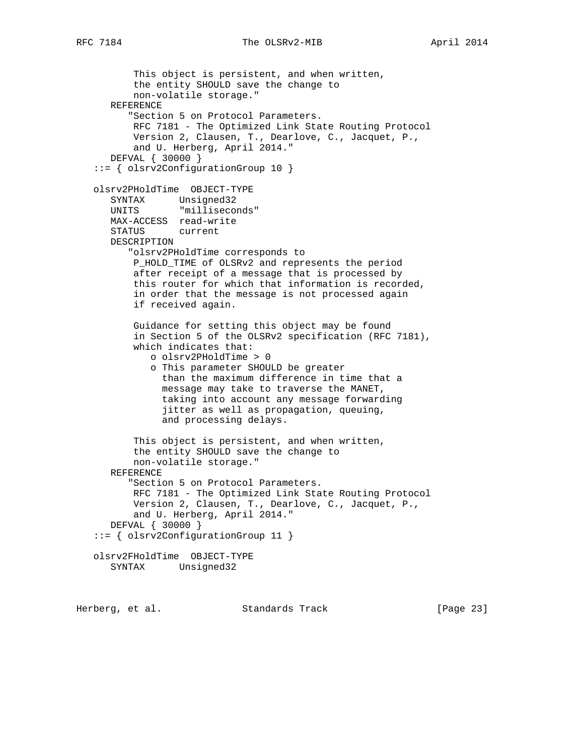```
          This object is persistent, and when written,
          the entity SHOULD save the change to
          non-volatile storage."
      REFERENCE
         "Section 5 on Protocol Parameters.
          RFC 7181 - The Optimized Link State Routing Protocol
          Version 2, Clausen, T., Dearlove, C., Jacquet, P.,
          and U. Herberg, April 2014."
      DEFVAL { 30000 }
   ::= { olsrv2ConfigurationGroup 10 }

   olsrv2PHoldTime  OBJECT-TYPE
      SYNTAX      Unsigned32
      UNITS       "milliseconds"
      MAX-ACCESS  read-write
      STATUS      current
      DESCRIPTION
         "olsrv2PHoldTime corresponds to
          P_HOLD_TIME of OLSRv2 and represents the period
          after receipt of a message that is processed by
          this router for which that information is recorded,
          in order that the message is not processed again
          if received again.

          Guidance for setting this object may be found
          in Section 5 of the OLSRv2 specification (RFC 7181),
          which indicates that:
             o olsrv2PHoldTime > 0
             o This parameter SHOULD be greater
               than the maximum difference in time that a
               message may take to traverse the MANET,
               taking into account any message forwarding
               jitter as well as propagation, queuing,
               and processing delays.

          This object is persistent, and when written,
          the entity SHOULD save the change to
          non-volatile storage."
      REFERENCE
         "Section 5 on Protocol Parameters.
          RFC 7181 - The Optimized Link State Routing Protocol
          Version 2, Clausen, T., Dearlove, C., Jacquet, P.,
          and U. Herberg, April 2014."
      DEFVAL { 30000 }
   ::= { olsrv2ConfigurationGroup 11 }

   olsrv2FHoldTime  OBJECT-TYPE
      SYNTAX      Unsigned32
```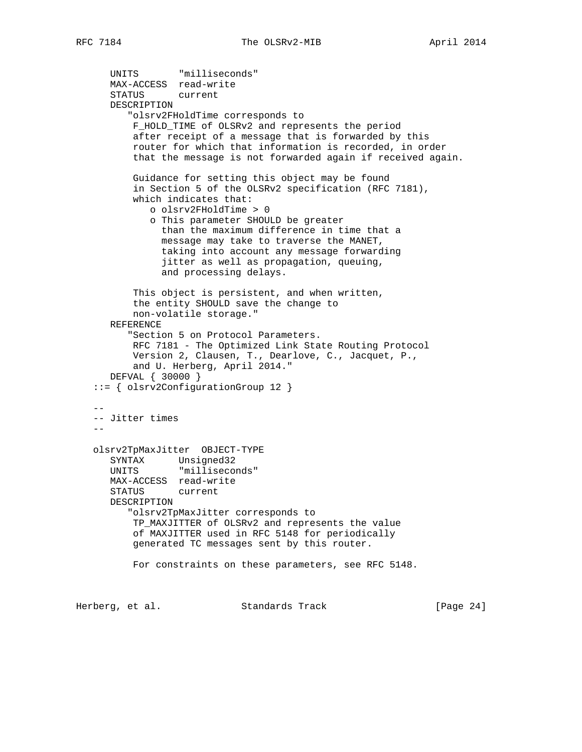```
      UNITS       "milliseconds"
      MAX-ACCESS  read-write
      STATUS      current
      DESCRIPTION
         "olsrv2FHoldTime corresponds to
          F_HOLD_TIME of OLSRv2 and represents the period
          after receipt of a message that is forwarded by this
          router for which that information is recorded, in order
          that the message is not forwarded again if received again.

          Guidance for setting this object may be found
          in Section 5 of the OLSRv2 specification (RFC 7181),
          which indicates that:
             o olsrv2FHoldTime > 0
             o This parameter SHOULD be greater
               than the maximum difference in time that a
               message may take to traverse the MANET,
               taking into account any message forwarding
               jitter as well as propagation, queuing,
               and processing delays.

          This object is persistent, and when written,
          the entity SHOULD save the change to
          non-volatile storage."
      REFERENCE
         "Section 5 on Protocol Parameters.
          RFC 7181 - The Optimized Link State Routing Protocol
          Version 2, Clausen, T., Dearlove, C., Jacquet, P.,
          and U. Herberg, April 2014."
      DEFVAL { 30000 }
   ::= { olsrv2ConfigurationGroup 12 }

   --
   -- Jitter times
   --

   olsrv2TpMaxJitter  OBJECT-TYPE
      SYNTAX      Unsigned32
      UNITS       "milliseconds"
      MAX-ACCESS  read-write
      STATUS      current
      DESCRIPTION
         "olsrv2TpMaxJitter corresponds to
          TP_MAXJITTER of OLSRv2 and represents the value
          of MAXJITTER used in RFC 5148 for periodically
          generated TC messages sent by this router.

          For constraints on these parameters, see RFC 5148.
```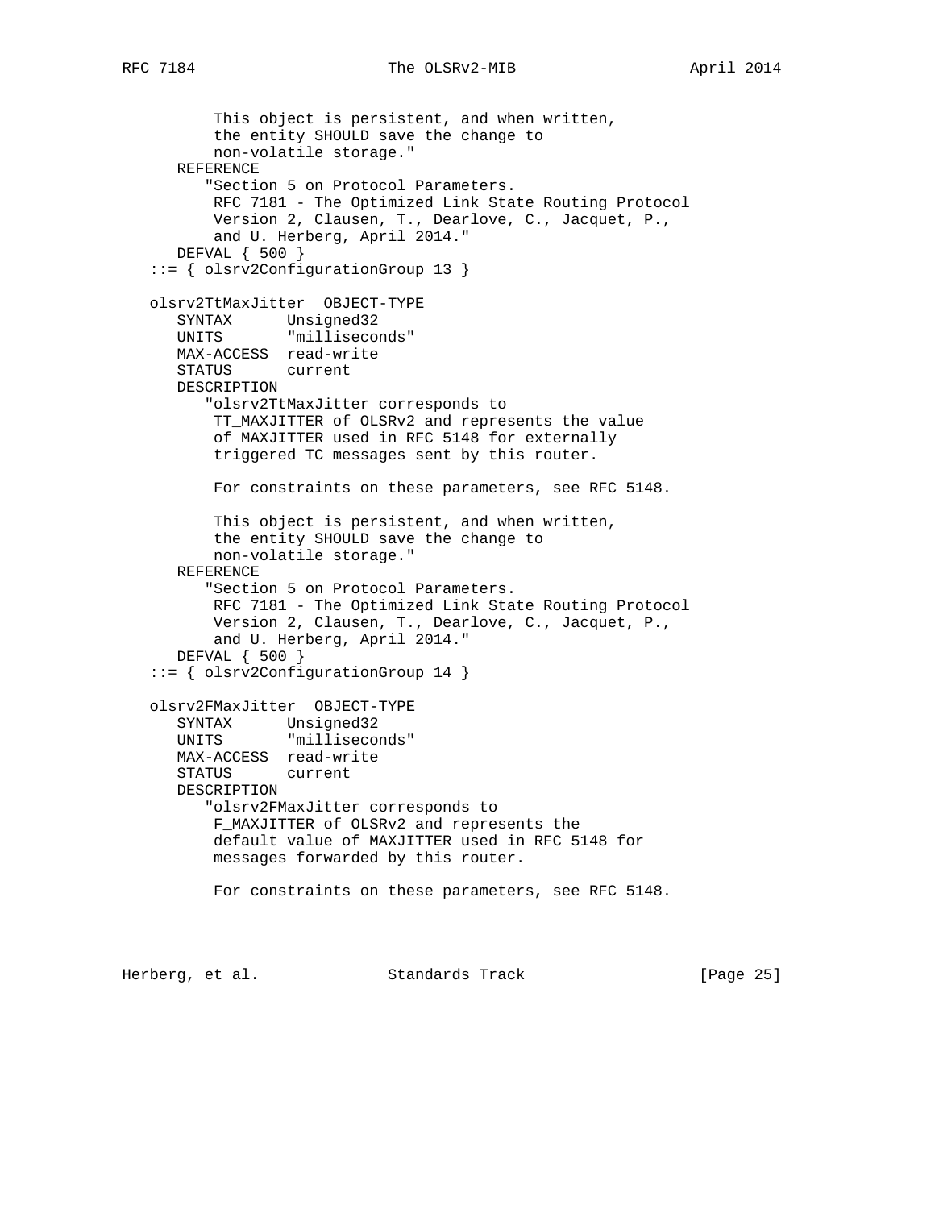```
         This object is persistent, and when written,
         the entity SHOULD save the change to
         non-volatile storage."
      REFERENCE
         "Section 5 on Protocol Parameters.
          RFC 7181 - The Optimized Link State Routing Protocol
          Version 2, Clausen, T., Dearlove, C., Jacquet, P.,
          and U. Herberg, April 2014."
      DEFVAL { 500 }
   ::= { olsrv2ConfigurationGroup 13 }

   olsrv2TtMaxJitter  OBJECT-TYPE
      SYNTAX      Unsigned32
      UNITS       "milliseconds"
      MAX-ACCESS  read-write
      STATUS      current
      DESCRIPTION
         "olsrv2TtMaxJitter corresponds to
          TT_MAXJITTER of OLSRv2 and represents the value
          of MAXJITTER used in RFC 5148 for externally
          triggered TC messages sent by this router.

          For constraints on these parameters, see RFC 5148.

          This object is persistent, and when written,
          the entity SHOULD save the change to
          non-volatile storage."
      REFERENCE
         "Section 5 on Protocol Parameters.
          RFC 7181 - The Optimized Link State Routing Protocol
          Version 2, Clausen, T., Dearlove, C., Jacquet, P.,
          and U. Herberg, April 2014."
      DEFVAL { 500 }
   ::= { olsrv2ConfigurationGroup 14 }

   olsrv2FMaxJitter  OBJECT-TYPE
      SYNTAX      Unsigned32
      UNITS       "milliseconds"
      MAX-ACCESS  read-write
      STATUS      current
      DESCRIPTION
         "olsrv2FMaxJitter corresponds to
          F_MAXJITTER of OLSRv2 and represents the
          default value of MAXJITTER used in RFC 5148 for
          messages forwarded by this router.

          For constraints on these parameters, see RFC 5148.
```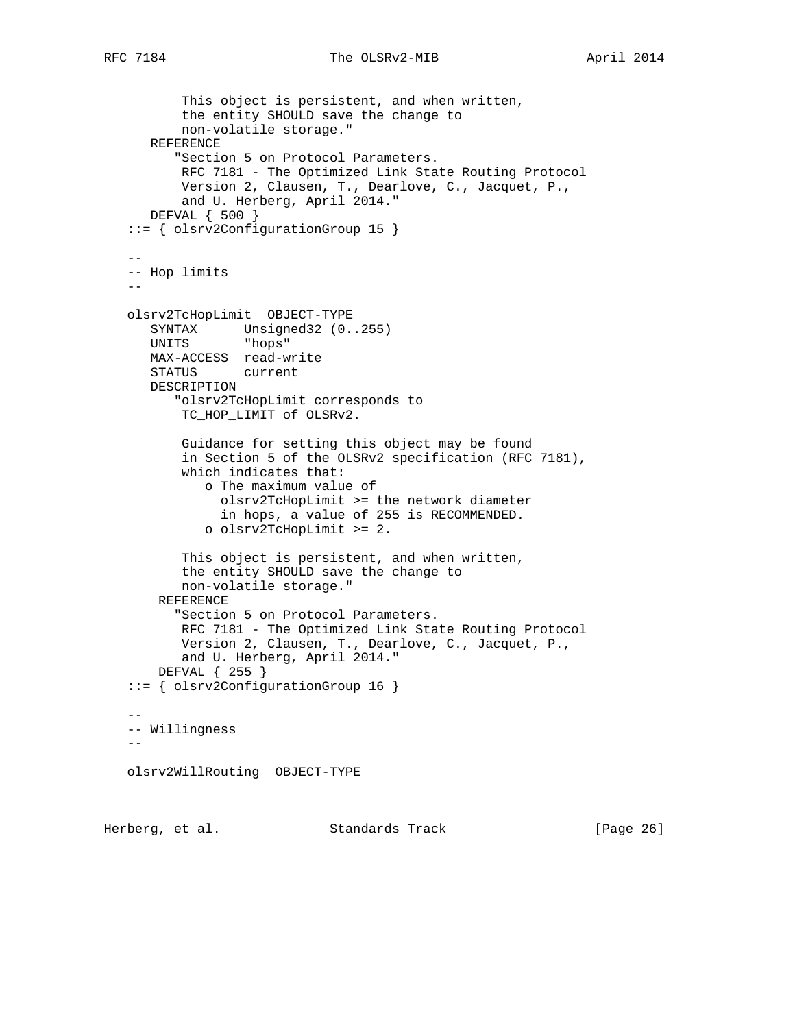```
          This object is persistent, and when written,
          the entity SHOULD save the change to
          non-volatile storage."
      REFERENCE
         "Section 5 on Protocol Parameters.
          RFC 7181 - The Optimized Link State Routing Protocol
          Version 2, Clausen, T., Dearlove, C., Jacquet, P.,
          and U. Herberg, April 2014."
      DEFVAL { 500 }
   ::= { olsrv2ConfigurationGroup 15 }

   --
   -- Hop limits
   --

   olsrv2TcHopLimit  OBJECT-TYPE
      SYNTAX      Unsigned32 (0..255)
      UNITS       "hops"
      MAX-ACCESS  read-write
      STATUS      current
      DESCRIPTION
         "olsrv2TcHopLimit corresponds to
          TC_HOP_LIMIT of OLSRv2.

          Guidance for setting this object may be found
          in Section 5 of the OLSRv2 specification (RFC 7181),
          which indicates that:
             o The maximum value of
               olsrv2TcHopLimit >= the network diameter
               in hops, a value of 255 is RECOMMENDED.
             o olsrv2TcHopLimit >= 2.

          This object is persistent, and when written,
          the entity SHOULD save the change to
          non-volatile storage."
       REFERENCE
         "Section 5 on Protocol Parameters.
          RFC 7181 - The Optimized Link State Routing Protocol
          Version 2, Clausen, T., Dearlove, C., Jacquet, P.,
          and U. Herberg, April 2014."
       DEFVAL { 255 }
   ::= { olsrv2ConfigurationGroup 16 }

   --
   -- Willingness
   --

   olsrv2WillRouting  OBJECT-TYPE
```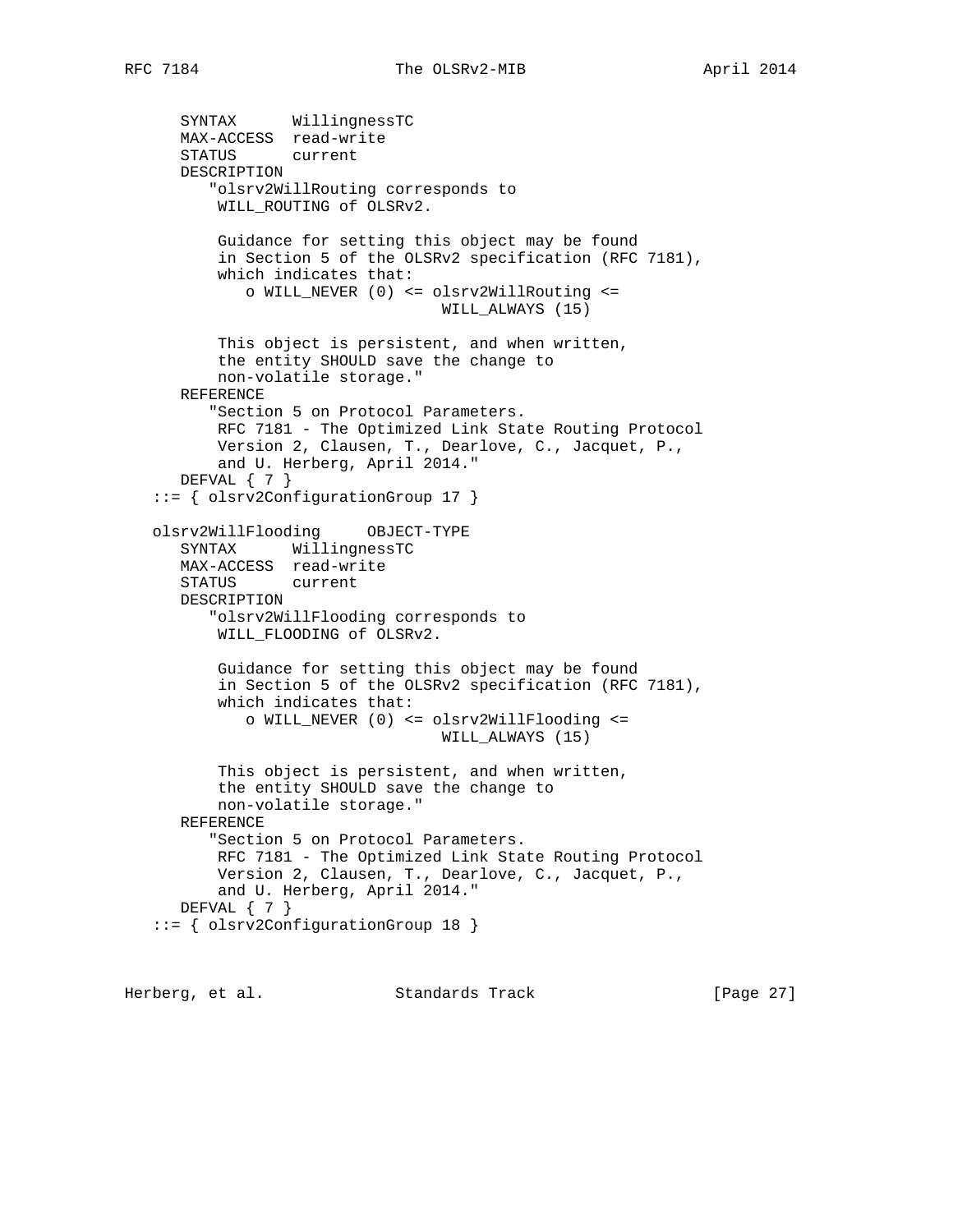```
      SYNTAX      WillingnessTC
      MAX-ACCESS  read-write
      STATUS      current
      DESCRIPTION
         "olsrv2WillRouting corresponds to
          WILL_ROUTING of OLSRv2.

          Guidance for setting this object may be found
          in Section 5 of the OLSRv2 specification (RFC 7181),
          which indicates that:
             o WILL_NEVER (0) <= olsrv2WillRouting <=
                                 WILL_ALWAYS (15)

          This object is persistent, and when written,
          the entity SHOULD save the change to
          non-volatile storage."
      REFERENCE
         "Section 5 on Protocol Parameters.
          RFC 7181 - The Optimized Link State Routing Protocol
          Version 2, Clausen, T., Dearlove, C., Jacquet, P.,
          and U. Herberg, April 2014."
      DEFVAL { 7 }
   ::= { olsrv2ConfigurationGroup 17 }

   olsrv2WillFlooding     OBJECT-TYPE
      SYNTAX      WillingnessTC
      MAX-ACCESS  read-write
      STATUS      current
      DESCRIPTION
         "olsrv2WillFlooding corresponds to
          WILL_FLOODING of OLSRv2.

          Guidance for setting this object may be found
          in Section 5 of the OLSRv2 specification (RFC 7181),
          which indicates that:
             o WILL_NEVER (0) <= olsrv2WillFlooding <=
                                 WILL_ALWAYS (15)

          This object is persistent, and when written,
          the entity SHOULD save the change to
          non-volatile storage."
      REFERENCE
         "Section 5 on Protocol Parameters.
          RFC 7181 - The Optimized Link State Routing Protocol
          Version 2, Clausen, T., Dearlove, C., Jacquet, P.,
          and U. Herberg, April 2014."
      DEFVAL { 7 }
   ::= { olsrv2ConfigurationGroup 18 }
```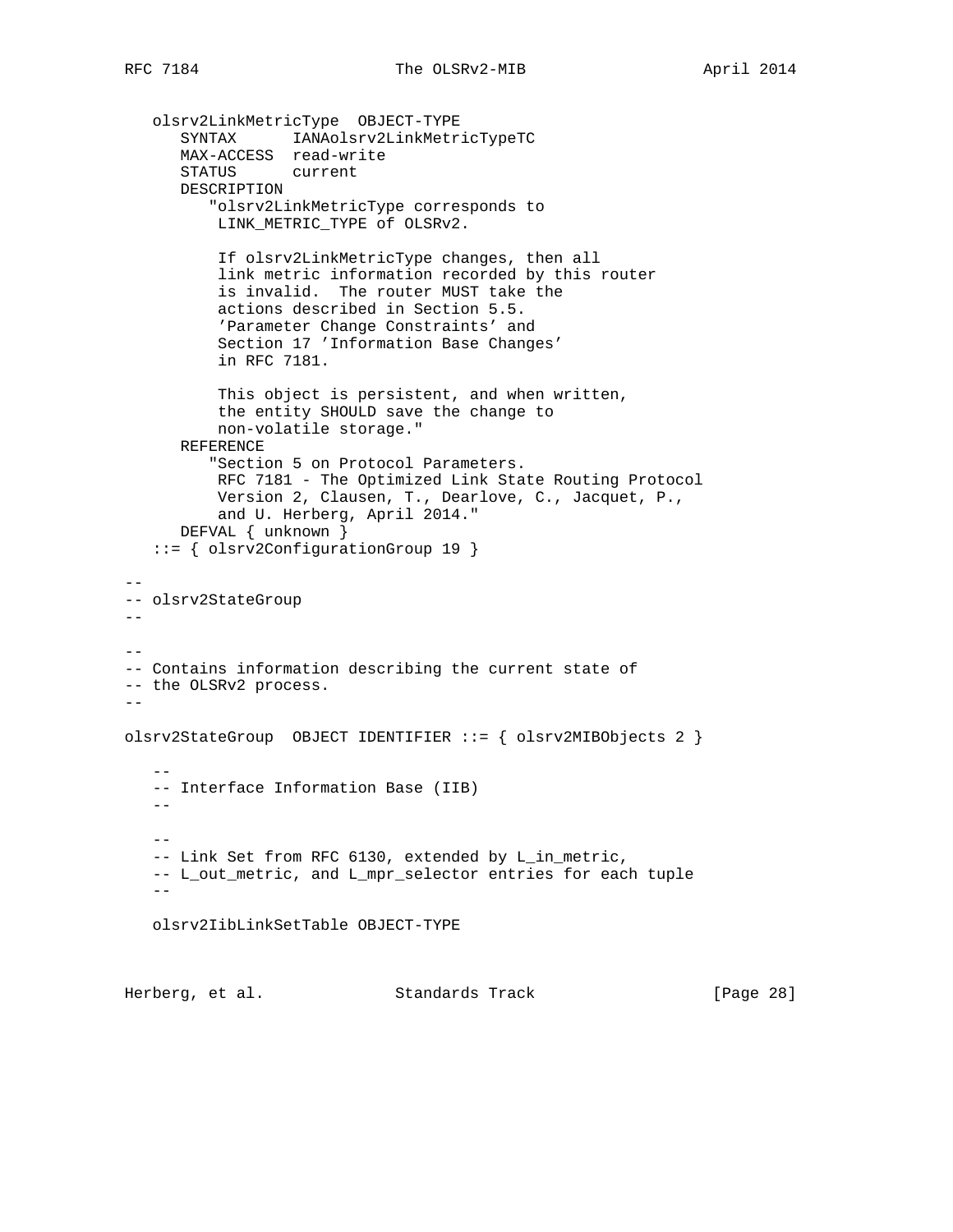```
   olsrv2LinkMetricType  OBJECT-TYPE
      SYNTAX      IANAolsrv2LinkMetricTypeTC
      MAX-ACCESS  read-write
      STATUS      current
      DESCRIPTION
         "olsrv2LinkMetricType corresponds to
          LINK_METRIC_TYPE of OLSRv2.

          If olsrv2LinkMetricType changes, then all
          link metric information recorded by this router
          is invalid.  The router MUST take the
          actions described in Section 5.5.
          'Parameter Change Constraints' and
          Section 17 'Information Base Changes'
          in RFC 7181.

          This object is persistent, and when written,
          the entity SHOULD save the change to
          non-volatile storage."
      REFERENCE
         "Section 5 on Protocol Parameters.
          RFC 7181 - The Optimized Link State Routing Protocol
          Version 2, Clausen, T., Dearlove, C., Jacquet, P.,
          and U. Herberg, April 2014."
      DEFVAL { unknown }
   ::= { olsrv2ConfigurationGroup 19 }

--
-- olsrv2StateGroup
--

--
-- Contains information describing the current state of
-- the OLSRv2 process.
--

olsrv2StateGroup  OBJECT IDENTIFIER ::= { olsrv2MIBObjects 2 }

   --
   -- Interface Information Base (IIB)
   --

   --
   -- Link Set from RFC 6130, extended by L_in_metric,
   -- L_out_metric, and L_mpr_selector entries for each tuple
   --

   olsrv2IibLinkSetTable OBJECT-TYPE
```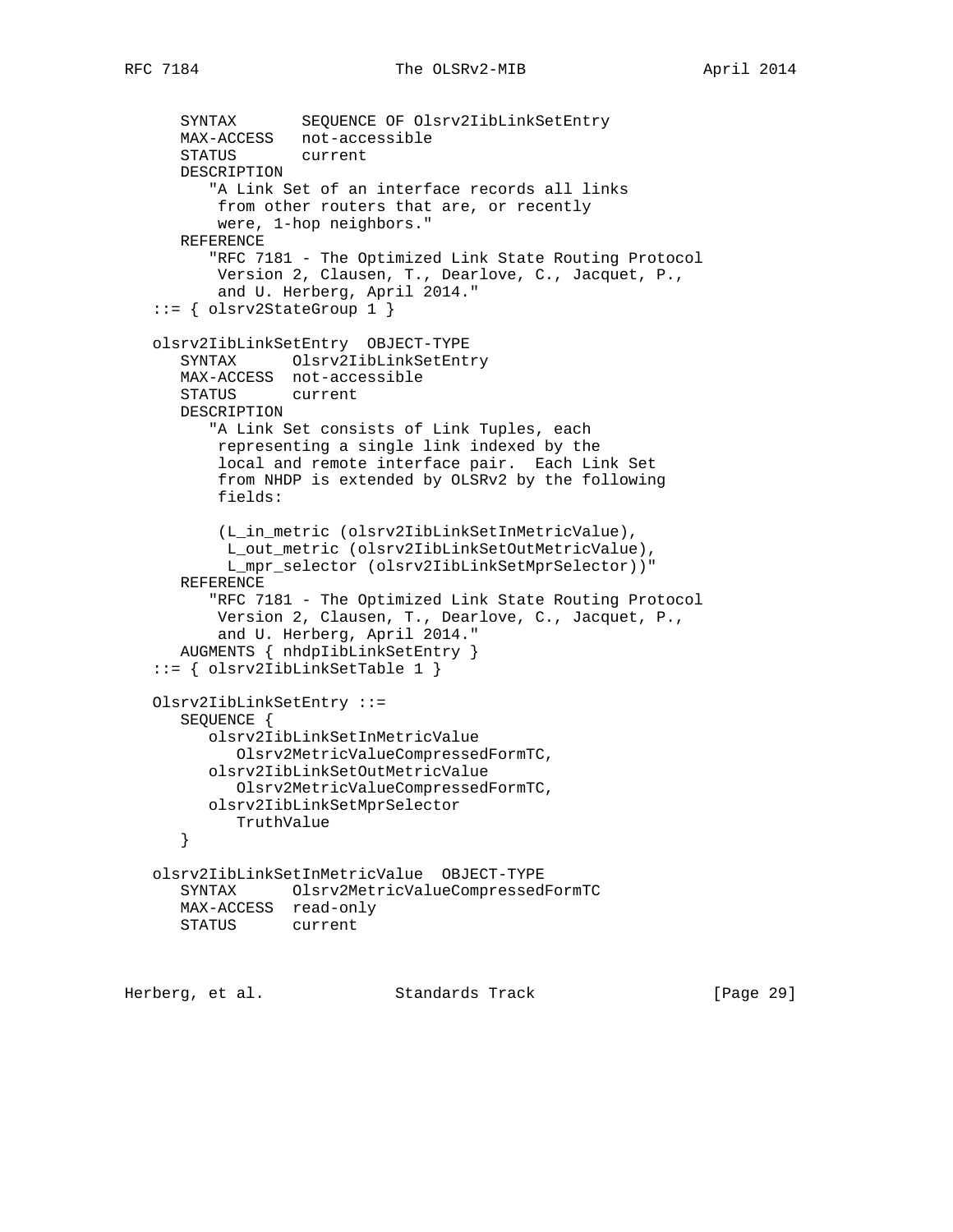```
      SYNTAX       SEQUENCE OF Olsrv2IibLinkSetEntry
      MAX-ACCESS   not-accessible
      STATUS       current
      DESCRIPTION
         "A Link Set of an interface records all links
          from other routers that are, or recently
          were, 1-hop neighbors."
      REFERENCE
         "RFC 7181 - The Optimized Link State Routing Protocol
          Version 2, Clausen, T., Dearlove, C., Jacquet, P.,
          and U. Herberg, April 2014."
   ::= { olsrv2StateGroup 1 }

   olsrv2IibLinkSetEntry  OBJECT-TYPE
      SYNTAX      Olsrv2IibLinkSetEntry
      MAX-ACCESS  not-accessible
      STATUS      current
      DESCRIPTION
         "A Link Set consists of Link Tuples, each
          representing a single link indexed by the
          local and remote interface pair.  Each Link Set
          from NHDP is extended by OLSRv2 by the following
          fields:

          (L_in_metric (olsrv2IibLinkSetInMetricValue),
           L_out_metric (olsrv2IibLinkSetOutMetricValue),
           L_mpr_selector (olsrv2IibLinkSetMprSelector))"
      REFERENCE
         "RFC 7181 - The Optimized Link State Routing Protocol
          Version 2, Clausen, T., Dearlove, C., Jacquet, P.,
          and U. Herberg, April 2014."
      AUGMENTS { nhdpIibLinkSetEntry }
   ::= { olsrv2IibLinkSetTable 1 }

   Olsrv2IibLinkSetEntry ::=
      SEQUENCE {
         olsrv2IibLinkSetInMetricValue
            Olsrv2MetricValueCompressedFormTC,
         olsrv2IibLinkSetOutMetricValue
            Olsrv2MetricValueCompressedFormTC,
         olsrv2IibLinkSetMprSelector
            TruthValue
      }

   olsrv2IibLinkSetInMetricValue  OBJECT-TYPE
      SYNTAX      Olsrv2MetricValueCompressedFormTC
      MAX-ACCESS  read-only
      STATUS      current
```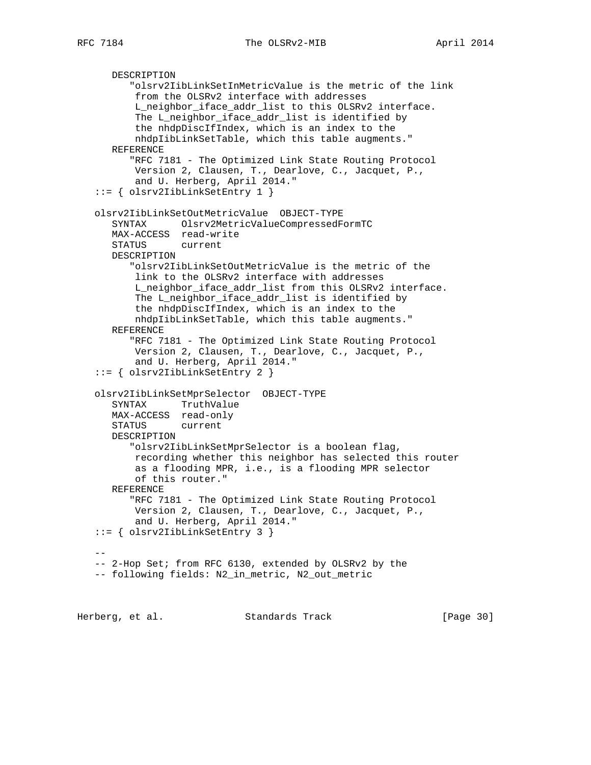```
      DESCRIPTION
         "olsrv2IibLinkSetInMetricValue is the metric of the link
          from the OLSRv2 interface with addresses
          L_neighbor_iface_addr_list to this OLSRv2 interface.
          The L_neighbor_iface_addr_list is identified by
          the nhdpDiscIfIndex, which is an index to the
          nhdpIibLinkSetTable, which this table augments."
      REFERENCE
         "RFC 7181 - The Optimized Link State Routing Protocol
          Version 2, Clausen, T., Dearlove, C., Jacquet, P.,
          and U. Herberg, April 2014."
   ::= { olsrv2IibLinkSetEntry 1 }

   olsrv2IibLinkSetOutMetricValue  OBJECT-TYPE
      SYNTAX      Olsrv2MetricValueCompressedFormTC
      MAX-ACCESS  read-write
      STATUS      current
      DESCRIPTION
         "olsrv2IibLinkSetOutMetricValue is the metric of the
          link to the OLSRv2 interface with addresses
          L_neighbor_iface_addr_list from this OLSRv2 interface.
          The L_neighbor_iface_addr_list is identified by
          the nhdpDiscIfIndex, which is an index to the
          nhdpIibLinkSetTable, which this table augments."
      REFERENCE
         "RFC 7181 - The Optimized Link State Routing Protocol
          Version 2, Clausen, T., Dearlove, C., Jacquet, P.,
          and U. Herberg, April 2014."
   ::= { olsrv2IibLinkSetEntry 2 }

   olsrv2IibLinkSetMprSelector  OBJECT-TYPE
      SYNTAX      TruthValue
      MAX-ACCESS  read-only
      STATUS      current
      DESCRIPTION
         "olsrv2IibLinkSetMprSelector is a boolean flag,
          recording whether this neighbor has selected this router
          as a flooding MPR, i.e., is a flooding MPR selector
          of this router."
      REFERENCE
         "RFC 7181 - The Optimized Link State Routing Protocol
          Version 2, Clausen, T., Dearlove, C., Jacquet, P.,
          and U. Herberg, April 2014."
   ::= { olsrv2IibLinkSetEntry 3 }

   --
   -- 2-Hop Set; from RFC 6130, extended by OLSRv2 by the
   -- following fields: N2_in_metric, N2_out_metric
```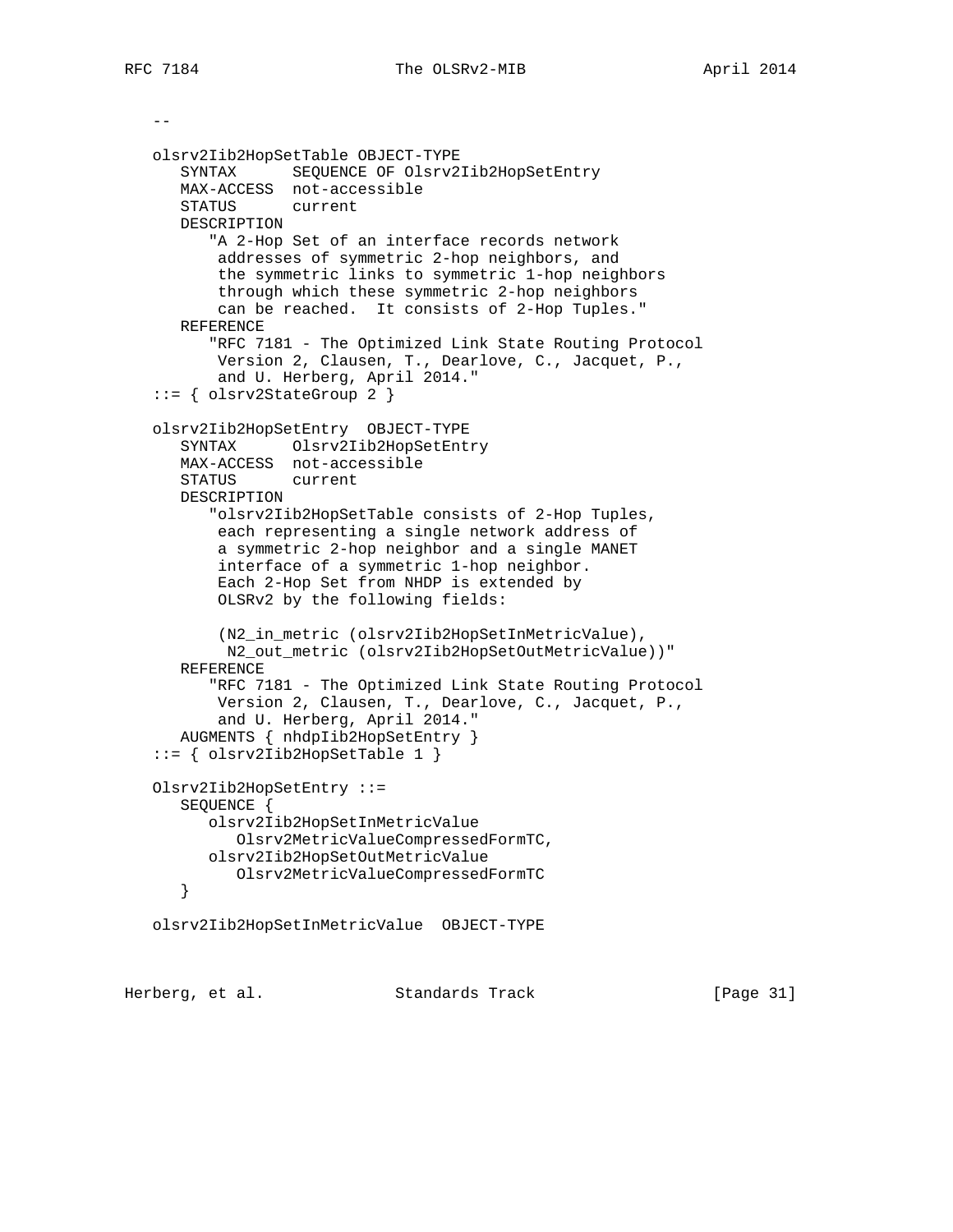```
   --

   olsrv2Iib2HopSetTable OBJECT-TYPE
      SYNTAX      SEQUENCE OF Olsrv2Iib2HopSetEntry
      MAX-ACCESS  not-accessible
      STATUS      current
      DESCRIPTION
         "A 2-Hop Set of an interface records network
          addresses of symmetric 2-hop neighbors, and
          the symmetric links to symmetric 1-hop neighbors
          through which these symmetric 2-hop neighbors
          can be reached.  It consists of 2-Hop Tuples."
      REFERENCE
         "RFC 7181 - The Optimized Link State Routing Protocol
          Version 2, Clausen, T., Dearlove, C., Jacquet, P.,
          and U. Herberg, April 2014."
   ::= { olsrv2StateGroup 2 }

   olsrv2Iib2HopSetEntry  OBJECT-TYPE
      SYNTAX      Olsrv2Iib2HopSetEntry
      MAX-ACCESS  not-accessible
      STATUS      current
      DESCRIPTION
         "olsrv2Iib2HopSetTable consists of 2-Hop Tuples,
          each representing a single network address of
          a symmetric 2-hop neighbor and a single MANET
          interface of a symmetric 1-hop neighbor.
          Each 2-Hop Set from NHDP is extended by
          OLSRv2 by the following fields:

          (N2_in_metric (olsrv2Iib2HopSetInMetricValue),
           N2_out_metric (olsrv2Iib2HopSetOutMetricValue))"
      REFERENCE
         "RFC 7181 - The Optimized Link State Routing Protocol
          Version 2, Clausen, T., Dearlove, C., Jacquet, P.,
          and U. Herberg, April 2014."
      AUGMENTS { nhdpIib2HopSetEntry }
   ::= { olsrv2Iib2HopSetTable 1 }

   Olsrv2Iib2HopSetEntry ::=
      SEQUENCE {
         olsrv2Iib2HopSetInMetricValue
            Olsrv2MetricValueCompressedFormTC,
         olsrv2Iib2HopSetOutMetricValue
            Olsrv2MetricValueCompressedFormTC
      }

   olsrv2Iib2HopSetInMetricValue  OBJECT-TYPE
```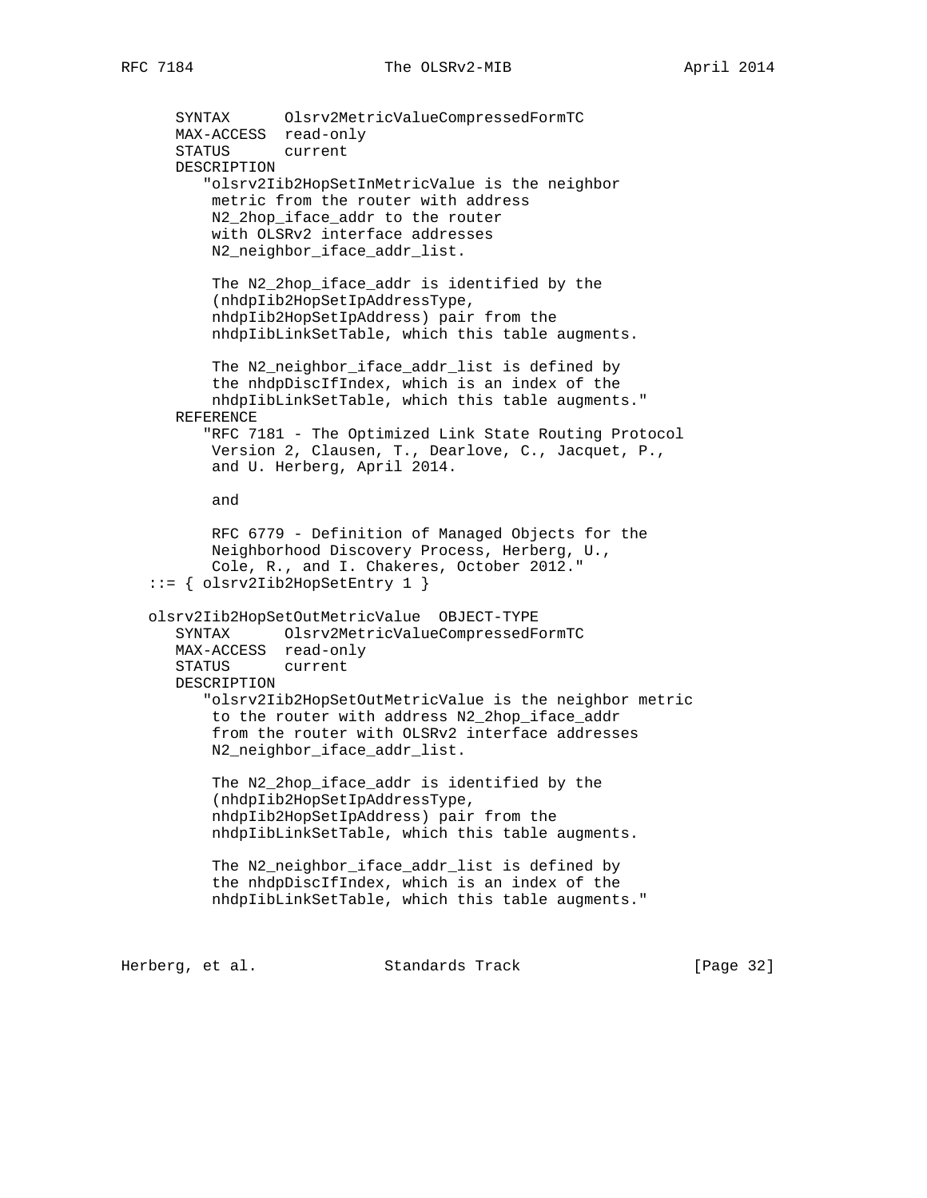```
      SYNTAX      Olsrv2MetricValueCompressedFormTC
      MAX-ACCESS  read-only
      STATUS      current
      DESCRIPTION
         "olsrv2Iib2HopSetInMetricValue is the neighbor
          metric from the router with address
          N2_2hop_iface_addr to the router
          with OLSRv2 interface addresses
          N2_neighbor_iface_addr_list.

          The N2_2hop_iface_addr is identified by the
          (nhdpIib2HopSetIpAddressType,
          nhdpIib2HopSetIpAddress) pair from the
          nhdpIibLinkSetTable, which this table augments.

          The N2_neighbor_iface_addr_list is defined by
          the nhdpDiscIfIndex, which is an index of the
          nhdpIibLinkSetTable, which this table augments."
      REFERENCE
         "RFC 7181 - The Optimized Link State Routing Protocol
          Version 2, Clausen, T., Dearlove, C., Jacquet, P.,
          and U. Herberg, April 2014.

          and

          RFC 6779 - Definition of Managed Objects for the
          Neighborhood Discovery Process, Herberg, U.,
          Cole, R., and I. Chakeres, October 2012."
   ::= { olsrv2Iib2HopSetEntry 1 }

   olsrv2Iib2HopSetOutMetricValue  OBJECT-TYPE
      SYNTAX      Olsrv2MetricValueCompressedFormTC
      MAX-ACCESS  read-only
      STATUS      current
      DESCRIPTION
         "olsrv2Iib2HopSetOutMetricValue is the neighbor metric
          to the router with address N2_2hop_iface_addr
          from the router with OLSRv2 interface addresses
          N2_neighbor_iface_addr_list.

          The N2_2hop_iface_addr is identified by the
          (nhdpIib2HopSetIpAddressType,
          nhdpIib2HopSetIpAddress) pair from the
          nhdpIibLinkSetTable, which this table augments.

          The N2_neighbor_iface_addr_list is defined by
          the nhdpDiscIfIndex, which is an index of the
          nhdpIibLinkSetTable, which this table augments."
```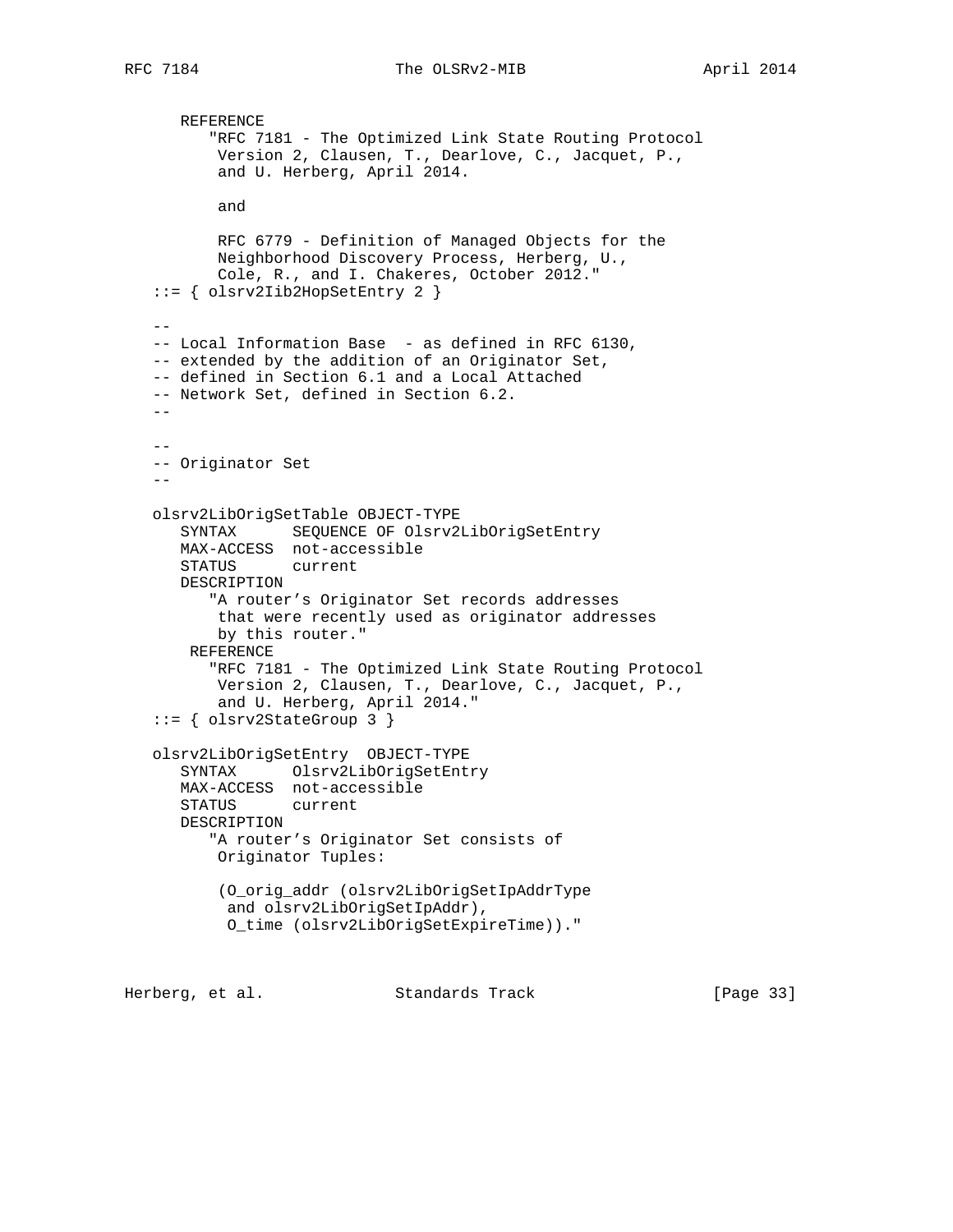```
      REFERENCE
         "RFC 7181 - The Optimized Link State Routing Protocol
          Version 2, Clausen, T., Dearlove, C., Jacquet, P.,
          and U. Herberg, April 2014.

          and

          RFC 6779 - Definition of Managed Objects for the
          Neighborhood Discovery Process, Herberg, U.,
          Cole, R., and I. Chakeres, October 2012."
   ::= { olsrv2Iib2HopSetEntry 2 }

   --
   -- Local Information Base  - as defined in RFC 6130,
   -- extended by the addition of an Originator Set,
   -- defined in Section 6.1 and a Local Attached
   -- Network Set, defined in Section 6.2.
   --

   --
   -- Originator Set
   --

   olsrv2LibOrigSetTable OBJECT-TYPE
      SYNTAX      SEQUENCE OF Olsrv2LibOrigSetEntry
      MAX-ACCESS  not-accessible
      STATUS      current
      DESCRIPTION
         "A router's Originator Set records addresses
          that were recently used as originator addresses
          by this router."
       REFERENCE
         "RFC 7181 - The Optimized Link State Routing Protocol
          Version 2, Clausen, T., Dearlove, C., Jacquet, P.,
          and U. Herberg, April 2014."
   ::= { olsrv2StateGroup 3 }

   olsrv2LibOrigSetEntry  OBJECT-TYPE
      SYNTAX      Olsrv2LibOrigSetEntry
      MAX-ACCESS  not-accessible
      STATUS      current
      DESCRIPTION
         "A router's Originator Set consists of
          Originator Tuples:

          (O_orig_addr (olsrv2LibOrigSetIpAddrType
           and olsrv2LibOrigSetIpAddr),
           O_time (olsrv2LibOrigSetExpireTime))."
```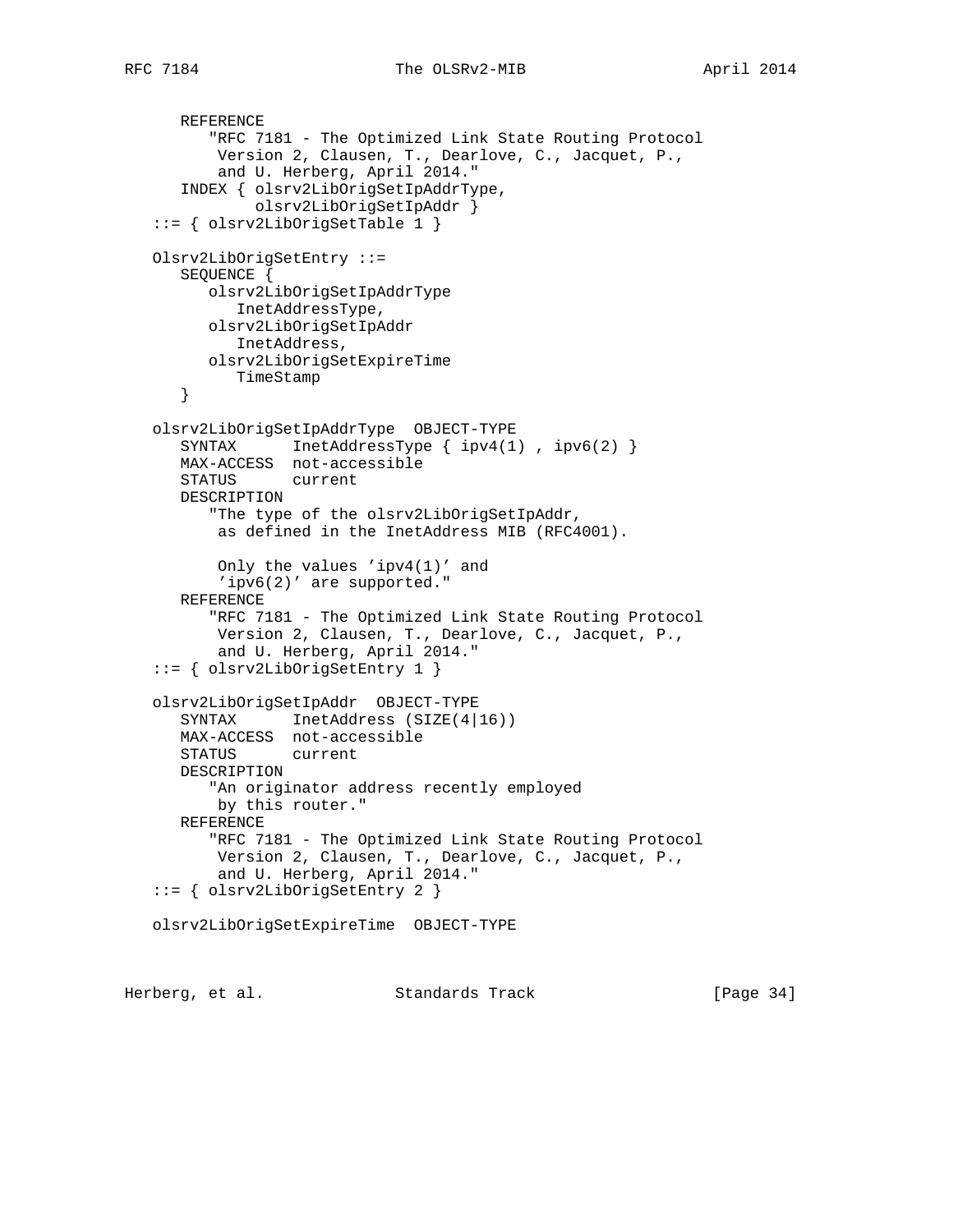```
      REFERENCE
         "RFC 7181 - The Optimized Link State Routing Protocol
          Version 2, Clausen, T., Dearlove, C., Jacquet, P.,
          and U. Herberg, April 2014."
      INDEX { olsrv2LibOrigSetIpAddrType,
              olsrv2LibOrigSetIpAddr }
   ::= { olsrv2LibOrigSetTable 1 }

   Olsrv2LibOrigSetEntry ::=
      SEQUENCE {
         olsrv2LibOrigSetIpAddrType
            InetAddressType,
         olsrv2LibOrigSetIpAddr
            InetAddress,
         olsrv2LibOrigSetExpireTime
            TimeStamp
      }

   olsrv2LibOrigSetIpAddrType  OBJECT-TYPE
      SYNTAX      InetAddressType { ipv4(1) , ipv6(2) }
      MAX-ACCESS  not-accessible
      STATUS      current
      DESCRIPTION
         "The type of the olsrv2LibOrigSetIpAddr,
          as defined in the InetAddress MIB (RFC4001).

          Only the values 'ipv4(1)' and
          'ipv6(2)' are supported."
      REFERENCE
         "RFC 7181 - The Optimized Link State Routing Protocol
          Version 2, Clausen, T., Dearlove, C., Jacquet, P.,
          and U. Herberg, April 2014."
   ::= { olsrv2LibOrigSetEntry 1 }

   olsrv2LibOrigSetIpAddr  OBJECT-TYPE
      SYNTAX      InetAddress (SIZE(4|16))
      MAX-ACCESS  not-accessible
      STATUS      current
      DESCRIPTION
         "An originator address recently employed
          by this router."
      REFERENCE
         "RFC 7181 - The Optimized Link State Routing Protocol
          Version 2, Clausen, T., Dearlove, C., Jacquet, P.,
          and U. Herberg, April 2014."
   ::= { olsrv2LibOrigSetEntry 2 }

   olsrv2LibOrigSetExpireTime  OBJECT-TYPE
```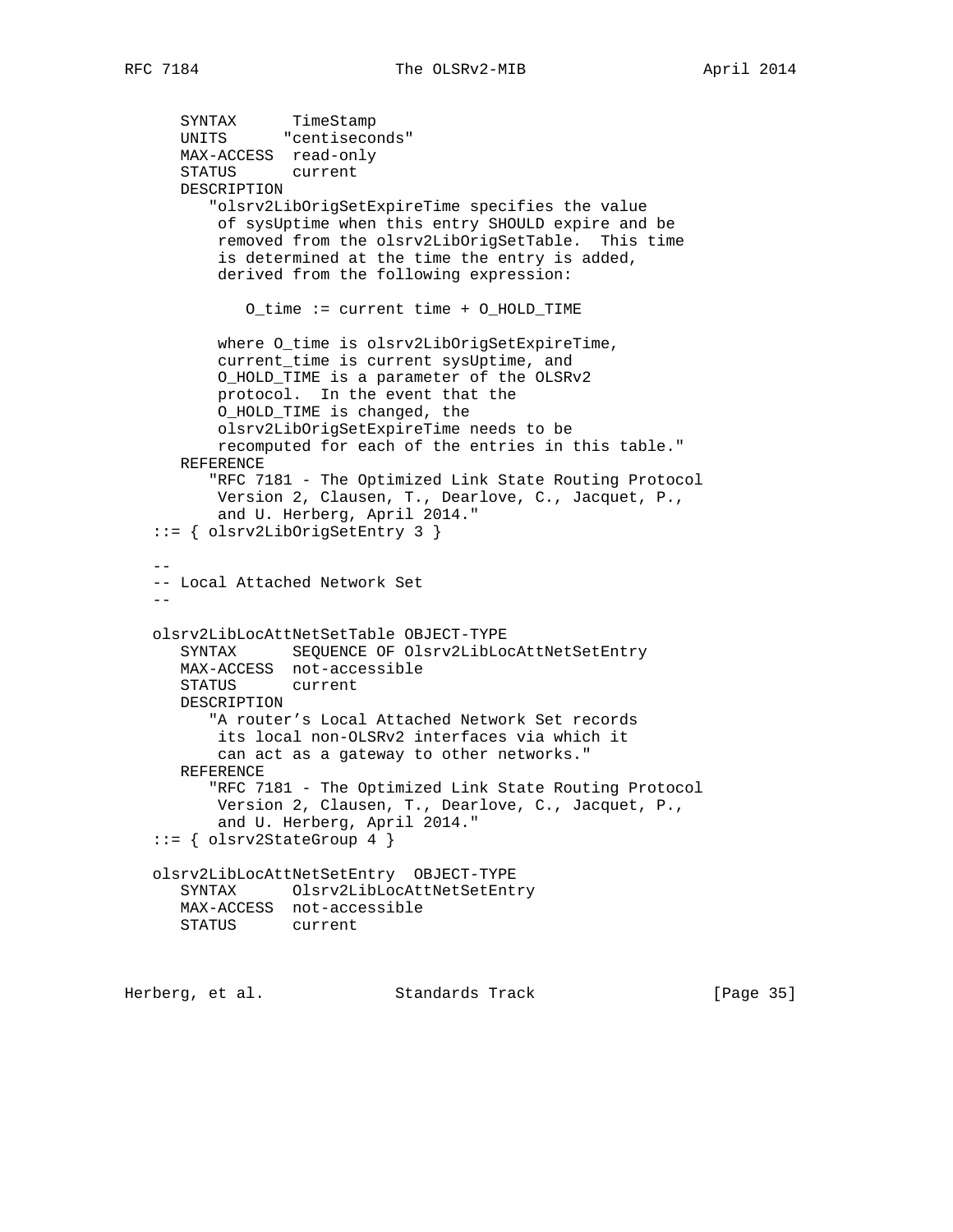```
      SYNTAX      TimeStamp
      UNITS      "centiseconds"
      MAX-ACCESS  read-only
      STATUS      current
      DESCRIPTION
         "olsrv2LibOrigSetExpireTime specifies the value
          of sysUptime when this entry SHOULD expire and be
          removed from the olsrv2LibOrigSetTable.  This time
          is determined at the time the entry is added,
          derived from the following expression:

             O_time := current time + O_HOLD_TIME

          where O_time is olsrv2LibOrigSetExpireTime,
          current_time is current sysUptime, and
          O_HOLD_TIME is a parameter of the OLSRv2
          protocol.  In the event that the
          O_HOLD_TIME is changed, the
          olsrv2LibOrigSetExpireTime needs to be
          recomputed for each of the entries in this table."
      REFERENCE
         "RFC 7181 - The Optimized Link State Routing Protocol
          Version 2, Clausen, T., Dearlove, C., Jacquet, P.,
          and U. Herberg, April 2014."
   ::= { olsrv2LibOrigSetEntry 3 }

   --
   -- Local Attached Network Set
   --

   olsrv2LibLocAttNetSetTable OBJECT-TYPE
      SYNTAX      SEQUENCE OF Olsrv2LibLocAttNetSetEntry
      MAX-ACCESS  not-accessible
      STATUS      current
      DESCRIPTION
         "A router's Local Attached Network Set records
          its local non-OLSRv2 interfaces via which it
          can act as a gateway to other networks."
      REFERENCE
         "RFC 7181 - The Optimized Link State Routing Protocol
          Version 2, Clausen, T., Dearlove, C., Jacquet, P.,
          and U. Herberg, April 2014."
   ::= { olsrv2StateGroup 4 }

   olsrv2LibLocAttNetSetEntry  OBJECT-TYPE
      SYNTAX      Olsrv2LibLocAttNetSetEntry
      MAX-ACCESS  not-accessible
      STATUS      current
```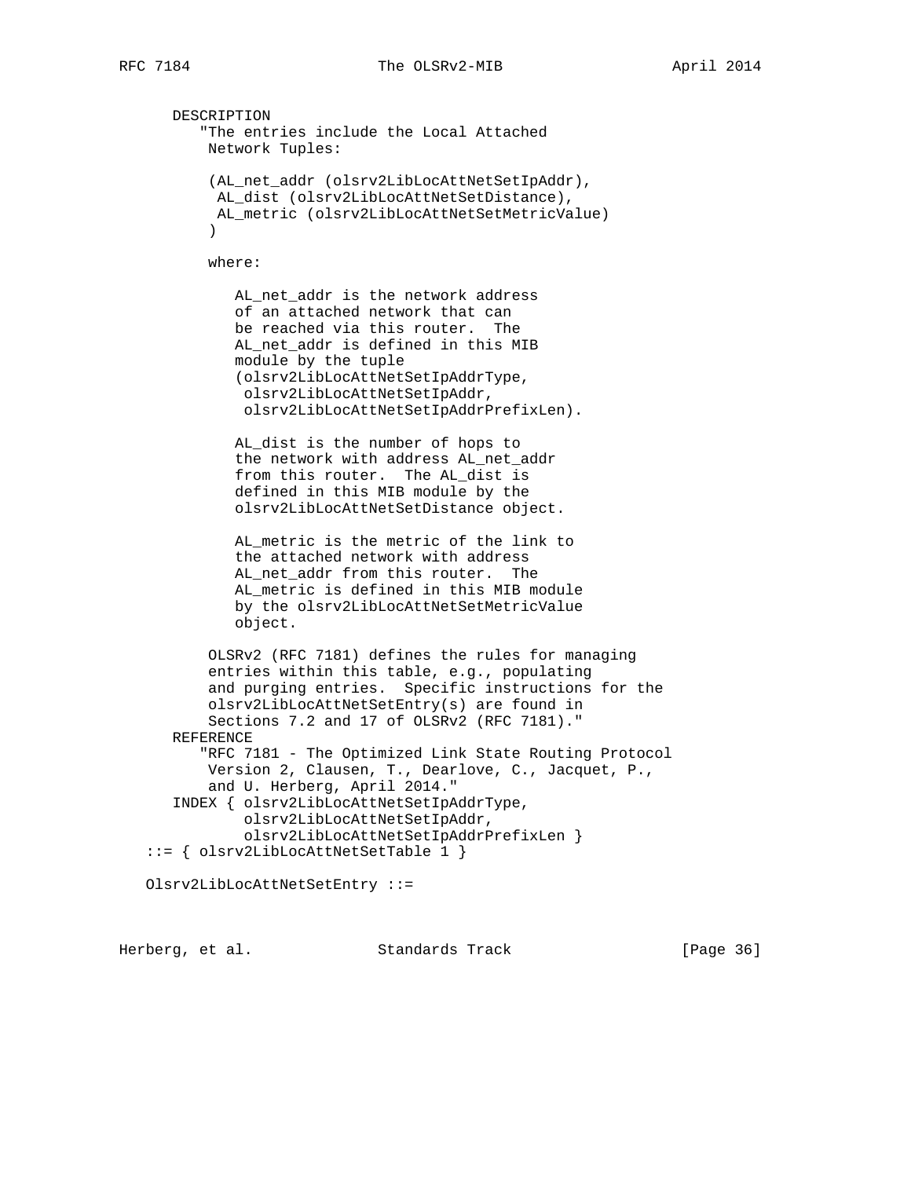```
      DESCRIPTION
         "The entries include the Local Attached
          Network Tuples:

          (AL_net_addr (olsrv2LibLocAttNetSetIpAddr),
           AL_dist (olsrv2LibLocAttNetSetDistance),
           AL_metric (olsrv2LibLocAttNetSetMetricValue)
          )

          where:

             AL_net_addr is the network address
             of an attached network that can
             be reached via this router.  The
             AL_net_addr is defined in this MIB
             module by the tuple
             (olsrv2LibLocAttNetSetIpAddrType,
              olsrv2LibLocAttNetSetIpAddr,
              olsrv2LibLocAttNetSetIpAddrPrefixLen).

             AL_dist is the number of hops to
             the network with address AL_net_addr
             from this router.  The AL_dist is
             defined in this MIB module by the
             olsrv2LibLocAttNetSetDistance object.

             AL_metric is the metric of the link to
             the attached network with address
             AL_net_addr from this router.  The
             AL_metric is defined in this MIB module
             by the olsrv2LibLocAttNetSetMetricValue
             object.

          OLSRv2 (RFC 7181) defines the rules for managing
          entries within this table, e.g., populating
          and purging entries.  Specific instructions for the
          olsrv2LibLocAttNetSetEntry(s) are found in
          Sections 7.2 and 17 of OLSRv2 (RFC 7181)."
      REFERENCE
         "RFC 7181 - The Optimized Link State Routing Protocol
          Version 2, Clausen, T., Dearlove, C., Jacquet, P.,
          and U. Herberg, April 2014."
      INDEX { olsrv2LibLocAttNetSetIpAddrType,
              olsrv2LibLocAttNetSetIpAddr,
              olsrv2LibLocAttNetSetIpAddrPrefixLen }
   ::= { olsrv2LibLocAttNetSetTable 1 }

   Olsrv2LibLocAttNetSetEntry ::=
```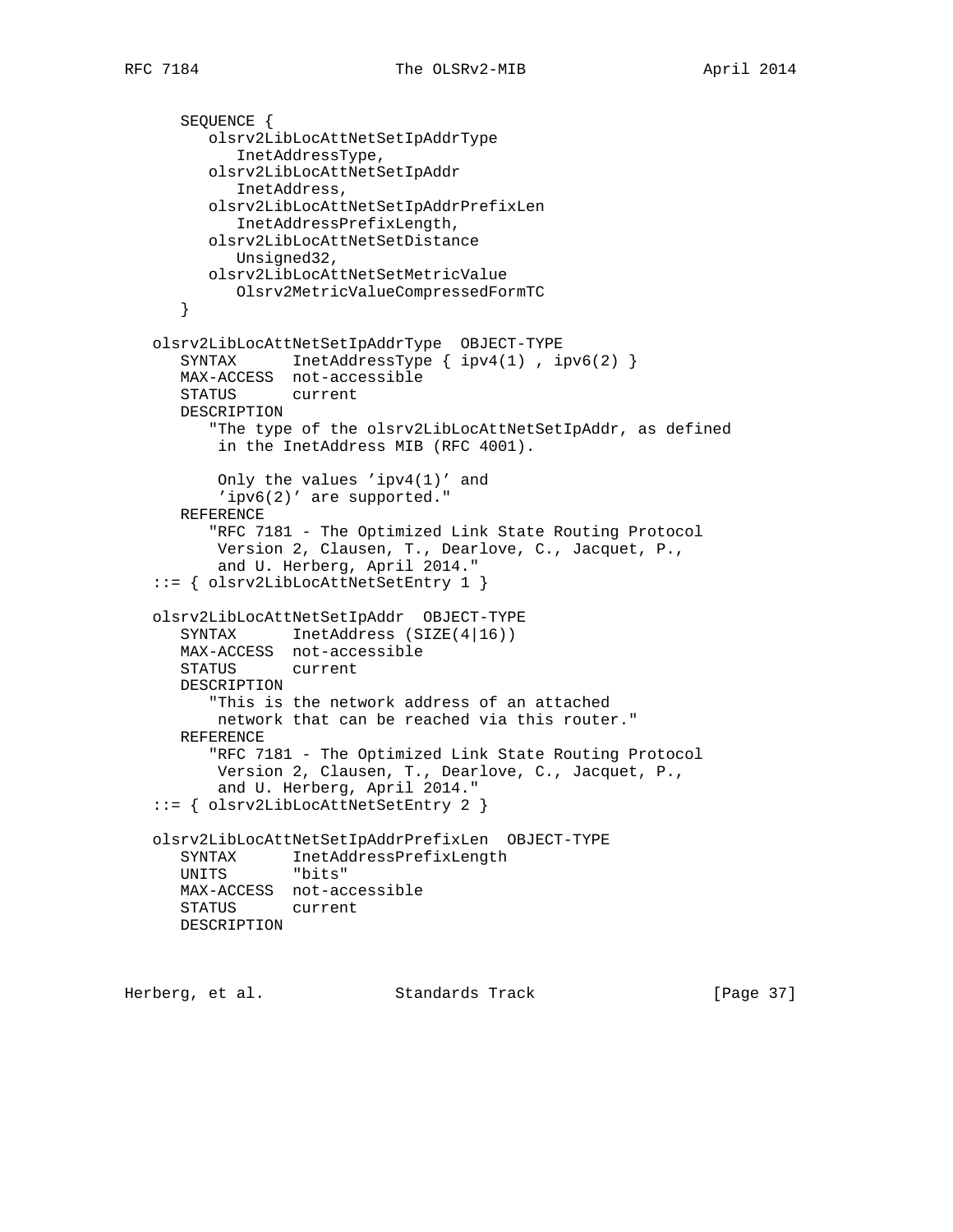```
      SEQUENCE {
         olsrv2LibLocAttNetSetIpAddrType
            InetAddressType,
         olsrv2LibLocAttNetSetIpAddr
            InetAddress,
         olsrv2LibLocAttNetSetIpAddrPrefixLen
            InetAddressPrefixLength,
         olsrv2LibLocAttNetSetDistance
            Unsigned32,
         olsrv2LibLocAttNetSetMetricValue
            Olsrv2MetricValueCompressedFormTC
      }

   olsrv2LibLocAttNetSetIpAddrType  OBJECT-TYPE
      SYNTAX      InetAddressType { ipv4(1) , ipv6(2) }
      MAX-ACCESS  not-accessible
      STATUS      current
      DESCRIPTION
         "The type of the olsrv2LibLocAttNetSetIpAddr, as defined
          in the InetAddress MIB (RFC 4001).

          Only the values 'ipv4(1)' and
          'ipv6(2)' are supported."
      REFERENCE
         "RFC 7181 - The Optimized Link State Routing Protocol
          Version 2, Clausen, T., Dearlove, C., Jacquet, P.,
          and U. Herberg, April 2014."
   ::= { olsrv2LibLocAttNetSetEntry 1 }

   olsrv2LibLocAttNetSetIpAddr  OBJECT-TYPE
      SYNTAX      InetAddress (SIZE(4|16))
      MAX-ACCESS  not-accessible
      STATUS      current
      DESCRIPTION
         "This is the network address of an attached
          network that can be reached via this router."
      REFERENCE
         "RFC 7181 - The Optimized Link State Routing Protocol
          Version 2, Clausen, T., Dearlove, C., Jacquet, P.,
          and U. Herberg, April 2014."
   ::= { olsrv2LibLocAttNetSetEntry 2 }

   olsrv2LibLocAttNetSetIpAddrPrefixLen  OBJECT-TYPE
      SYNTAX      InetAddressPrefixLength
      UNITS       "bits"
      MAX-ACCESS  not-accessible
      STATUS      current
      DESCRIPTION
```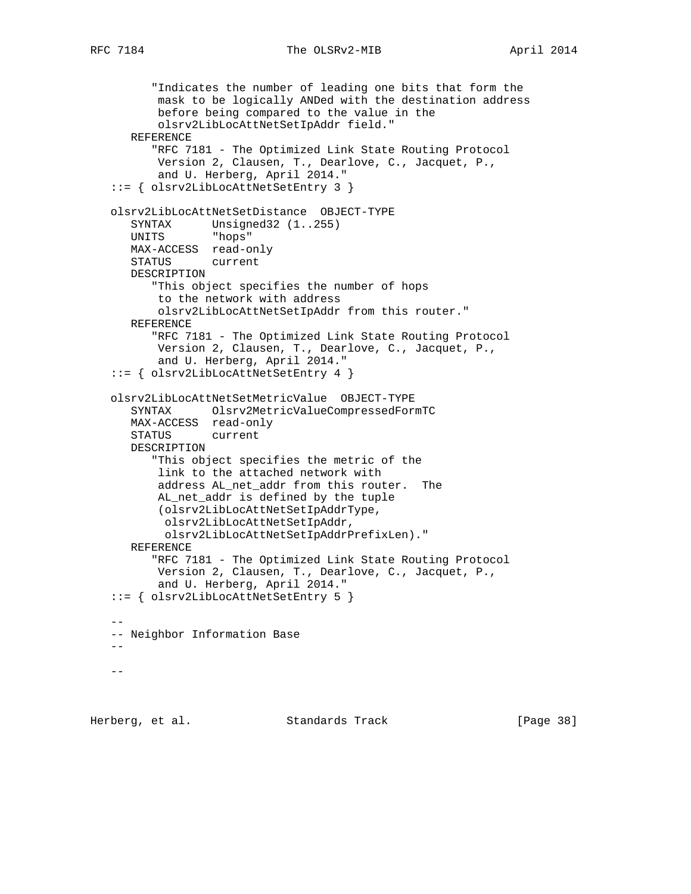```
         "Indicates the number of leading one bits that form the
          mask to be logically ANDed with the destination address
          before being compared to the value in the
          olsrv2LibLocAttNetSetIpAddr field."
      REFERENCE
         "RFC 7181 - The Optimized Link State Routing Protocol
          Version 2, Clausen, T., Dearlove, C., Jacquet, P.,
          and U. Herberg, April 2014."
   ::= { olsrv2LibLocAttNetSetEntry 3 }

   olsrv2LibLocAttNetSetDistance  OBJECT-TYPE
      SYNTAX      Unsigned32 (1..255)
      UNITS       "hops"
      MAX-ACCESS  read-only
      STATUS      current
      DESCRIPTION
         "This object specifies the number of hops
          to the network with address
          olsrv2LibLocAttNetSetIpAddr from this router."
      REFERENCE
         "RFC 7181 - The Optimized Link State Routing Protocol
          Version 2, Clausen, T., Dearlove, C., Jacquet, P.,
          and U. Herberg, April 2014."
   ::= { olsrv2LibLocAttNetSetEntry 4 }

   olsrv2LibLocAttNetSetMetricValue  OBJECT-TYPE
      SYNTAX      Olsrv2MetricValueCompressedFormTC
      MAX-ACCESS  read-only
      STATUS      current
      DESCRIPTION
         "This object specifies the metric of the
          link to the attached network with
          address AL_net_addr from this router.  The
          AL_net_addr is defined by the tuple
          (olsrv2LibLocAttNetSetIpAddrType,
           olsrv2LibLocAttNetSetIpAddr,
           olsrv2LibLocAttNetSetIpAddrPrefixLen)."
      REFERENCE
         "RFC 7181 - The Optimized Link State Routing Protocol
          Version 2, Clausen, T., Dearlove, C., Jacquet, P.,
          and U. Herberg, April 2014."
   ::= { olsrv2LibLocAttNetSetEntry 5 }

   --
   -- Neighbor Information Base
   --

   --
```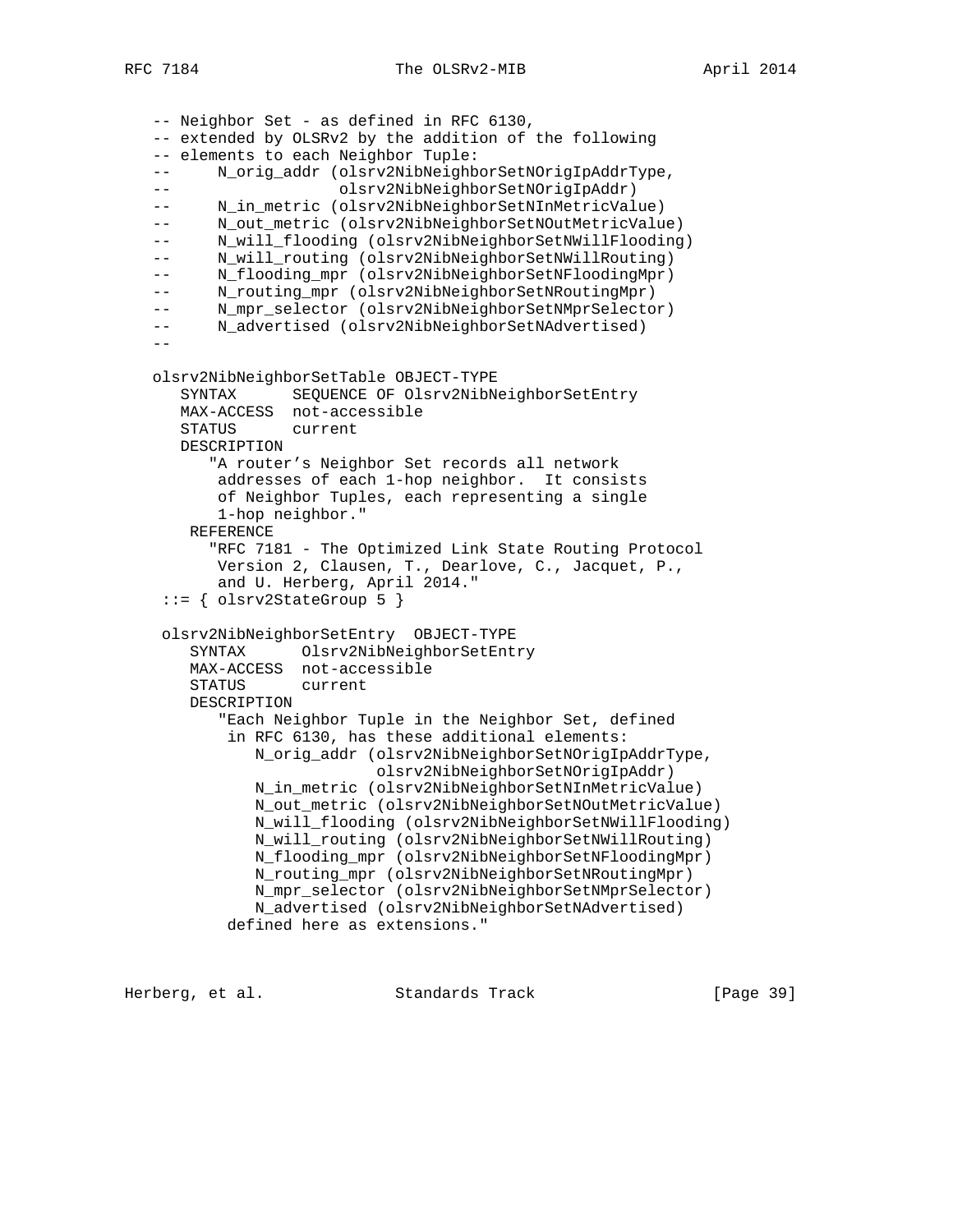```
   -- Neighbor Set - as defined in RFC 6130,
   -- extended by OLSRv2 by the addition of the following
   -- elements to each Neighbor Tuple:
   --     N_orig_addr (olsrv2NibNeighborSetNOrigIpAddrType,
   --                  olsrv2NibNeighborSetNOrigIpAddr)
   --     N_in_metric (olsrv2NibNeighborSetNInMetricValue)
   --     N_out_metric (olsrv2NibNeighborSetNOutMetricValue)
   --     N_will_flooding (olsrv2NibNeighborSetNWillFlooding)
   --     N_will_routing (olsrv2NibNeighborSetNWillRouting)
   --     N_flooding_mpr (olsrv2NibNeighborSetNFloodingMpr)
   --     N_routing_mpr (olsrv2NibNeighborSetNRoutingMpr)
   --     N_mpr_selector (olsrv2NibNeighborSetNMprSelector)
   --     N_advertised (olsrv2NibNeighborSetNAdvertised)
   --

   olsrv2NibNeighborSetTable OBJECT-TYPE
      SYNTAX      SEQUENCE OF Olsrv2NibNeighborSetEntry
      MAX-ACCESS  not-accessible
      STATUS      current
      DESCRIPTION
         "A router's Neighbor Set records all network
          addresses of each 1-hop neighbor.  It consists
          of Neighbor Tuples, each representing a single
          1-hop neighbor."
       REFERENCE
         "RFC 7181 - The Optimized Link State Routing Protocol
          Version 2, Clausen, T., Dearlove, C., Jacquet, P.,
          and U. Herberg, April 2014."
    ::= { olsrv2StateGroup 5 }

    olsrv2NibNeighborSetEntry  OBJECT-TYPE
       SYNTAX      Olsrv2NibNeighborSetEntry
       MAX-ACCESS  not-accessible
       STATUS      current
       DESCRIPTION
          "Each Neighbor Tuple in the Neighbor Set, defined
           in RFC 6130, has these additional elements:
              N_orig_addr (olsrv2NibNeighborSetNOrigIpAddrType,
                           olsrv2NibNeighborSetNOrigIpAddr)
              N_in_metric (olsrv2NibNeighborSetNInMetricValue)
              N_out_metric (olsrv2NibNeighborSetNOutMetricValue)
              N_will_flooding (olsrv2NibNeighborSetNWillFlooding)
              N_will_routing (olsrv2NibNeighborSetNWillRouting)
              N_flooding_mpr (olsrv2NibNeighborSetNFloodingMpr)
              N_routing_mpr (olsrv2NibNeighborSetNRoutingMpr)
              N_mpr_selector (olsrv2NibNeighborSetNMprSelector)
              N_advertised (olsrv2NibNeighborSetNAdvertised)
           defined here as extensions."
```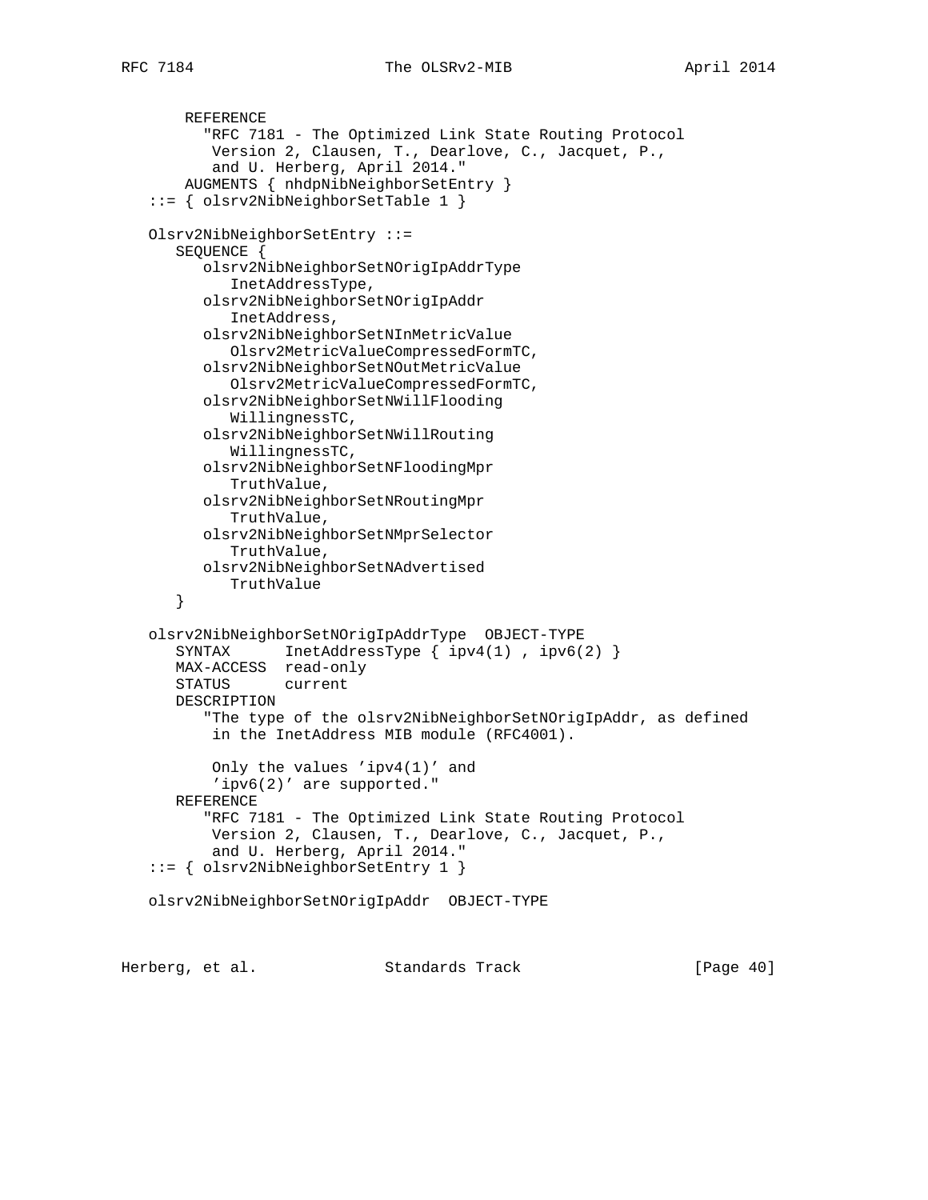```
       REFERENCE
         "RFC 7181 - The Optimized Link State Routing Protocol
          Version 2, Clausen, T., Dearlove, C., Jacquet, P.,
          and U. Herberg, April 2014."
       AUGMENTS { nhdpNibNeighborSetEntry }
   ::= { olsrv2NibNeighborSetTable 1 }

   Olsrv2NibNeighborSetEntry ::=
      SEQUENCE {
         olsrv2NibNeighborSetNOrigIpAddrType
            InetAddressType,
         olsrv2NibNeighborSetNOrigIpAddr
            InetAddress,
         olsrv2NibNeighborSetNInMetricValue
            Olsrv2MetricValueCompressedFormTC,
         olsrv2NibNeighborSetNOutMetricValue
            Olsrv2MetricValueCompressedFormTC,
         olsrv2NibNeighborSetNWillFlooding
            WillingnessTC,
         olsrv2NibNeighborSetNWillRouting
            WillingnessTC,
         olsrv2NibNeighborSetNFloodingMpr
            TruthValue,
         olsrv2NibNeighborSetNRoutingMpr
            TruthValue,
         olsrv2NibNeighborSetNMprSelector
            TruthValue,
         olsrv2NibNeighborSetNAdvertised
            TruthValue
      }

   olsrv2NibNeighborSetNOrigIpAddrType  OBJECT-TYPE
      SYNTAX      InetAddressType { ipv4(1) , ipv6(2) }
      MAX-ACCESS  read-only
      STATUS      current
      DESCRIPTION
         "The type of the olsrv2NibNeighborSetNOrigIpAddr, as defined
          in the InetAddress MIB module (RFC4001).

          Only the values 'ipv4(1)' and
          'ipv6(2)' are supported."
      REFERENCE
         "RFC 7181 - The Optimized Link State Routing Protocol
          Version 2, Clausen, T., Dearlove, C., Jacquet, P.,
          and U. Herberg, April 2014."
   ::= { olsrv2NibNeighborSetEntry 1 }

   olsrv2NibNeighborSetNOrigIpAddr  OBJECT-TYPE
```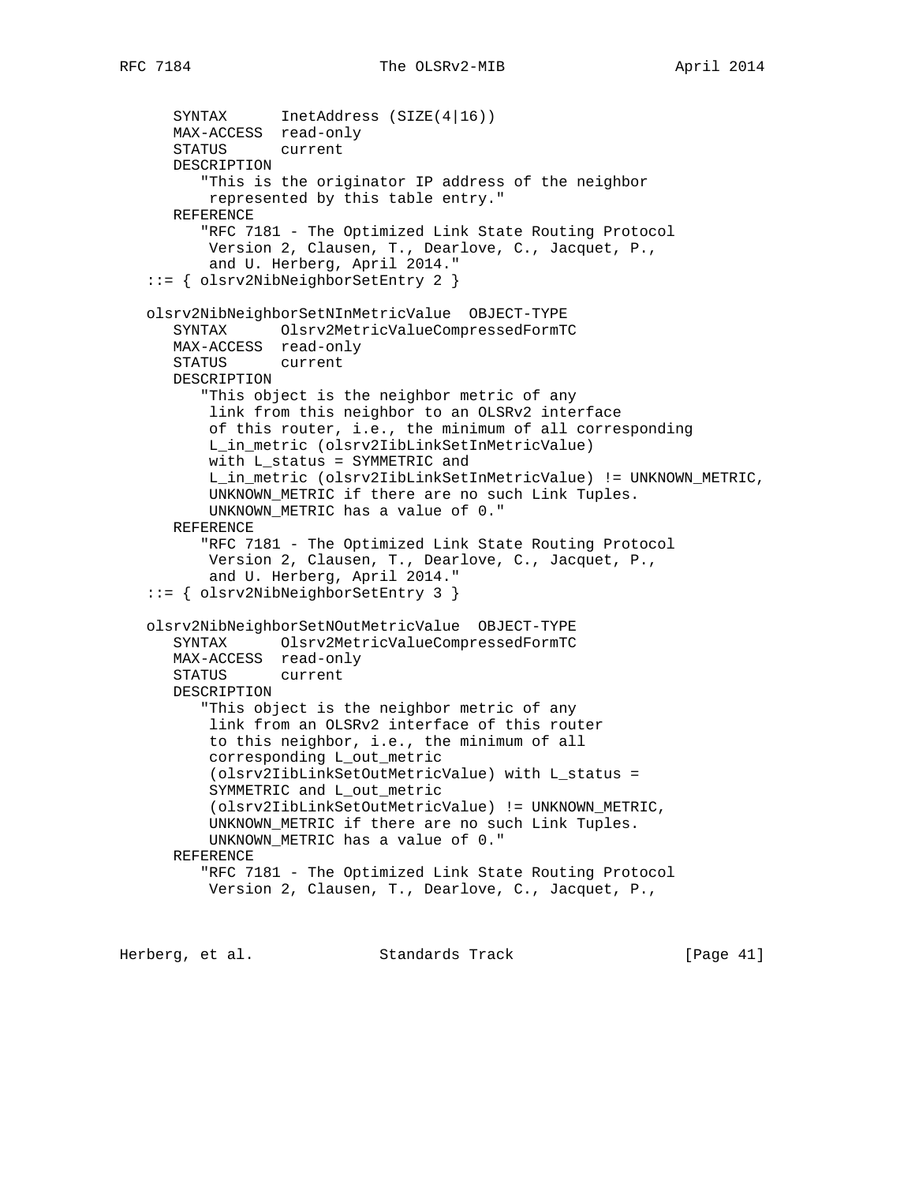```
      SYNTAX      InetAddress (SIZE(4|16))
      MAX-ACCESS  read-only
      STATUS      current
      DESCRIPTION
         "This is the originator IP address of the neighbor
          represented by this table entry."
      REFERENCE
         "RFC 7181 - The Optimized Link State Routing Protocol
          Version 2, Clausen, T., Dearlove, C., Jacquet, P.,
          and U. Herberg, April 2014."
   ::= { olsrv2NibNeighborSetEntry 2 }

   olsrv2NibNeighborSetNInMetricValue  OBJECT-TYPE
      SYNTAX      Olsrv2MetricValueCompressedFormTC
      MAX-ACCESS  read-only
      STATUS      current
      DESCRIPTION
         "This object is the neighbor metric of any
          link from this neighbor to an OLSRv2 interface
          of this router, i.e., the minimum of all corresponding
          L_in_metric (olsrv2IibLinkSetInMetricValue)
          with L_status = SYMMETRIC and
          L_in_metric (olsrv2IibLinkSetInMetricValue) != UNKNOWN_METRIC,
          UNKNOWN_METRIC if there are no such Link Tuples.
          UNKNOWN_METRIC has a value of 0."
      REFERENCE
         "RFC 7181 - The Optimized Link State Routing Protocol
          Version 2, Clausen, T., Dearlove, C., Jacquet, P.,
          and U. Herberg, April 2014."
   ::= { olsrv2NibNeighborSetEntry 3 }

   olsrv2NibNeighborSetNOutMetricValue  OBJECT-TYPE
      SYNTAX      Olsrv2MetricValueCompressedFormTC
      MAX-ACCESS  read-only
      STATUS      current
      DESCRIPTION
         "This object is the neighbor metric of any
          link from an OLSRv2 interface of this router
          to this neighbor, i.e., the minimum of all
          corresponding L_out_metric
          (olsrv2IibLinkSetOutMetricValue) with L_status =
          SYMMETRIC and L_out_metric
          (olsrv2IibLinkSetOutMetricValue) != UNKNOWN_METRIC,
          UNKNOWN_METRIC if there are no such Link Tuples.
          UNKNOWN_METRIC has a value of 0."
      REFERENCE
         "RFC 7181 - The Optimized Link State Routing Protocol
          Version 2, Clausen, T., Dearlove, C., Jacquet, P.,
```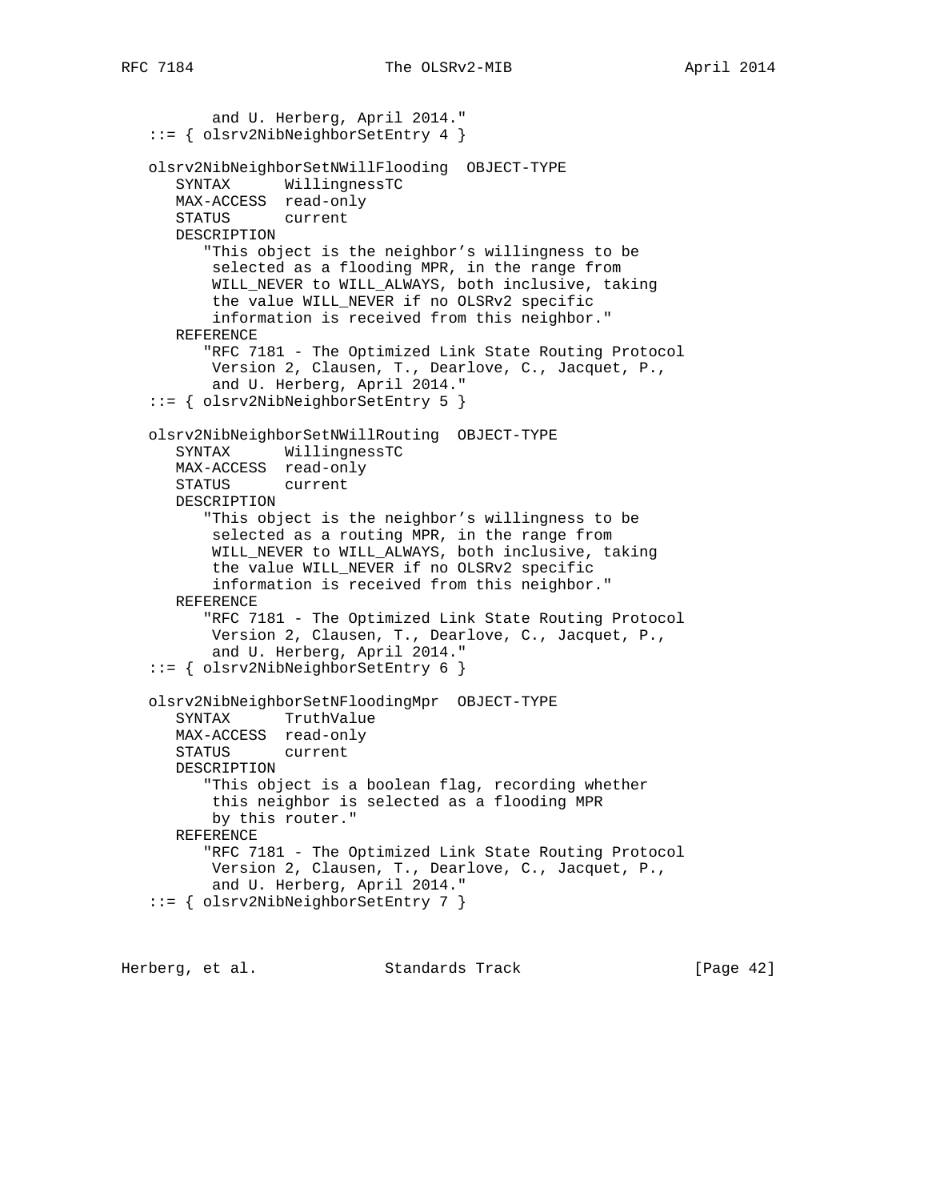```
          and U. Herberg, April 2014."
   ::= { olsrv2NibNeighborSetEntry 4 }

   olsrv2NibNeighborSetNWillFlooding  OBJECT-TYPE
      SYNTAX      WillingnessTC
      MAX-ACCESS  read-only
      STATUS      current
      DESCRIPTION
         "This object is the neighbor's willingness to be
          selected as a flooding MPR, in the range from
          WILL_NEVER to WILL_ALWAYS, both inclusive, taking
          the value WILL_NEVER if no OLSRv2 specific
          information is received from this neighbor."
      REFERENCE
         "RFC 7181 - The Optimized Link State Routing Protocol
          Version 2, Clausen, T., Dearlove, C., Jacquet, P.,
          and U. Herberg, April 2014."
   ::= { olsrv2NibNeighborSetEntry 5 }

   olsrv2NibNeighborSetNWillRouting  OBJECT-TYPE
      SYNTAX      WillingnessTC
      MAX-ACCESS  read-only
      STATUS      current
      DESCRIPTION
         "This object is the neighbor's willingness to be
          selected as a routing MPR, in the range from
          WILL_NEVER to WILL_ALWAYS, both inclusive, taking
          the value WILL_NEVER if no OLSRv2 specific
          information is received from this neighbor."
      REFERENCE
         "RFC 7181 - The Optimized Link State Routing Protocol
          Version 2, Clausen, T., Dearlove, C., Jacquet, P.,
          and U. Herberg, April 2014."
   ::= { olsrv2NibNeighborSetEntry 6 }

   olsrv2NibNeighborSetNFloodingMpr  OBJECT-TYPE
      SYNTAX      TruthValue
      MAX-ACCESS  read-only
      STATUS      current
      DESCRIPTION
         "This object is a boolean flag, recording whether
          this neighbor is selected as a flooding MPR
          by this router."
      REFERENCE
         "RFC 7181 - The Optimized Link State Routing Protocol
          Version 2, Clausen, T., Dearlove, C., Jacquet, P.,
          and U. Herberg, April 2014."
   ::= { olsrv2NibNeighborSetEntry 7 }
```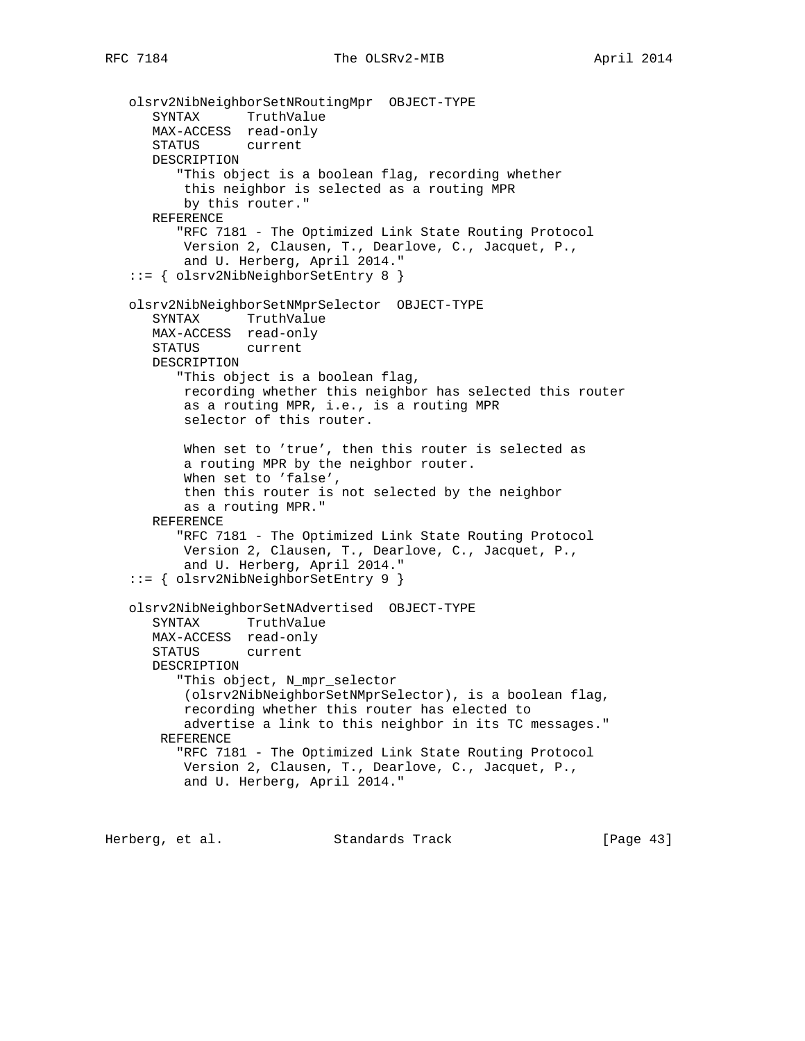```
   olsrv2NibNeighborSetNRoutingMpr  OBJECT-TYPE
      SYNTAX      TruthValue
      MAX-ACCESS  read-only
      STATUS      current
      DESCRIPTION
         "This object is a boolean flag, recording whether
          this neighbor is selected as a routing MPR
          by this router."
      REFERENCE
         "RFC 7181 - The Optimized Link State Routing Protocol
          Version 2, Clausen, T., Dearlove, C., Jacquet, P.,
          and U. Herberg, April 2014."
   ::= { olsrv2NibNeighborSetEntry 8 }

   olsrv2NibNeighborSetNMprSelector  OBJECT-TYPE
      SYNTAX      TruthValue
      MAX-ACCESS  read-only
      STATUS      current
      DESCRIPTION
         "This object is a boolean flag,
          recording whether this neighbor has selected this router
          as a routing MPR, i.e., is a routing MPR
          selector of this router.

          When set to 'true', then this router is selected as
          a routing MPR by the neighbor router.
          When set to 'false',
          then this router is not selected by the neighbor
          as a routing MPR."
      REFERENCE
         "RFC 7181 - The Optimized Link State Routing Protocol
          Version 2, Clausen, T., Dearlove, C., Jacquet, P.,
          and U. Herberg, April 2014."
   ::= { olsrv2NibNeighborSetEntry 9 }

   olsrv2NibNeighborSetNAdvertised  OBJECT-TYPE
      SYNTAX      TruthValue
      MAX-ACCESS  read-only
      STATUS      current
      DESCRIPTION
         "This object, N_mpr_selector
          (olsrv2NibNeighborSetNMprSelector), is a boolean flag,
          recording whether this router has elected to
          advertise a link to this neighbor in its TC messages."
       REFERENCE
         "RFC 7181 - The Optimized Link State Routing Protocol
          Version 2, Clausen, T., Dearlove, C., Jacquet, P.,
          and U. Herberg, April 2014."
```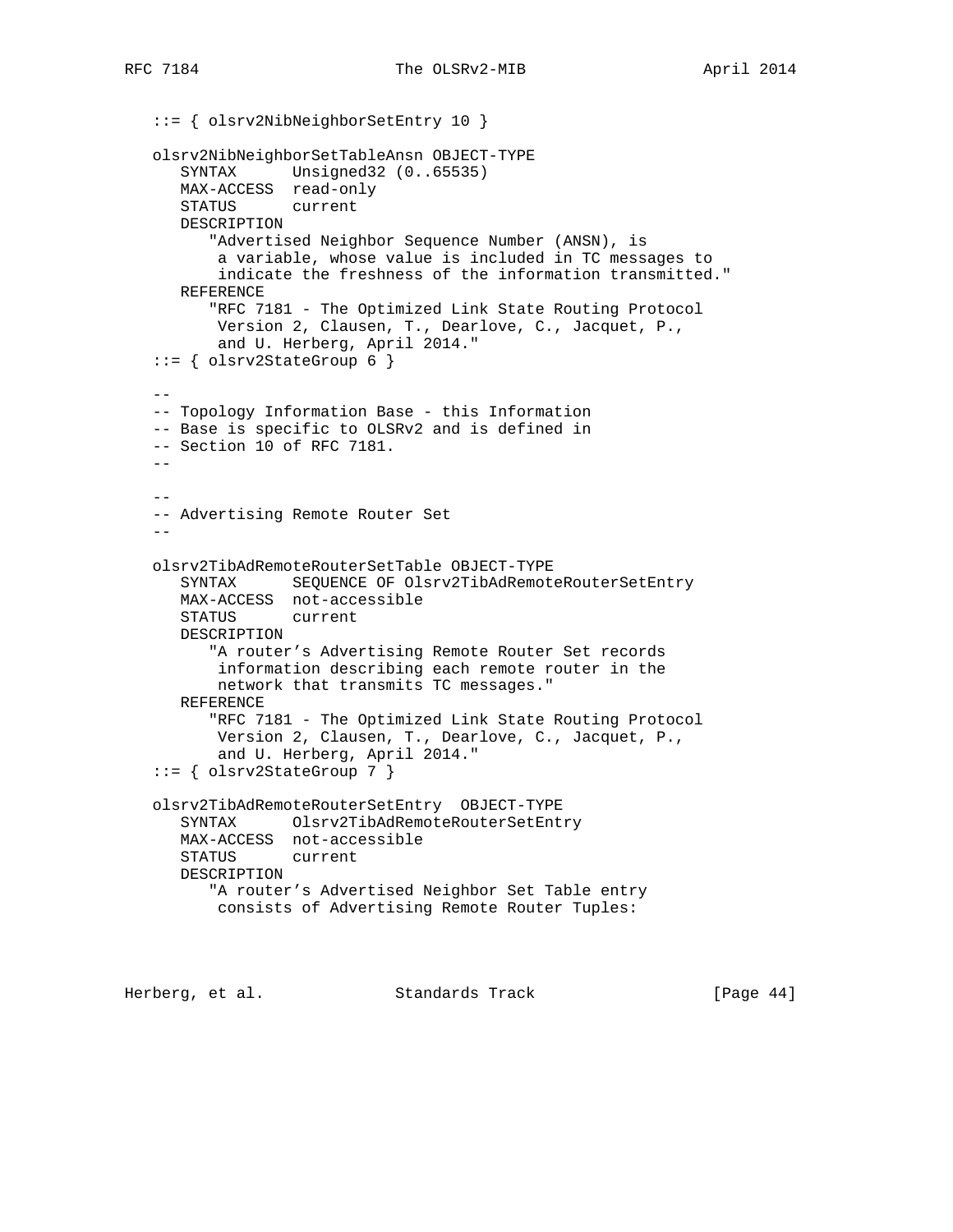```
   ::= { olsrv2NibNeighborSetEntry 10 }

   olsrv2NibNeighborSetTableAnsn OBJECT-TYPE
      SYNTAX      Unsigned32 (0..65535)
      MAX-ACCESS  read-only
      STATUS      current
      DESCRIPTION
         "Advertised Neighbor Sequence Number (ANSN), is
          a variable, whose value is included in TC messages to
          indicate the freshness of the information transmitted."
      REFERENCE
         "RFC 7181 - The Optimized Link State Routing Protocol
          Version 2, Clausen, T., Dearlove, C., Jacquet, P.,
          and U. Herberg, April 2014."
   ::= { olsrv2StateGroup 6 }

   --
   -- Topology Information Base - this Information
   -- Base is specific to OLSRv2 and is defined in
   -- Section 10 of RFC 7181.
   --

   --
   -- Advertising Remote Router Set
   --

   olsrv2TibAdRemoteRouterSetTable OBJECT-TYPE
      SYNTAX      SEQUENCE OF Olsrv2TibAdRemoteRouterSetEntry
      MAX-ACCESS  not-accessible
      STATUS      current
      DESCRIPTION
         "A router's Advertising Remote Router Set records
          information describing each remote router in the
          network that transmits TC messages."
      REFERENCE
         "RFC 7181 - The Optimized Link State Routing Protocol
          Version 2, Clausen, T., Dearlove, C., Jacquet, P.,
          and U. Herberg, April 2014."
   ::= { olsrv2StateGroup 7 }

   olsrv2TibAdRemoteRouterSetEntry  OBJECT-TYPE
      SYNTAX      Olsrv2TibAdRemoteRouterSetEntry
      MAX-ACCESS  not-accessible
      STATUS      current
      DESCRIPTION
         "A router's Advertised Neighbor Set Table entry
          consists of Advertising Remote Router Tuples:
```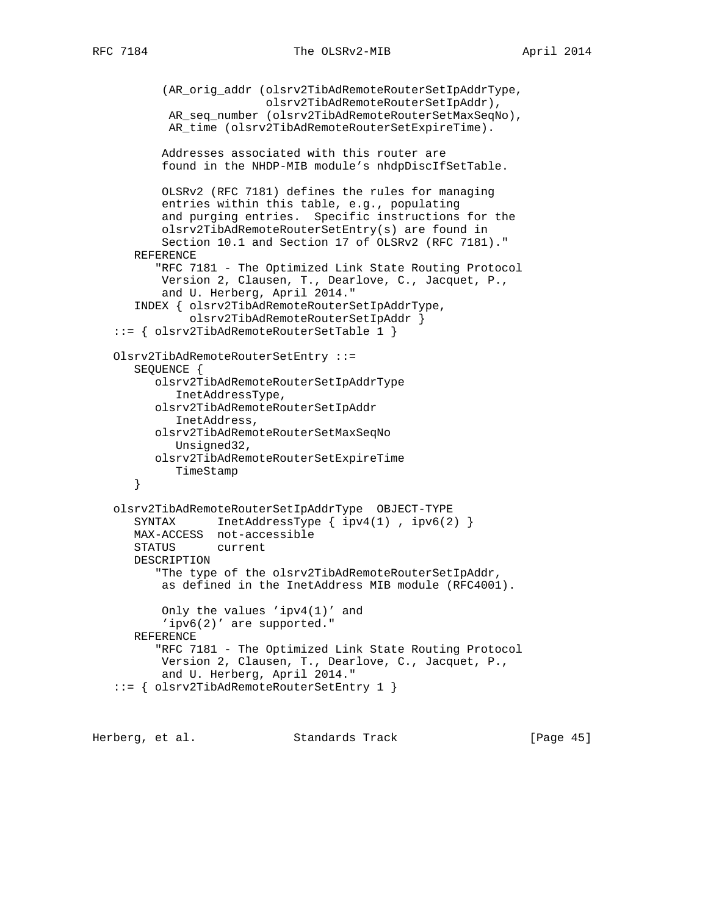```
          (AR_orig_addr (olsrv2TibAdRemoteRouterSetIpAddrType,
                         olsrv2TibAdRemoteRouterSetIpAddr),
           AR_seq_number (olsrv2TibAdRemoteRouterSetMaxSeqNo),
           AR_time (olsrv2TibAdRemoteRouterSetExpireTime).

          Addresses associated with this router are
          found in the NHDP-MIB module's nhdpDiscIfSetTable.

          OLSRv2 (RFC 7181) defines the rules for managing
          entries within this table, e.g., populating
          and purging entries.  Specific instructions for the
          olsrv2TibAdRemoteRouterSetEntry(s) are found in
          Section 10.1 and Section 17 of OLSRv2 (RFC 7181)."
      REFERENCE
         "RFC 7181 - The Optimized Link State Routing Protocol
          Version 2, Clausen, T., Dearlove, C., Jacquet, P.,
          and U. Herberg, April 2014."
      INDEX { olsrv2TibAdRemoteRouterSetIpAddrType,
              olsrv2TibAdRemoteRouterSetIpAddr }
   ::= { olsrv2TibAdRemoteRouterSetTable 1 }

   Olsrv2TibAdRemoteRouterSetEntry ::=
      SEQUENCE {
         olsrv2TibAdRemoteRouterSetIpAddrType
            InetAddressType,
         olsrv2TibAdRemoteRouterSetIpAddr
            InetAddress,
         olsrv2TibAdRemoteRouterSetMaxSeqNo
            Unsigned32,
         olsrv2TibAdRemoteRouterSetExpireTime
            TimeStamp
      }

   olsrv2TibAdRemoteRouterSetIpAddrType  OBJECT-TYPE
      SYNTAX      InetAddressType { ipv4(1) , ipv6(2) }
      MAX-ACCESS  not-accessible
      STATUS      current
      DESCRIPTION
         "The type of the olsrv2TibAdRemoteRouterSetIpAddr,
          as defined in the InetAddress MIB module (RFC4001).

          Only the values 'ipv4(1)' and
          'ipv6(2)' are supported."
      REFERENCE
         "RFC 7181 - The Optimized Link State Routing Protocol
          Version 2, Clausen, T., Dearlove, C., Jacquet, P.,
          and U. Herberg, April 2014."
   ::= { olsrv2TibAdRemoteRouterSetEntry 1 }
```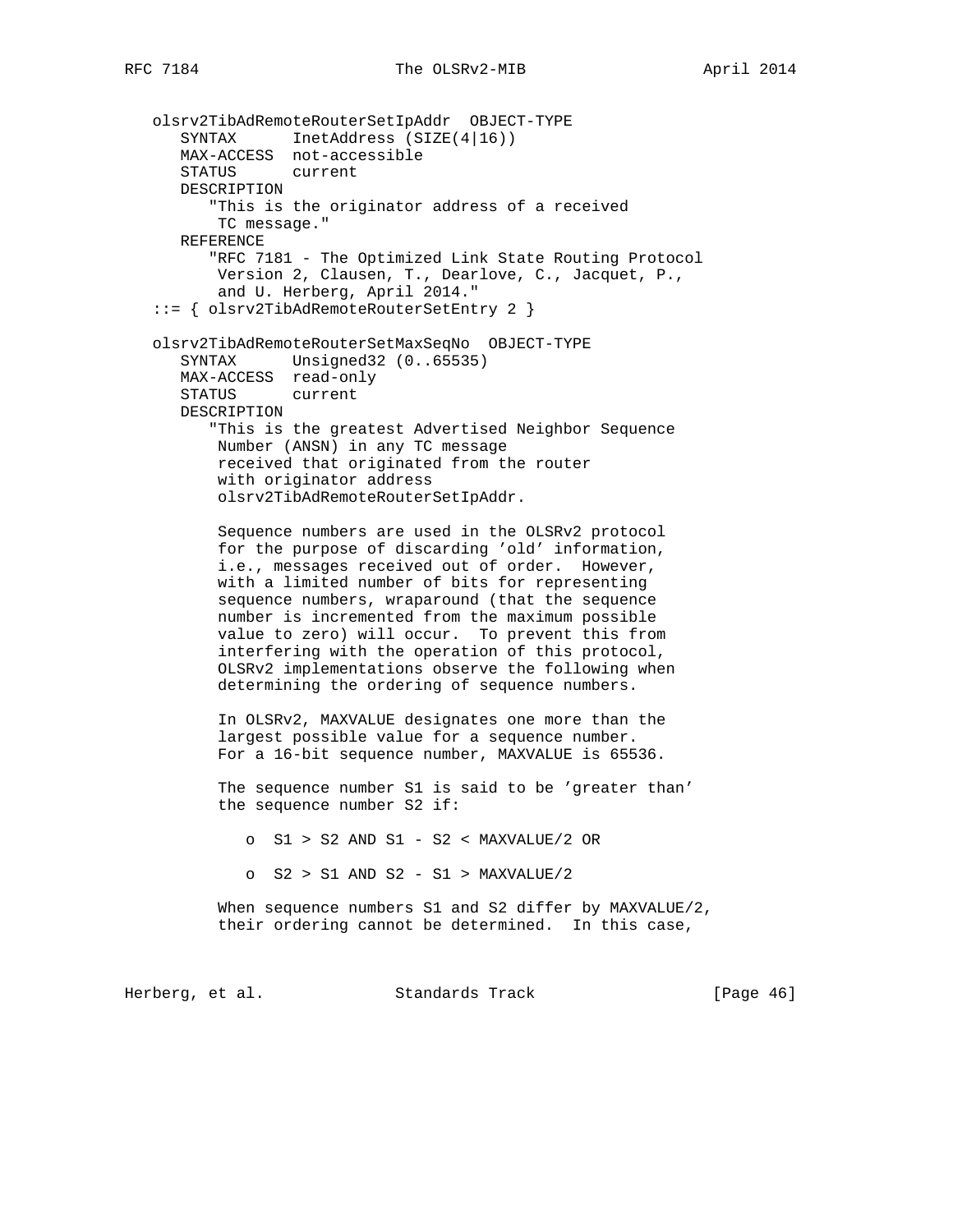```
   olsrv2TibAdRemoteRouterSetIpAddr  OBJECT-TYPE
      SYNTAX      InetAddress (SIZE(4|16))
      MAX-ACCESS  not-accessible
      STATUS      current
      DESCRIPTION
         "This is the originator address of a received
          TC message."
      REFERENCE
         "RFC 7181 - The Optimized Link State Routing Protocol
          Version 2, Clausen, T., Dearlove, C., Jacquet, P.,
          and U. Herberg, April 2014."
   ::= { olsrv2TibAdRemoteRouterSetEntry 2 }

   olsrv2TibAdRemoteRouterSetMaxSeqNo  OBJECT-TYPE
      SYNTAX      Unsigned32 (0..65535)
      MAX-ACCESS  read-only
      STATUS      current
      DESCRIPTION
         "This is the greatest Advertised Neighbor Sequence
          Number (ANSN) in any TC message
          received that originated from the router
          with originator address
          olsrv2TibAdRemoteRouterSetIpAddr.

          Sequence numbers are used in the OLSRv2 protocol
          for the purpose of discarding 'old' information,
          i.e., messages received out of order.  However,
          with a limited number of bits for representing
          sequence numbers, wraparound (that the sequence
          number is incremented from the maximum possible
          value to zero) will occur.  To prevent this from
          interfering with the operation of this protocol,
          OLSRv2 implementations observe the following when
          determining the ordering of sequence numbers.

          In OLSRv2, MAXVALUE designates one more than the
          largest possible value for a sequence number.
          For a 16-bit sequence number, MAXVALUE is 65536.

          The sequence number S1 is said to be 'greater than'
          the sequence number S2 if:

             o  S1 > S2 AND S1 - S2 < MAXVALUE/2 OR

             o  S2 > S1 AND S2 - S1 > MAXVALUE/2

          When sequence numbers S1 and S2 differ by MAXVALUE/2,
          their ordering cannot be determined.  In this case,
```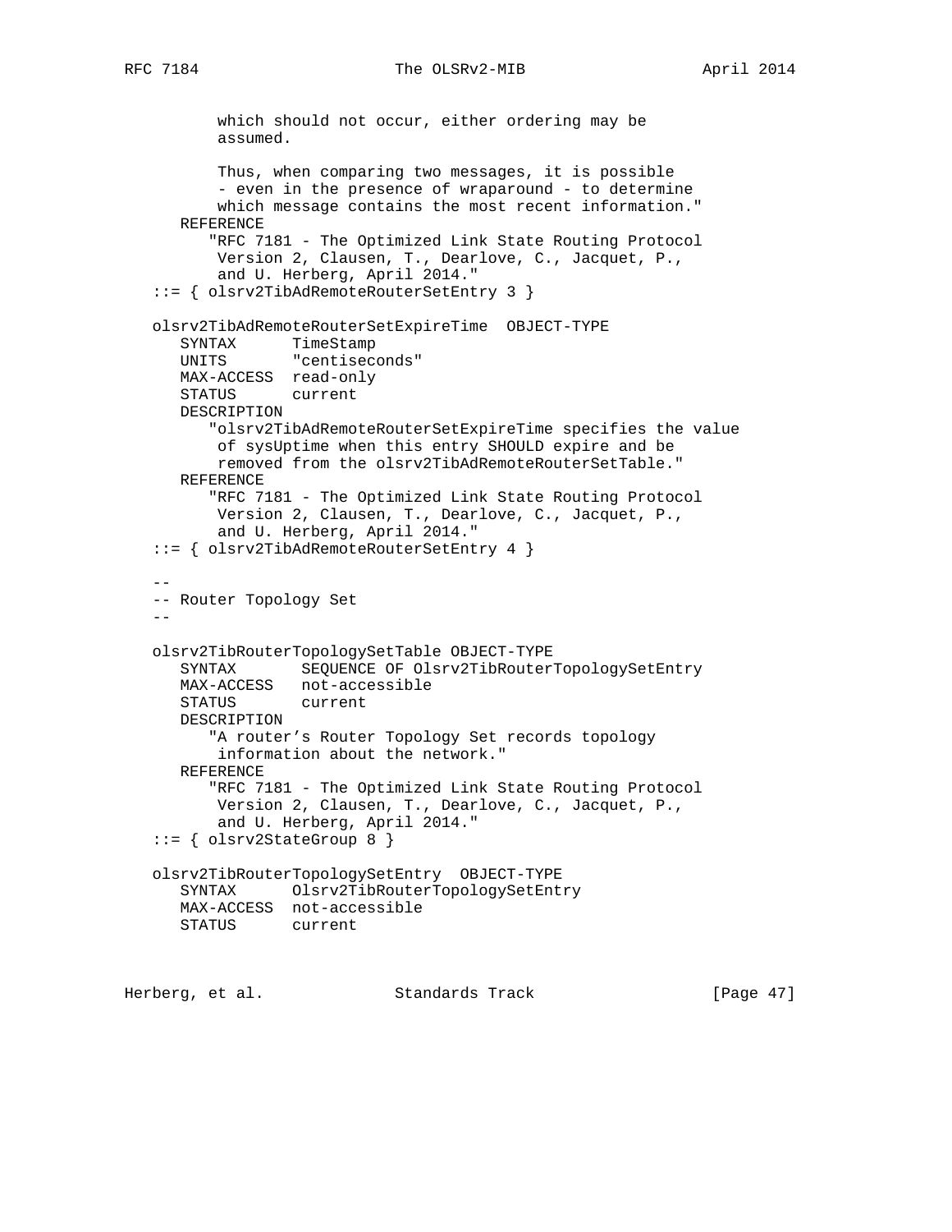```
          which should not occur, either ordering may be
          assumed.

          Thus, when comparing two messages, it is possible
          - even in the presence of wraparound - to determine
          which message contains the most recent information."
      REFERENCE
         "RFC 7181 - The Optimized Link State Routing Protocol
          Version 2, Clausen, T., Dearlove, C., Jacquet, P.,
          and U. Herberg, April 2014."
   ::= { olsrv2TibAdRemoteRouterSetEntry 3 }

   olsrv2TibAdRemoteRouterSetExpireTime  OBJECT-TYPE
      SYNTAX      TimeStamp
      UNITS       "centiseconds"
      MAX-ACCESS  read-only
      STATUS      current
      DESCRIPTION
         "olsrv2TibAdRemoteRouterSetExpireTime specifies the value
          of sysUptime when this entry SHOULD expire and be
          removed from the olsrv2TibAdRemoteRouterSetTable."
      REFERENCE
         "RFC 7181 - The Optimized Link State Routing Protocol
          Version 2, Clausen, T., Dearlove, C., Jacquet, P.,
          and U. Herberg, April 2014."
   ::= { olsrv2TibAdRemoteRouterSetEntry 4 }

   --
   -- Router Topology Set
   --

   olsrv2TibRouterTopologySetTable OBJECT-TYPE
      SYNTAX       SEQUENCE OF Olsrv2TibRouterTopologySetEntry
      MAX-ACCESS   not-accessible
      STATUS       current
      DESCRIPTION
         "A router's Router Topology Set records topology
          information about the network."
      REFERENCE
         "RFC 7181 - The Optimized Link State Routing Protocol
          Version 2, Clausen, T., Dearlove, C., Jacquet, P.,
          and U. Herberg, April 2014."
   ::= { olsrv2StateGroup 8 }

   olsrv2TibRouterTopologySetEntry  OBJECT-TYPE
      SYNTAX      Olsrv2TibRouterTopologySetEntry
      MAX-ACCESS  not-accessible
      STATUS      current
```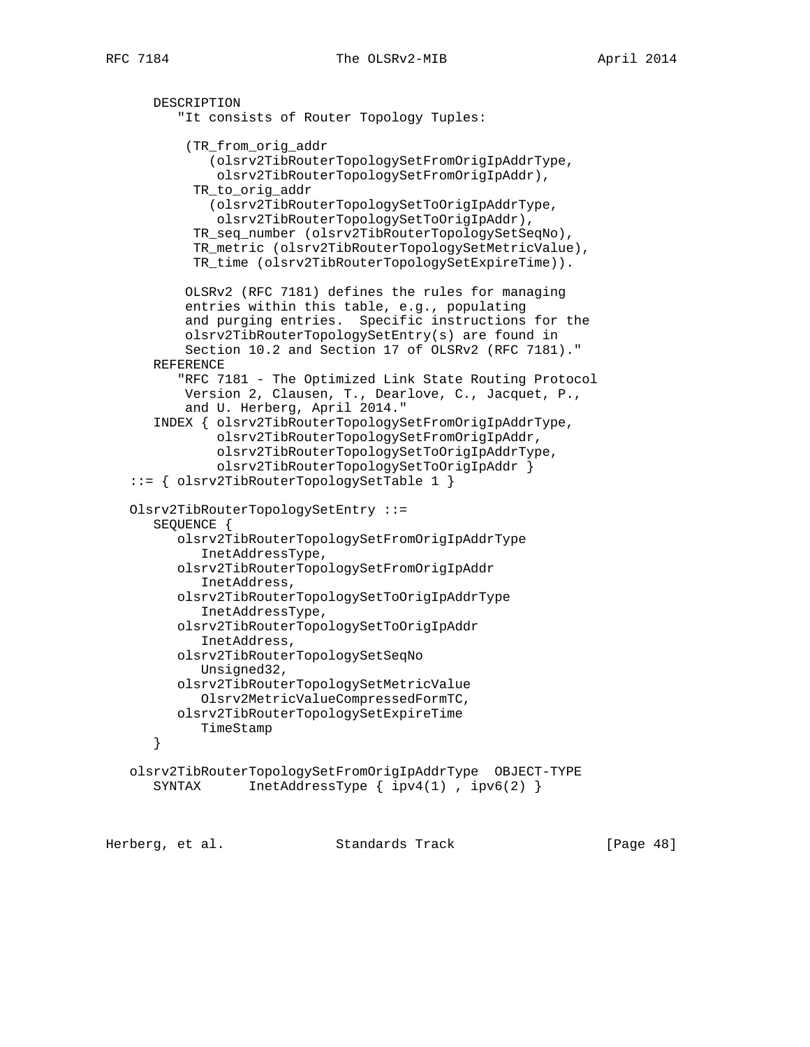```
      DESCRIPTION
         "It consists of Router Topology Tuples:

          (TR_from_orig_addr
             (olsrv2TibRouterTopologySetFromOrigIpAddrType,
              olsrv2TibRouterTopologySetFromOrigIpAddr),
           TR_to_orig_addr
             (olsrv2TibRouterTopologySetToOrigIpAddrType,
              olsrv2TibRouterTopologySetToOrigIpAddr),
           TR_seq_number (olsrv2TibRouterTopologySetSeqNo),
           TR_metric (olsrv2TibRouterTopologySetMetricValue),
           TR_time (olsrv2TibRouterTopologySetExpireTime)).

          OLSRv2 (RFC 7181) defines the rules for managing
          entries within this table, e.g., populating
          and purging entries.  Specific instructions for the
          olsrv2TibRouterTopologySetEntry(s) are found in
          Section 10.2 and Section 17 of OLSRv2 (RFC 7181)."
      REFERENCE
         "RFC 7181 - The Optimized Link State Routing Protocol
          Version 2, Clausen, T., Dearlove, C., Jacquet, P.,
          and U. Herberg, April 2014."
      INDEX { olsrv2TibRouterTopologySetFromOrigIpAddrType,
              olsrv2TibRouterTopologySetFromOrigIpAddr,
              olsrv2TibRouterTopologySetToOrigIpAddrType,
              olsrv2TibRouterTopologySetToOrigIpAddr }
   ::= { olsrv2TibRouterTopologySetTable 1 }

   Olsrv2TibRouterTopologySetEntry ::=
      SEQUENCE {
         olsrv2TibRouterTopologySetFromOrigIpAddrType
            InetAddressType,
         olsrv2TibRouterTopologySetFromOrigIpAddr
            InetAddress,
         olsrv2TibRouterTopologySetToOrigIpAddrType
            InetAddressType,
         olsrv2TibRouterTopologySetToOrigIpAddr
            InetAddress,
         olsrv2TibRouterTopologySetSeqNo
            Unsigned32,
         olsrv2TibRouterTopologySetMetricValue
            Olsrv2MetricValueCompressedFormTC,
         olsrv2TibRouterTopologySetExpireTime
            TimeStamp
      }

   olsrv2TibRouterTopologySetFromOrigIpAddrType  OBJECT-TYPE
      SYNTAX      InetAddressType { ipv4(1) , ipv6(2) }
```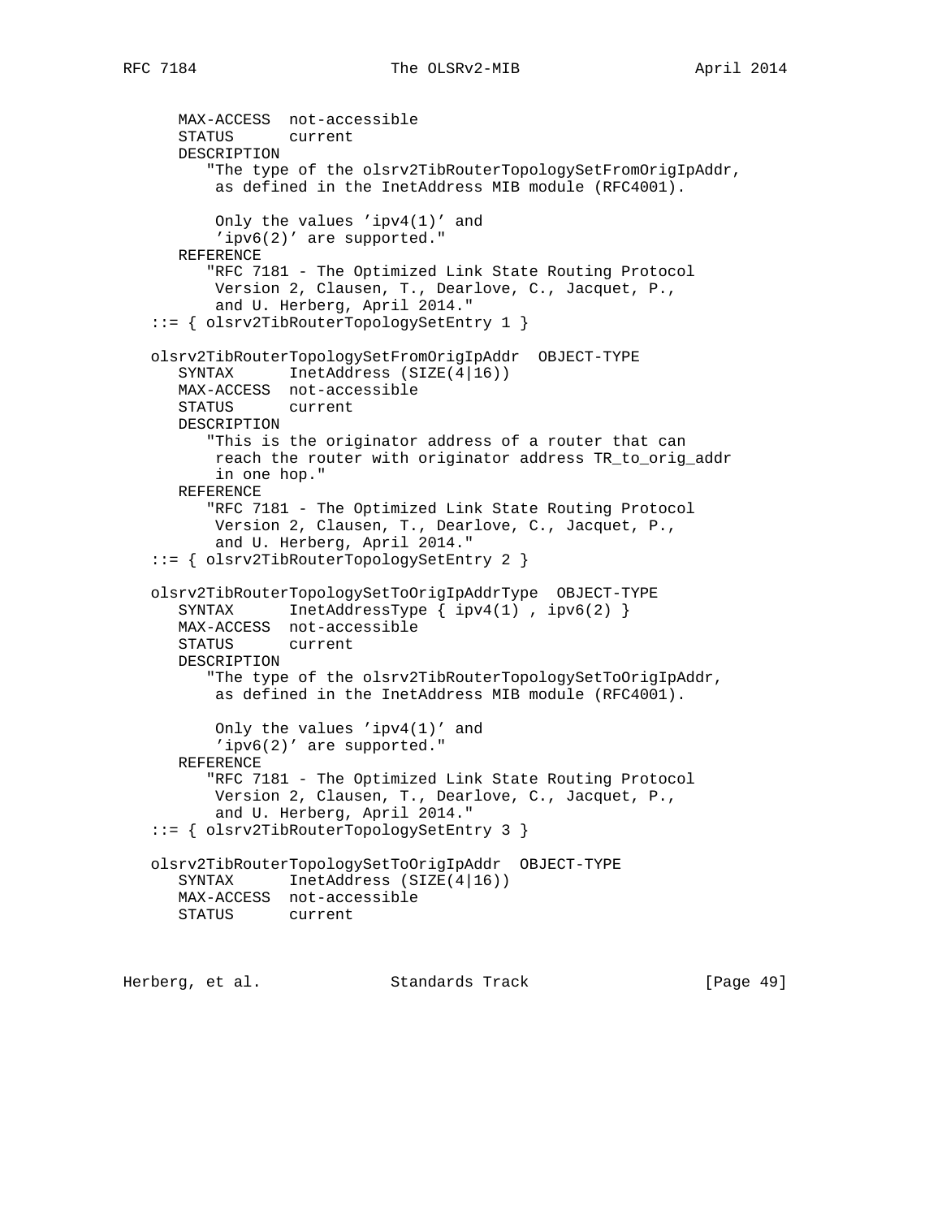```
      MAX-ACCESS  not-accessible
      STATUS      current
      DESCRIPTION
         "The type of the olsrv2TibRouterTopologySetFromOrigIpAddr,
          as defined in the InetAddress MIB module (RFC4001).

          Only the values 'ipv4(1)' and
          'ipv6(2)' are supported."
      REFERENCE
         "RFC 7181 - The Optimized Link State Routing Protocol
          Version 2, Clausen, T., Dearlove, C., Jacquet, P.,
          and U. Herberg, April 2014."
   ::= { olsrv2TibRouterTopologySetEntry 1 }

   olsrv2TibRouterTopologySetFromOrigIpAddr  OBJECT-TYPE
      SYNTAX      InetAddress (SIZE(4|16))
      MAX-ACCESS  not-accessible
      STATUS      current
      DESCRIPTION
         "This is the originator address of a router that can
          reach the router with originator address TR_to_orig_addr
          in one hop."
      REFERENCE
         "RFC 7181 - The Optimized Link State Routing Protocol
          Version 2, Clausen, T., Dearlove, C., Jacquet, P.,
          and U. Herberg, April 2014."
   ::= { olsrv2TibRouterTopologySetEntry 2 }

   olsrv2TibRouterTopologySetToOrigIpAddrType  OBJECT-TYPE
      SYNTAX      InetAddressType { ipv4(1) , ipv6(2) }
      MAX-ACCESS  not-accessible
      STATUS      current
      DESCRIPTION
         "The type of the olsrv2TibRouterTopologySetToOrigIpAddr,
          as defined in the InetAddress MIB module (RFC4001).

          Only the values 'ipv4(1)' and
          'ipv6(2)' are supported."
      REFERENCE
         "RFC 7181 - The Optimized Link State Routing Protocol
          Version 2, Clausen, T., Dearlove, C., Jacquet, P.,
          and U. Herberg, April 2014."
   ::= { olsrv2TibRouterTopologySetEntry 3 }

   olsrv2TibRouterTopologySetToOrigIpAddr  OBJECT-TYPE
      SYNTAX      InetAddress (SIZE(4|16))
      MAX-ACCESS  not-accessible
      STATUS      current
```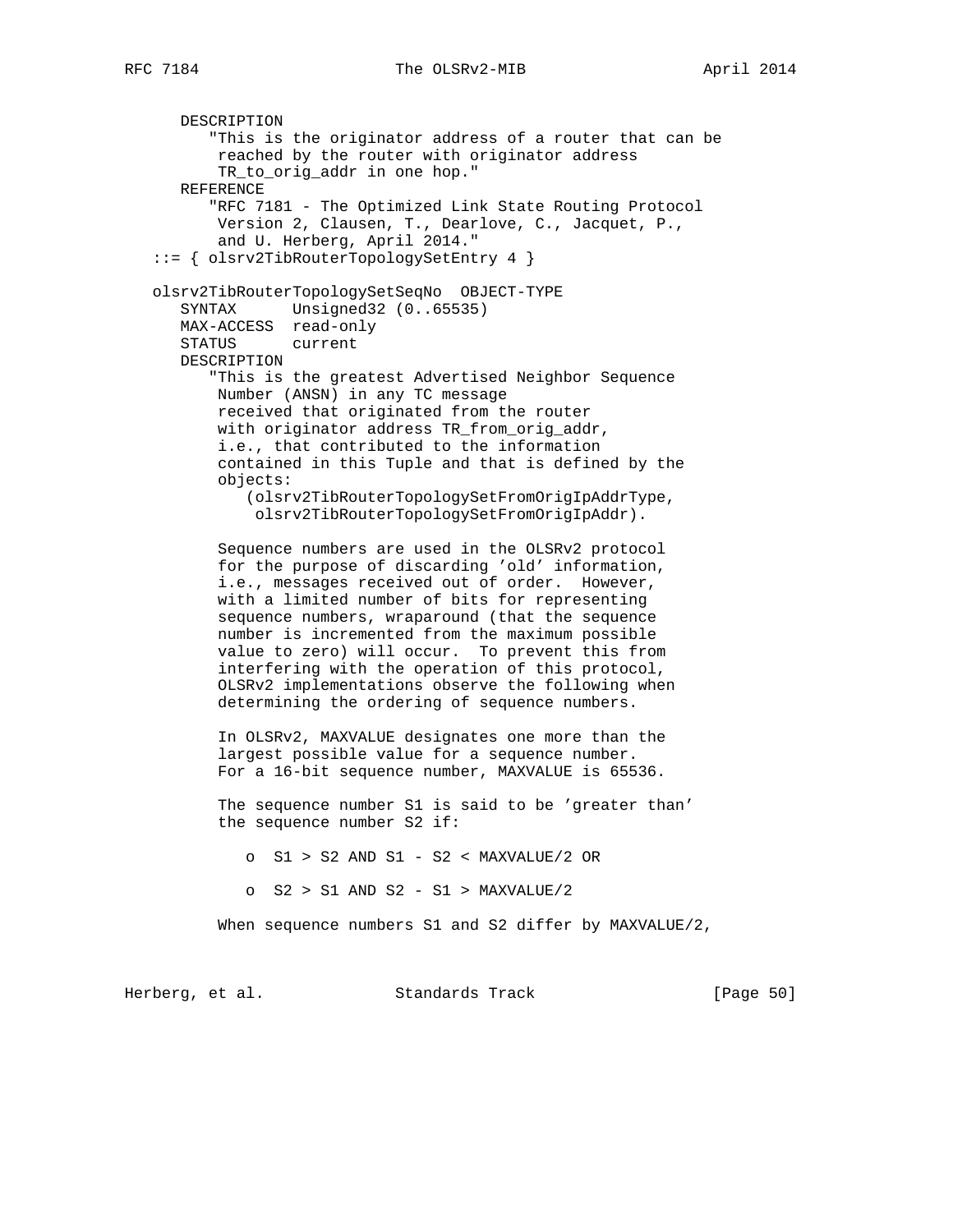```
      DESCRIPTION
         "This is the originator address of a router that can be
          reached by the router with originator address
          TR_to_orig_addr in one hop."
      REFERENCE
         "RFC 7181 - The Optimized Link State Routing Protocol
          Version 2, Clausen, T., Dearlove, C., Jacquet, P.,
          and U. Herberg, April 2014."
   ::= { olsrv2TibRouterTopologySetEntry 4 }

   olsrv2TibRouterTopologySetSeqNo  OBJECT-TYPE
      SYNTAX      Unsigned32 (0..65535)
      MAX-ACCESS  read-only
      STATUS      current
      DESCRIPTION
         "This is the greatest Advertised Neighbor Sequence
          Number (ANSN) in any TC message
          received that originated from the router
          with originator address TR_from_orig_addr,
          i.e., that contributed to the information
          contained in this Tuple and that is defined by the
          objects:
             (olsrv2TibRouterTopologySetFromOrigIpAddrType,
              olsrv2TibRouterTopologySetFromOrigIpAddr).

          Sequence numbers are used in the OLSRv2 protocol
          for the purpose of discarding 'old' information,
          i.e., messages received out of order.  However,
          with a limited number of bits for representing
          sequence numbers, wraparound (that the sequence
          number is incremented from the maximum possible
          value to zero) will occur.  To prevent this from
          interfering with the operation of this protocol,
          OLSRv2 implementations observe the following when
          determining the ordering of sequence numbers.

          In OLSRv2, MAXVALUE designates one more than the
          largest possible value for a sequence number.
          For a 16-bit sequence number, MAXVALUE is 65536.

          The sequence number S1 is said to be 'greater than'
          the sequence number S2 if:

             o  S1 > S2 AND S1 - S2 < MAXVALUE/2 OR

             o  S2 > S1 AND S2 - S1 > MAXVALUE/2

          When sequence numbers S1 and S2 differ by MAXVALUE/2,
```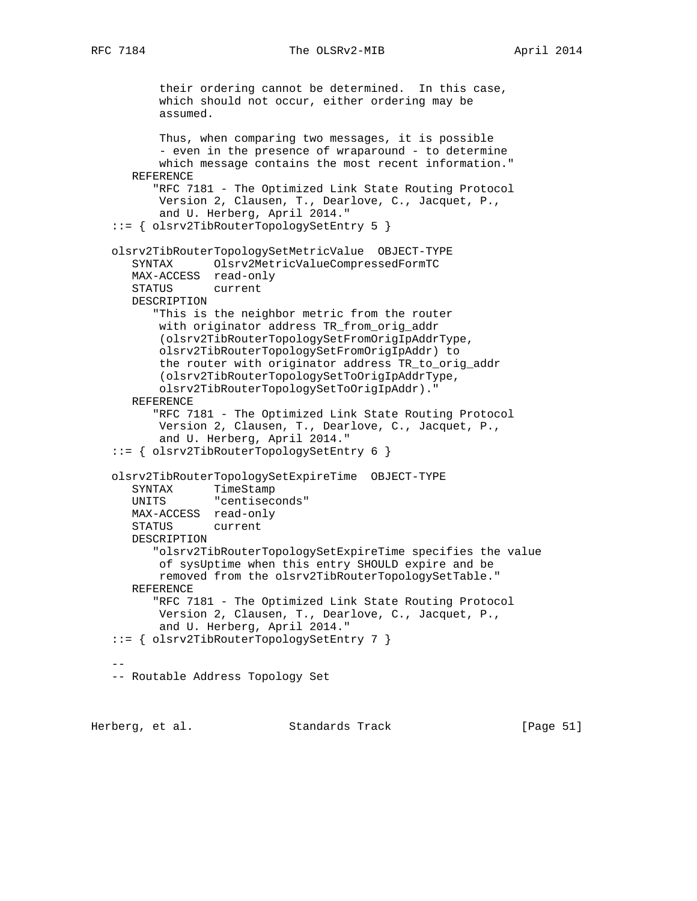```
         their ordering cannot be determined.  In this case,
         which should not occur, either ordering may be
         assumed.

         Thus, when comparing two messages, it is possible
         - even in the presence of wraparound - to determine
         which message contains the most recent information."
      REFERENCE
         "RFC 7181 - The Optimized Link State Routing Protocol
          Version 2, Clausen, T., Dearlove, C., Jacquet, P.,
          and U. Herberg, April 2014."
   ::= { olsrv2TibRouterTopologySetEntry 5 }

   olsrv2TibRouterTopologySetMetricValue  OBJECT-TYPE
      SYNTAX      Olsrv2MetricValueCompressedFormTC
      MAX-ACCESS  read-only
      STATUS      current
      DESCRIPTION
         "This is the neighbor metric from the router
          with originator address TR_from_orig_addr
          (olsrv2TibRouterTopologySetFromOrigIpAddrType,
          olsrv2TibRouterTopologySetFromOrigIpAddr) to
          the router with originator address TR_to_orig_addr
          (olsrv2TibRouterTopologySetToOrigIpAddrType,
          olsrv2TibRouterTopologySetToOrigIpAddr)."
      REFERENCE
         "RFC 7181 - The Optimized Link State Routing Protocol
          Version 2, Clausen, T., Dearlove, C., Jacquet, P.,
          and U. Herberg, April 2014."
   ::= { olsrv2TibRouterTopologySetEntry 6 }

   olsrv2TibRouterTopologySetExpireTime  OBJECT-TYPE
      SYNTAX      TimeStamp
      UNITS       "centiseconds"
      MAX-ACCESS  read-only
      STATUS      current
      DESCRIPTION
         "olsrv2TibRouterTopologySetExpireTime specifies the value
          of sysUptime when this entry SHOULD expire and be
          removed from the olsrv2TibRouterTopologySetTable."
      REFERENCE
         "RFC 7181 - The Optimized Link State Routing Protocol
          Version 2, Clausen, T., Dearlove, C., Jacquet, P.,
          and U. Herberg, April 2014."
   ::= { olsrv2TibRouterTopologySetEntry 7 }

   --
   -- Routable Address Topology Set
```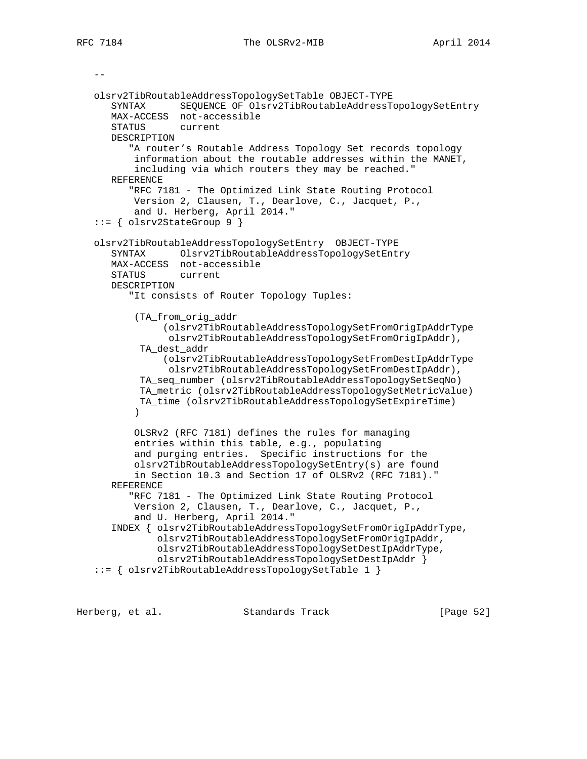```
   --

   olsrv2TibRoutableAddressTopologySetTable OBJECT-TYPE
      SYNTAX      SEQUENCE OF Olsrv2TibRoutableAddressTopologySetEntry
      MAX-ACCESS  not-accessible
      STATUS      current
      DESCRIPTION
         "A router's Routable Address Topology Set records topology
          information about the routable addresses within the MANET,
          including via which routers they may be reached."
      REFERENCE
         "RFC 7181 - The Optimized Link State Routing Protocol
          Version 2, Clausen, T., Dearlove, C., Jacquet, P.,
          and U. Herberg, April 2014."
   ::= { olsrv2StateGroup 9 }

   olsrv2TibRoutableAddressTopologySetEntry  OBJECT-TYPE
      SYNTAX      Olsrv2TibRoutableAddressTopologySetEntry
      MAX-ACCESS  not-accessible
      STATUS      current
      DESCRIPTION
         "It consists of Router Topology Tuples:

          (TA_from_orig_addr
               (olsrv2TibRoutableAddressTopologySetFromOrigIpAddrType
                olsrv2TibRoutableAddressTopologySetFromOrigIpAddr),
           TA_dest_addr
               (olsrv2TibRoutableAddressTopologySetFromDestIpAddrType
                olsrv2TibRoutableAddressTopologySetFromDestIpAddr),
           TA_seq_number (olsrv2TibRoutableAddressTopologySetSeqNo)
           TA_metric (olsrv2TibRoutableAddressTopologySetMetricValue)
           TA_time (olsrv2TibRoutableAddressTopologySetExpireTime)
          )

          OLSRv2 (RFC 7181) defines the rules for managing
          entries within this table, e.g., populating
          and purging entries.  Specific instructions for the
          olsrv2TibRoutableAddressTopologySetEntry(s) are found
          in Section 10.3 and Section 17 of OLSRv2 (RFC 7181)."
      REFERENCE
         "RFC 7181 - The Optimized Link State Routing Protocol
          Version 2, Clausen, T., Dearlove, C., Jacquet, P.,
          and U. Herberg, April 2014."
      INDEX { olsrv2TibRoutableAddressTopologySetFromOrigIpAddrType,
              olsrv2TibRoutableAddressTopologySetFromOrigIpAddr,
              olsrv2TibRoutableAddressTopologySetDestIpAddrType,
              olsrv2TibRoutableAddressTopologySetDestIpAddr }
   ::= { olsrv2TibRoutableAddressTopologySetTable 1 }
```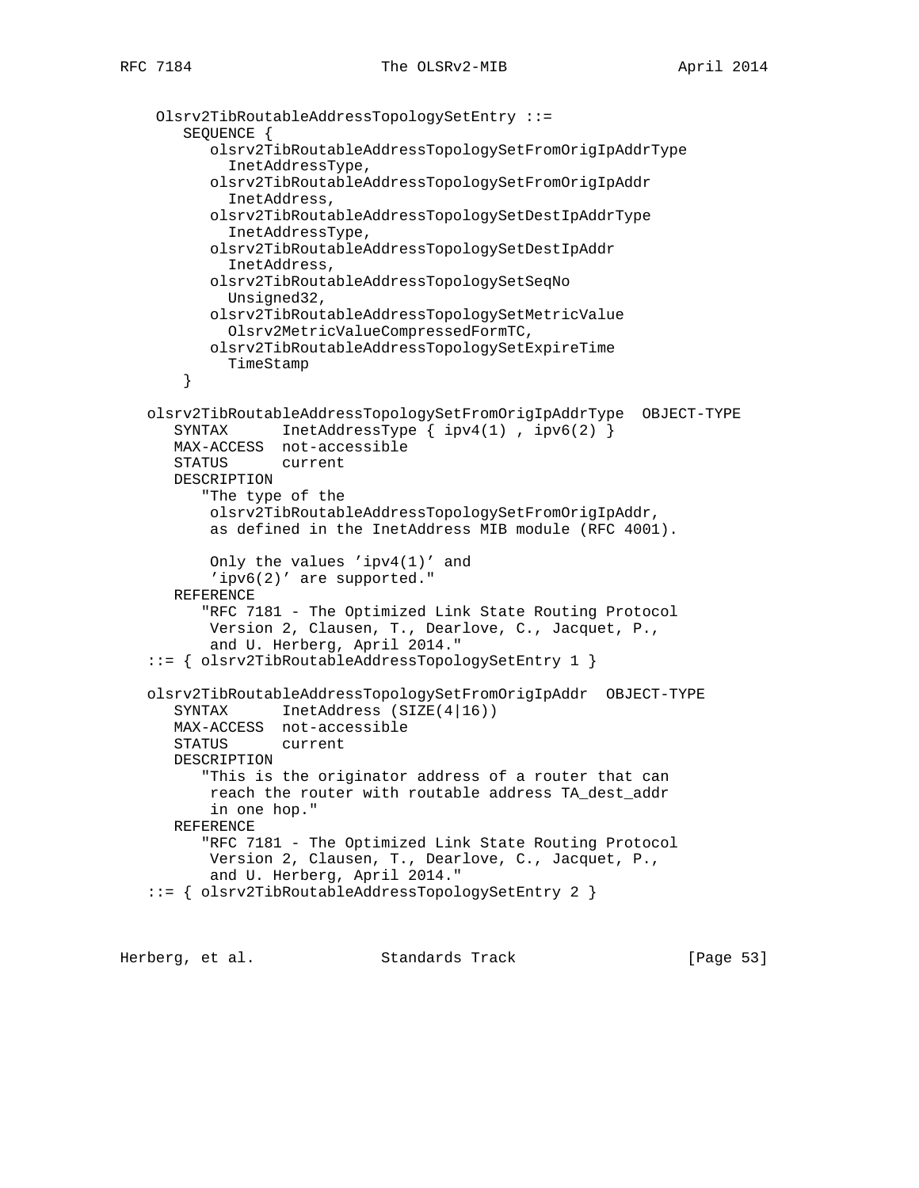```
     Olsrv2TibRoutableAddressTopologySetEntry ::=
        SEQUENCE {
           olsrv2TibRoutableAddressTopologySetFromOrigIpAddrType
             InetAddressType,
           olsrv2TibRoutableAddressTopologySetFromOrigIpAddr
             InetAddress,
           olsrv2TibRoutableAddressTopologySetDestIpAddrType
             InetAddressType,
           olsrv2TibRoutableAddressTopologySetDestIpAddr
             InetAddress,
           olsrv2TibRoutableAddressTopologySetSeqNo
             Unsigned32,
           olsrv2TibRoutableAddressTopologySetMetricValue
             Olsrv2MetricValueCompressedFormTC,
           olsrv2TibRoutableAddressTopologySetExpireTime
             TimeStamp
        }

   olsrv2TibRoutableAddressTopologySetFromOrigIpAddrType  OBJECT-TYPE
      SYNTAX      InetAddressType { ipv4(1) , ipv6(2) }
      MAX-ACCESS  not-accessible
      STATUS      current
      DESCRIPTION
         "The type of the
          olsrv2TibRoutableAddressTopologySetFromOrigIpAddr,
          as defined in the InetAddress MIB module (RFC 4001).

          Only the values 'ipv4(1)' and
          'ipv6(2)' are supported."
      REFERENCE
         "RFC 7181 - The Optimized Link State Routing Protocol
          Version 2, Clausen, T., Dearlove, C., Jacquet, P.,
          and U. Herberg, April 2014."
   ::= { olsrv2TibRoutableAddressTopologySetEntry 1 }

   olsrv2TibRoutableAddressTopologySetFromOrigIpAddr  OBJECT-TYPE
      SYNTAX      InetAddress (SIZE(4|16))
      MAX-ACCESS  not-accessible
      STATUS      current
      DESCRIPTION
         "This is the originator address of a router that can
          reach the router with routable address TA_dest_addr
          in one hop."
      REFERENCE
         "RFC 7181 - The Optimized Link State Routing Protocol
          Version 2, Clausen, T., Dearlove, C., Jacquet, P.,
          and U. Herberg, April 2014."
   ::= { olsrv2TibRoutableAddressTopologySetEntry 2 }
```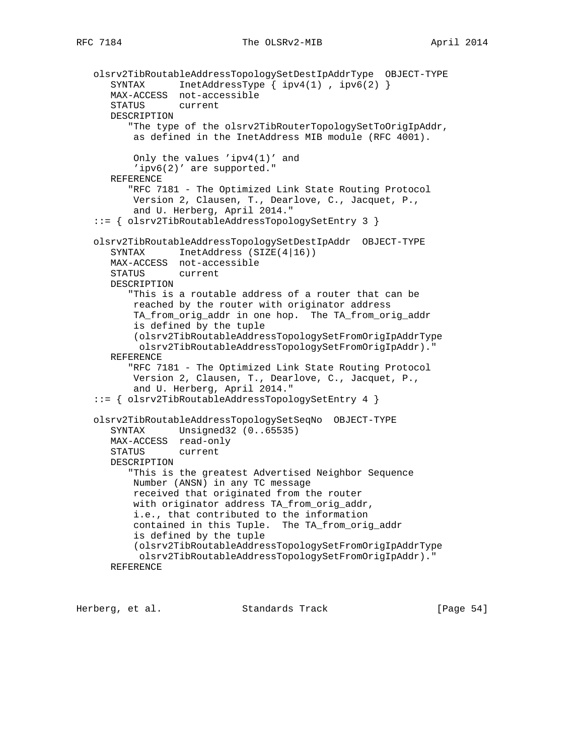```
   olsrv2TibRoutableAddressTopologySetDestIpAddrType  OBJECT-TYPE
      SYNTAX      InetAddressType { ipv4(1) , ipv6(2) }
      MAX-ACCESS  not-accessible
      STATUS      current
      DESCRIPTION
         "The type of the olsrv2TibRouterTopologySetToOrigIpAddr,
          as defined in the InetAddress MIB module (RFC 4001).

          Only the values 'ipv4(1)' and
          'ipv6(2)' are supported."
      REFERENCE
         "RFC 7181 - The Optimized Link State Routing Protocol
          Version 2, Clausen, T., Dearlove, C., Jacquet, P.,
          and U. Herberg, April 2014."
   ::= { olsrv2TibRoutableAddressTopologySetEntry 3 }

   olsrv2TibRoutableAddressTopologySetDestIpAddr  OBJECT-TYPE
      SYNTAX      InetAddress (SIZE(4|16))
      MAX-ACCESS  not-accessible
      STATUS      current
      DESCRIPTION
         "This is a routable address of a router that can be
          reached by the router with originator address
          TA_from_orig_addr in one hop.  The TA_from_orig_addr
          is defined by the tuple
          (olsrv2TibRoutableAddressTopologySetFromOrigIpAddrType
           olsrv2TibRoutableAddressTopologySetFromOrigIpAddr)."
      REFERENCE
         "RFC 7181 - The Optimized Link State Routing Protocol
          Version 2, Clausen, T., Dearlove, C., Jacquet, P.,
          and U. Herberg, April 2014."
   ::= { olsrv2TibRoutableAddressTopologySetEntry 4 }

   olsrv2TibRoutableAddressTopologySetSeqNo  OBJECT-TYPE
      SYNTAX      Unsigned32 (0..65535)
      MAX-ACCESS  read-only
      STATUS      current
      DESCRIPTION
         "This is the greatest Advertised Neighbor Sequence
          Number (ANSN) in any TC message
          received that originated from the router
          with originator address TA_from_orig_addr,
          i.e., that contributed to the information
          contained in this Tuple.  The TA_from_orig_addr
          is defined by the tuple
          (olsrv2TibRoutableAddressTopologySetFromOrigIpAddrType
           olsrv2TibRoutableAddressTopologySetFromOrigIpAddr)."
      REFERENCE
```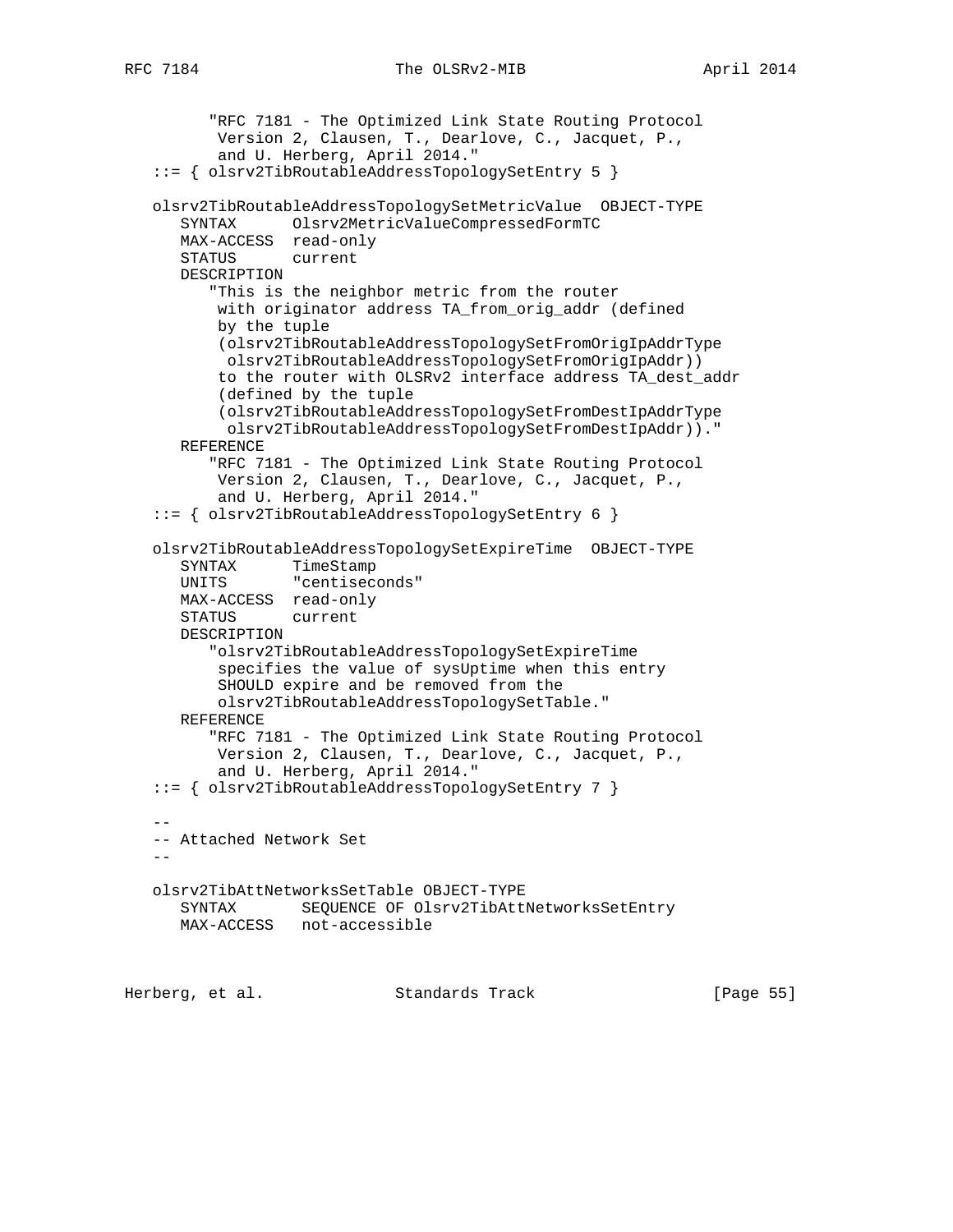```
         "RFC 7181 - The Optimized Link State Routing Protocol
          Version 2, Clausen, T., Dearlove, C., Jacquet, P.,
          and U. Herberg, April 2014."
   ::= { olsrv2TibRoutableAddressTopologySetEntry 5 }

   olsrv2TibRoutableAddressTopologySetMetricValue  OBJECT-TYPE
      SYNTAX      Olsrv2MetricValueCompressedFormTC
      MAX-ACCESS  read-only
      STATUS      current
      DESCRIPTION
         "This is the neighbor metric from the router
          with originator address TA_from_orig_addr (defined
          by the tuple
          (olsrv2TibRoutableAddressTopologySetFromOrigIpAddrType
           olsrv2TibRoutableAddressTopologySetFromOrigIpAddr))
          to the router with OLSRv2 interface address TA_dest_addr
          (defined by the tuple
          (olsrv2TibRoutableAddressTopologySetFromDestIpAddrType
           olsrv2TibRoutableAddressTopologySetFromDestIpAddr))."
      REFERENCE
         "RFC 7181 - The Optimized Link State Routing Protocol
          Version 2, Clausen, T., Dearlove, C., Jacquet, P.,
          and U. Herberg, April 2014."
   ::= { olsrv2TibRoutableAddressTopologySetEntry 6 }

   olsrv2TibRoutableAddressTopologySetExpireTime  OBJECT-TYPE
      SYNTAX      TimeStamp
      UNITS       "centiseconds"
      MAX-ACCESS  read-only
      STATUS      current
      DESCRIPTION
         "olsrv2TibRoutableAddressTopologySetExpireTime
          specifies the value of sysUptime when this entry
          SHOULD expire and be removed from the
          olsrv2TibRoutableAddressTopologySetTable."
      REFERENCE
         "RFC 7181 - The Optimized Link State Routing Protocol
          Version 2, Clausen, T., Dearlove, C., Jacquet, P.,
          and U. Herberg, April 2014."
   ::= { olsrv2TibRoutableAddressTopologySetEntry 7 }

   --
   -- Attached Network Set
   --

   olsrv2TibAttNetworksSetTable OBJECT-TYPE
      SYNTAX       SEQUENCE OF Olsrv2TibAttNetworksSetEntry
      MAX-ACCESS   not-accessible
```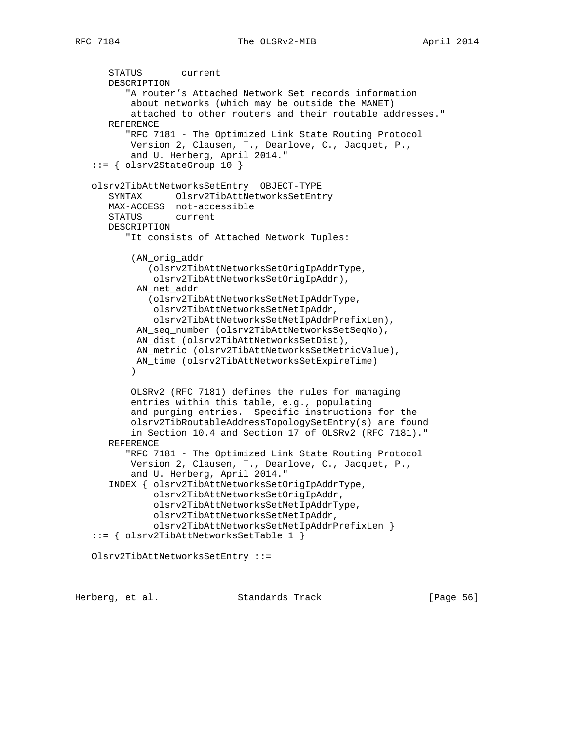```
      STATUS       current
      DESCRIPTION
         "A router's Attached Network Set records information
          about networks (which may be outside the MANET)
          attached to other routers and their routable addresses."
      REFERENCE
         "RFC 7181 - The Optimized Link State Routing Protocol
          Version 2, Clausen, T., Dearlove, C., Jacquet, P.,
          and U. Herberg, April 2014."
   ::= { olsrv2StateGroup 10 }

   olsrv2TibAttNetworksSetEntry  OBJECT-TYPE
      SYNTAX      Olsrv2TibAttNetworksSetEntry
      MAX-ACCESS  not-accessible
      STATUS      current
      DESCRIPTION
         "It consists of Attached Network Tuples:

          (AN_orig_addr
             (olsrv2TibAttNetworksSetOrigIpAddrType,
              olsrv2TibAttNetworksSetOrigIpAddr),
           AN_net_addr
             (olsrv2TibAttNetworksSetNetIpAddrType,
              olsrv2TibAttNetworksSetNetIpAddr,
              olsrv2TibAttNetworksSetNetIpAddrPrefixLen),
           AN_seq_number (olsrv2TibAttNetworksSetSeqNo),
           AN_dist (olsrv2TibAttNetworksSetDist),
           AN_metric (olsrv2TibAttNetworksSetMetricValue),
           AN_time (olsrv2TibAttNetworksSetExpireTime)
          )

          OLSRv2 (RFC 7181) defines the rules for managing
          entries within this table, e.g., populating
          and purging entries.  Specific instructions for the
          olsrv2TibRoutableAddressTopologySetEntry(s) are found
          in Section 10.4 and Section 17 of OLSRv2 (RFC 7181)."
      REFERENCE
         "RFC 7181 - The Optimized Link State Routing Protocol
          Version 2, Clausen, T., Dearlove, C., Jacquet, P.,
          and U. Herberg, April 2014."
      INDEX { olsrv2TibAttNetworksSetOrigIpAddrType,
              olsrv2TibAttNetworksSetOrigIpAddr,
              olsrv2TibAttNetworksSetNetIpAddrType,
              olsrv2TibAttNetworksSetNetIpAddr,
              olsrv2TibAttNetworksSetNetIpAddrPrefixLen }
   ::= { olsrv2TibAttNetworksSetTable 1 }

   Olsrv2TibAttNetworksSetEntry ::=
```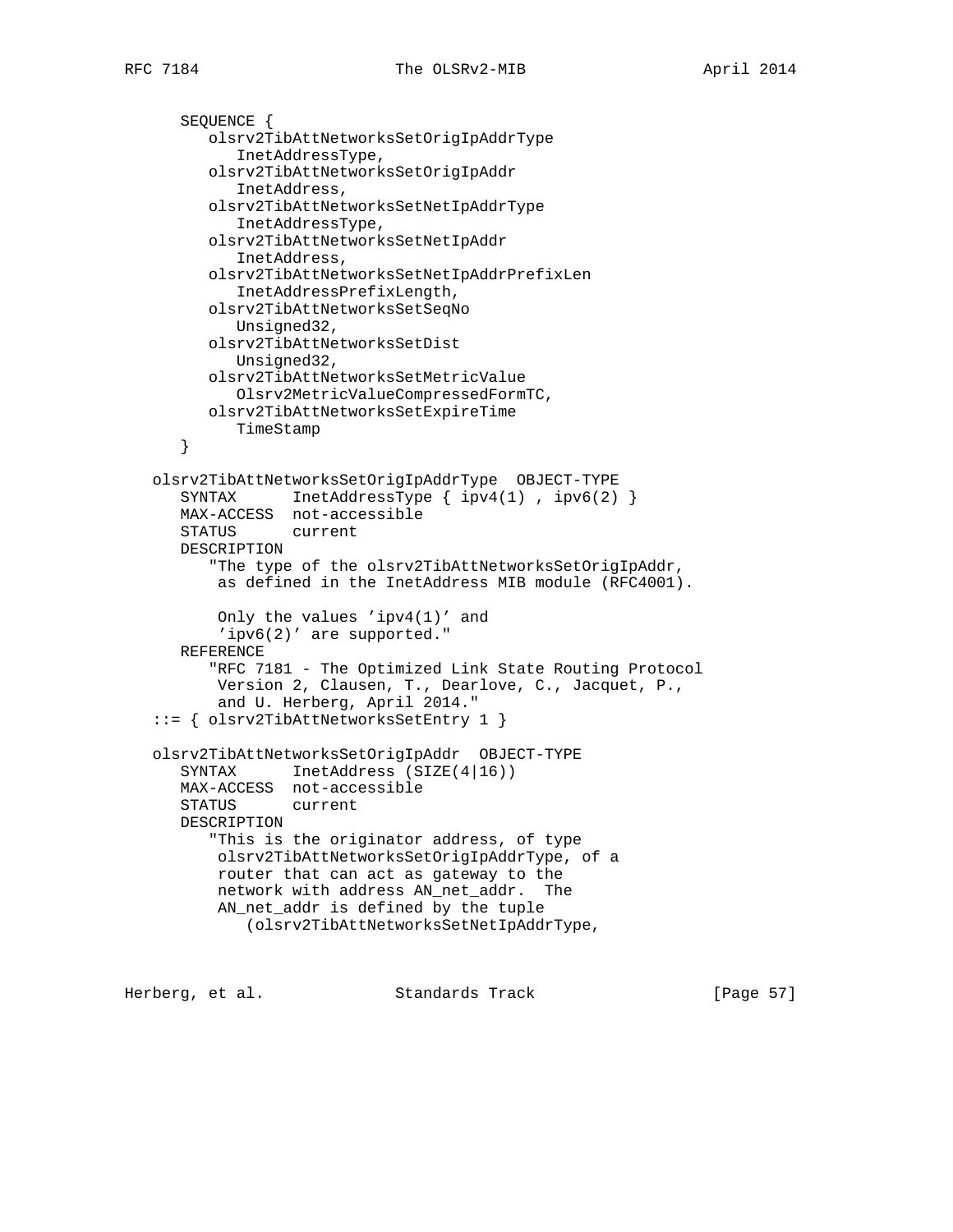```
      SEQUENCE {
         olsrv2TibAttNetworksSetOrigIpAddrType
            InetAddressType,
         olsrv2TibAttNetworksSetOrigIpAddr
            InetAddress,
         olsrv2TibAttNetworksSetNetIpAddrType
            InetAddressType,
         olsrv2TibAttNetworksSetNetIpAddr
            InetAddress,
         olsrv2TibAttNetworksSetNetIpAddrPrefixLen
            InetAddressPrefixLength,
         olsrv2TibAttNetworksSetSeqNo
            Unsigned32,
         olsrv2TibAttNetworksSetDist
            Unsigned32,
         olsrv2TibAttNetworksSetMetricValue
            Olsrv2MetricValueCompressedFormTC,
         olsrv2TibAttNetworksSetExpireTime
            TimeStamp
      }

   olsrv2TibAttNetworksSetOrigIpAddrType  OBJECT-TYPE
      SYNTAX      InetAddressType { ipv4(1) , ipv6(2) }
      MAX-ACCESS  not-accessible
      STATUS      current
      DESCRIPTION
         "The type of the olsrv2TibAttNetworksSetOrigIpAddr,
          as defined in the InetAddress MIB module (RFC4001).

          Only the values 'ipv4(1)' and
          'ipv6(2)' are supported."
      REFERENCE
         "RFC 7181 - The Optimized Link State Routing Protocol
          Version 2, Clausen, T., Dearlove, C., Jacquet, P.,
          and U. Herberg, April 2014."
   ::= { olsrv2TibAttNetworksSetEntry 1 }

   olsrv2TibAttNetworksSetOrigIpAddr  OBJECT-TYPE
      SYNTAX      InetAddress (SIZE(4|16))
      MAX-ACCESS  not-accessible
      STATUS      current
      DESCRIPTION
         "This is the originator address, of type
          olsrv2TibAttNetworksSetOrigIpAddrType, of a
          router that can act as gateway to the
          network with address AN_net_addr.  The
          AN_net_addr is defined by the tuple
             (olsrv2TibAttNetworksSetNetIpAddrType,
```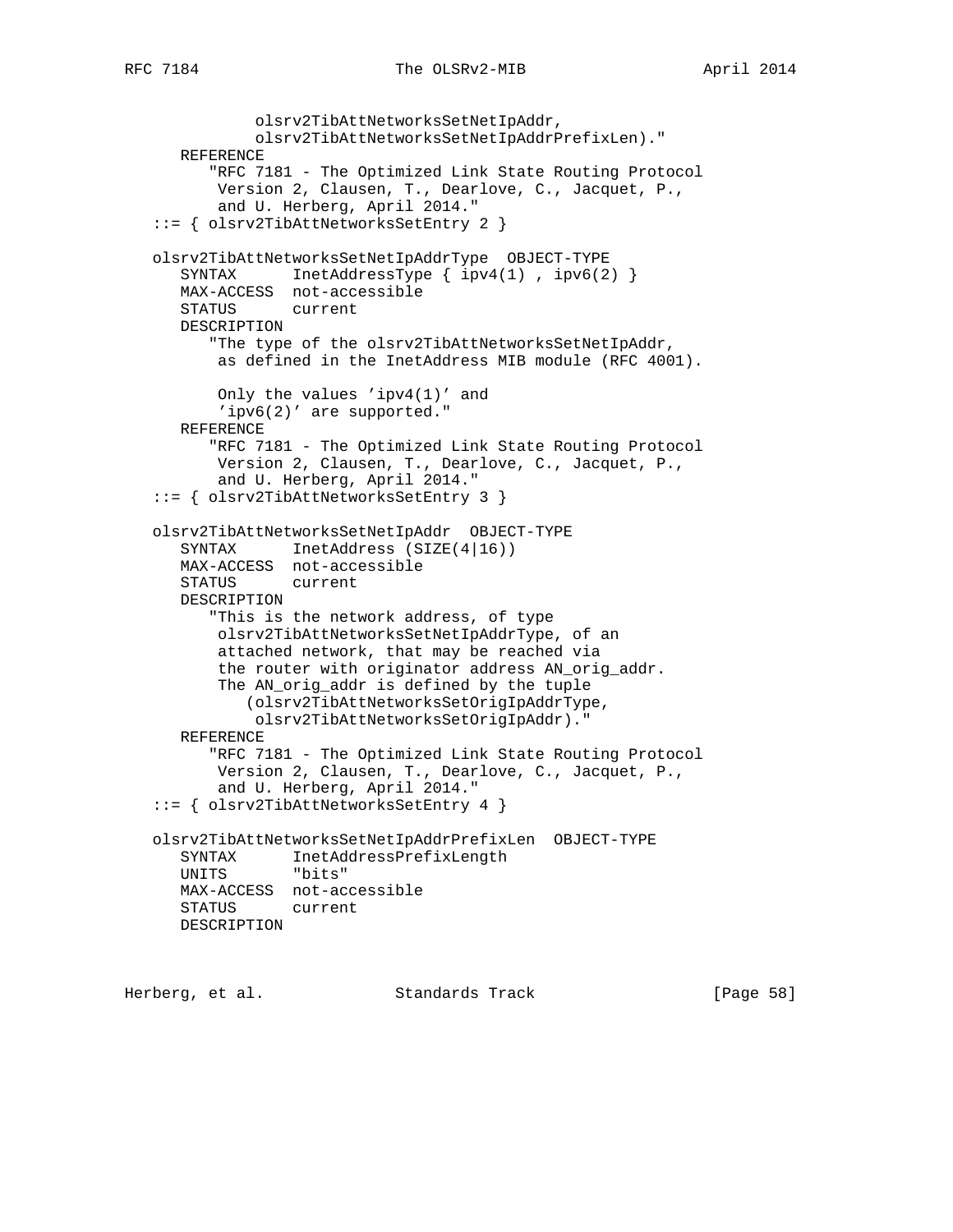```
              olsrv2TibAttNetworksSetNetIpAddr,
              olsrv2TibAttNetworksSetNetIpAddrPrefixLen)."
      REFERENCE
         "RFC 7181 - The Optimized Link State Routing Protocol
          Version 2, Clausen, T., Dearlove, C., Jacquet, P.,
          and U. Herberg, April 2014."
   ::= { olsrv2TibAttNetworksSetEntry 2 }

   olsrv2TibAttNetworksSetNetIpAddrType  OBJECT-TYPE
      SYNTAX      InetAddressType { ipv4(1) , ipv6(2) }
      MAX-ACCESS  not-accessible
      STATUS      current
      DESCRIPTION
         "The type of the olsrv2TibAttNetworksSetNetIpAddr,
          as defined in the InetAddress MIB module (RFC 4001).

          Only the values 'ipv4(1)' and
          'ipv6(2)' are supported."
      REFERENCE
         "RFC 7181 - The Optimized Link State Routing Protocol
          Version 2, Clausen, T., Dearlove, C., Jacquet, P.,
          and U. Herberg, April 2014."
   ::= { olsrv2TibAttNetworksSetEntry 3 }

   olsrv2TibAttNetworksSetNetIpAddr  OBJECT-TYPE
      SYNTAX      InetAddress (SIZE(4|16))
      MAX-ACCESS  not-accessible
      STATUS      current
      DESCRIPTION
         "This is the network address, of type
          olsrv2TibAttNetworksSetNetIpAddrType, of an
          attached network, that may be reached via
          the router with originator address AN_orig_addr.
          The AN_orig_addr is defined by the tuple
             (olsrv2TibAttNetworksSetOrigIpAddrType,
              olsrv2TibAttNetworksSetOrigIpAddr)."
      REFERENCE
         "RFC 7181 - The Optimized Link State Routing Protocol
          Version 2, Clausen, T., Dearlove, C., Jacquet, P.,
          and U. Herberg, April 2014."
   ::= { olsrv2TibAttNetworksSetEntry 4 }

   olsrv2TibAttNetworksSetNetIpAddrPrefixLen  OBJECT-TYPE
      SYNTAX      InetAddressPrefixLength
      UNITS       "bits"
      MAX-ACCESS  not-accessible
      STATUS      current
      DESCRIPTION
```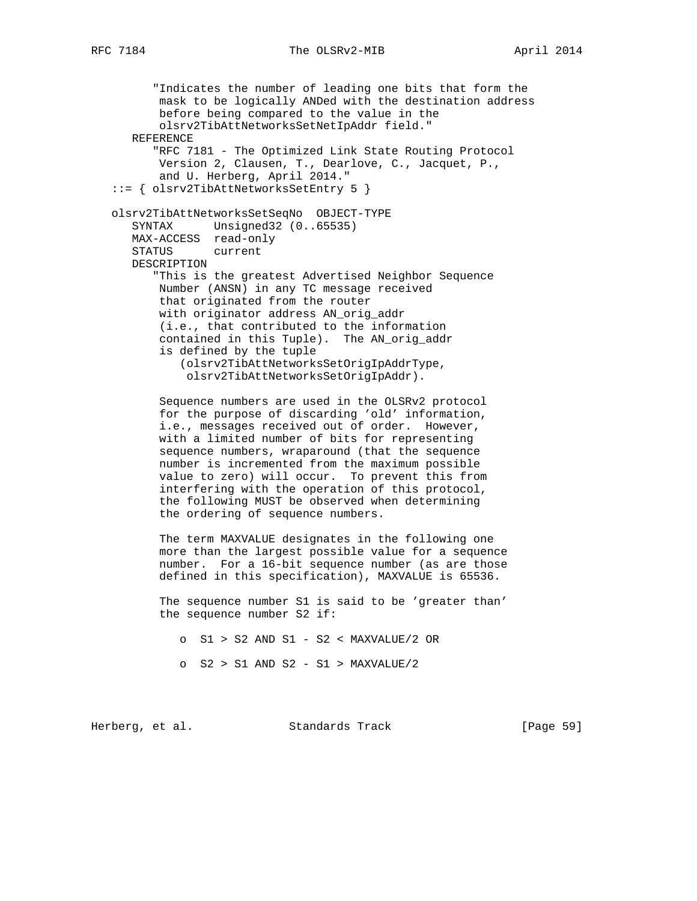```
         "Indicates the number of leading one bits that form the
          mask to be logically ANDed with the destination address
          before being compared to the value in the
          olsrv2TibAttNetworksSetNetIpAddr field."
      REFERENCE
         "RFC 7181 - The Optimized Link State Routing Protocol
          Version 2, Clausen, T., Dearlove, C., Jacquet, P.,
          and U. Herberg, April 2014."
   ::= { olsrv2TibAttNetworksSetEntry 5 }

   olsrv2TibAttNetworksSetSeqNo  OBJECT-TYPE
      SYNTAX      Unsigned32 (0..65535)
      MAX-ACCESS  read-only
      STATUS      current
      DESCRIPTION
         "This is the greatest Advertised Neighbor Sequence
          Number (ANSN) in any TC message received
          that originated from the router
          with originator address AN_orig_addr
          (i.e., that contributed to the information
          contained in this Tuple).  The AN_orig_addr
          is defined by the tuple
             (olsrv2TibAttNetworksSetOrigIpAddrType,
              olsrv2TibAttNetworksSetOrigIpAddr).

          Sequence numbers are used in the OLSRv2 protocol
          for the purpose of discarding 'old' information,
          i.e., messages received out of order.  However,
          with a limited number of bits for representing
          sequence numbers, wraparound (that the sequence
          number is incremented from the maximum possible
          value to zero) will occur.  To prevent this from
          interfering with the operation of this protocol,
          the following MUST be observed when determining
          the ordering of sequence numbers.

          The term MAXVALUE designates in the following one
          more than the largest possible value for a sequence
          number.  For a 16-bit sequence number (as are those
          defined in this specification), MAXVALUE is 65536.

          The sequence number S1 is said to be 'greater than'
          the sequence number S2 if:

             o  S1 > S2 AND S1 - S2 < MAXVALUE/2 OR

             o  S2 > S1 AND S2 - S1 > MAXVALUE/2
```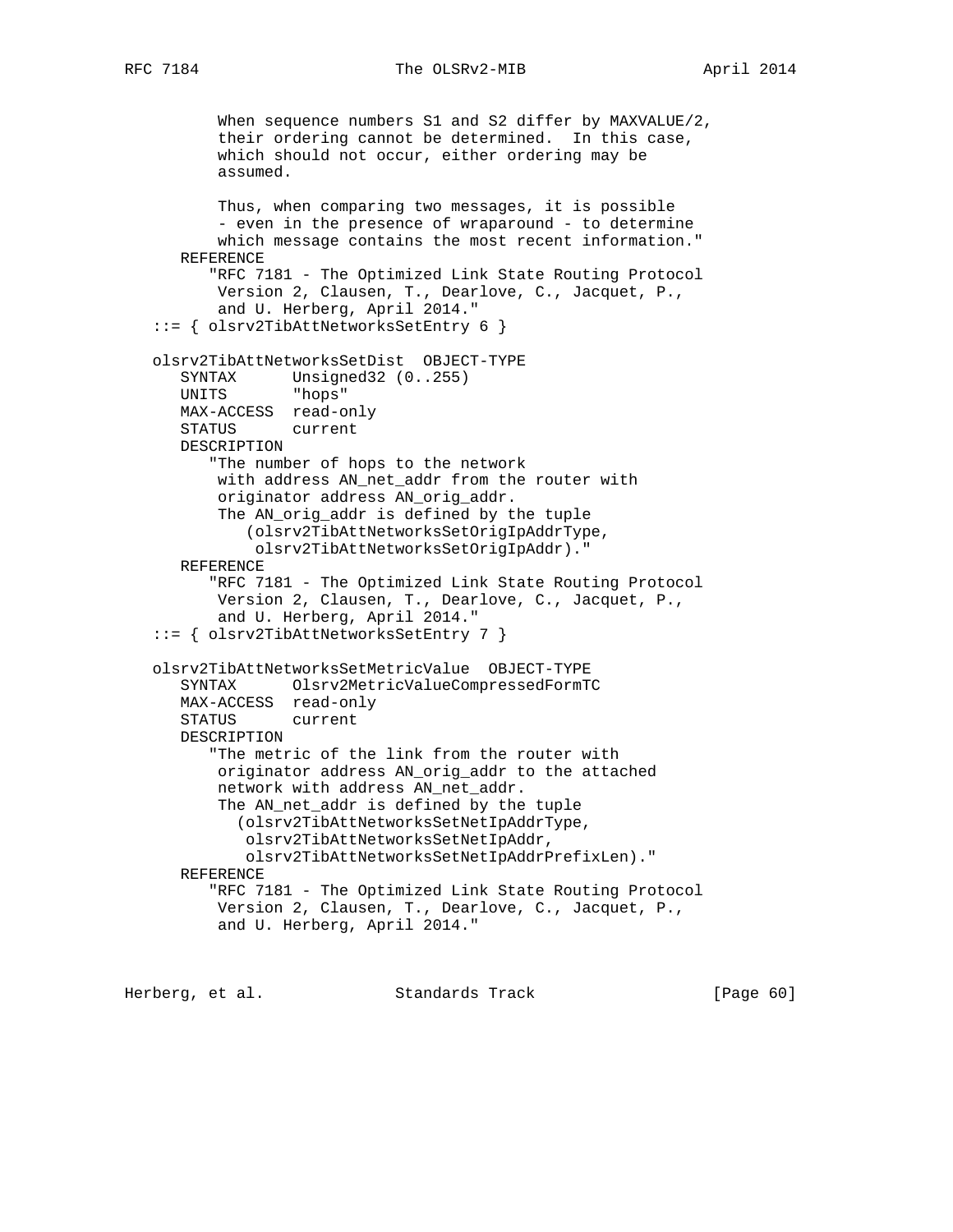```
         When sequence numbers S1 and S2 differ by MAXVALUE/2,
         their ordering cannot be determined.  In this case,
         which should not occur, either ordering may be
         assumed.

         Thus, when comparing two messages, it is possible
         - even in the presence of wraparound - to determine
         which message contains the most recent information."
      REFERENCE
         "RFC 7181 - The Optimized Link State Routing Protocol
         Version 2, Clausen, T., Dearlove, C., Jacquet, P.,
         and U. Herberg, April 2014."
   ::= { olsrv2TibAttNetworksSetEntry 6 }

   olsrv2TibAttNetworksSetDist  OBJECT-TYPE
      SYNTAX      Unsigned32 (0..255)
      UNITS       "hops"
      MAX-ACCESS  read-only
      STATUS      current
      DESCRIPTION
         "The number of hops to the network
         with address AN_net_addr from the router with
         originator address AN_orig_addr.
         The AN_orig_addr is defined by the tuple
            (olsrv2TibAttNetworksSetOrigIpAddrType,
             olsrv2TibAttNetworksSetOrigIpAddr)."
      REFERENCE
         "RFC 7181 - The Optimized Link State Routing Protocol
         Version 2, Clausen, T., Dearlove, C., Jacquet, P.,
         and U. Herberg, April 2014."
   ::= { olsrv2TibAttNetworksSetEntry 7 }

   olsrv2TibAttNetworksSetMetricValue  OBJECT-TYPE
      SYNTAX      Olsrv2MetricValueCompressedFormTC
      MAX-ACCESS  read-only
      STATUS      current
      DESCRIPTION
         "The metric of the link from the router with
         originator address AN_orig_addr to the attached
         network with address AN_net_addr.
         The AN_net_addr is defined by the tuple
           (olsrv2TibAttNetworksSetNetIpAddrType,
            olsrv2TibAttNetworksSetNetIpAddr,
            olsrv2TibAttNetworksSetNetIpAddrPrefixLen)."
      REFERENCE
         "RFC 7181 - The Optimized Link State Routing Protocol
         Version 2, Clausen, T., Dearlove, C., Jacquet, P.,
         and U. Herberg, April 2014."
```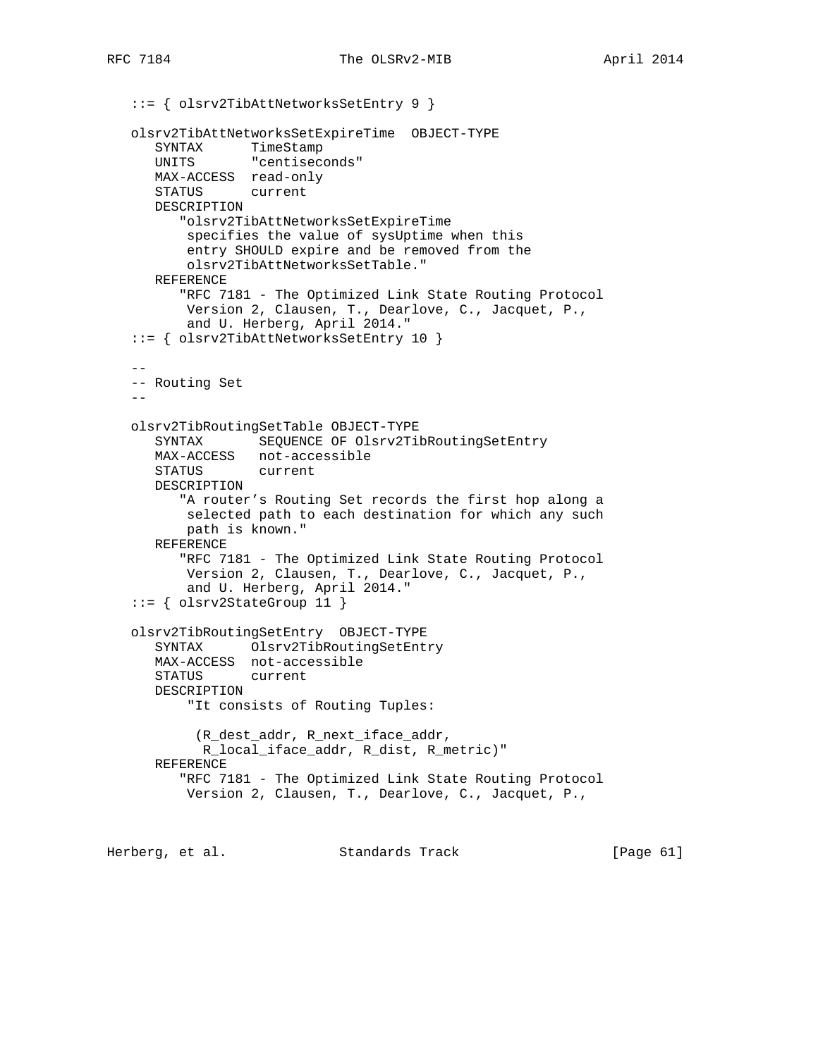```
   ::= { olsrv2TibAttNetworksSetEntry 9 }

   olsrv2TibAttNetworksSetExpireTime  OBJECT-TYPE
      SYNTAX      TimeStamp
      UNITS       "centiseconds"
      MAX-ACCESS  read-only
      STATUS      current
      DESCRIPTION
         "olsrv2TibAttNetworksSetExpireTime
          specifies the value of sysUptime when this
          entry SHOULD expire and be removed from the
          olsrv2TibAttNetworksSetTable."
      REFERENCE
         "RFC 7181 - The Optimized Link State Routing Protocol
          Version 2, Clausen, T., Dearlove, C., Jacquet, P.,
          and U. Herberg, April 2014."
   ::= { olsrv2TibAttNetworksSetEntry 10 }

   --
   -- Routing Set
   --

   olsrv2TibRoutingSetTable OBJECT-TYPE
      SYNTAX       SEQUENCE OF Olsrv2TibRoutingSetEntry
      MAX-ACCESS   not-accessible
      STATUS       current
      DESCRIPTION
         "A router's Routing Set records the first hop along a
          selected path to each destination for which any such
          path is known."
      REFERENCE
         "RFC 7181 - The Optimized Link State Routing Protocol
          Version 2, Clausen, T., Dearlove, C., Jacquet, P.,
          and U. Herberg, April 2014."
   ::= { olsrv2StateGroup 11 }

   olsrv2TibRoutingSetEntry  OBJECT-TYPE
      SYNTAX      Olsrv2TibRoutingSetEntry
      MAX-ACCESS  not-accessible
      STATUS      current
      DESCRIPTION
          "It consists of Routing Tuples:

           (R_dest_addr, R_next_iface_addr,
            R_local_iface_addr, R_dist, R_metric)"
      REFERENCE
         "RFC 7181 - The Optimized Link State Routing Protocol
          Version 2, Clausen, T., Dearlove, C., Jacquet, P.,
```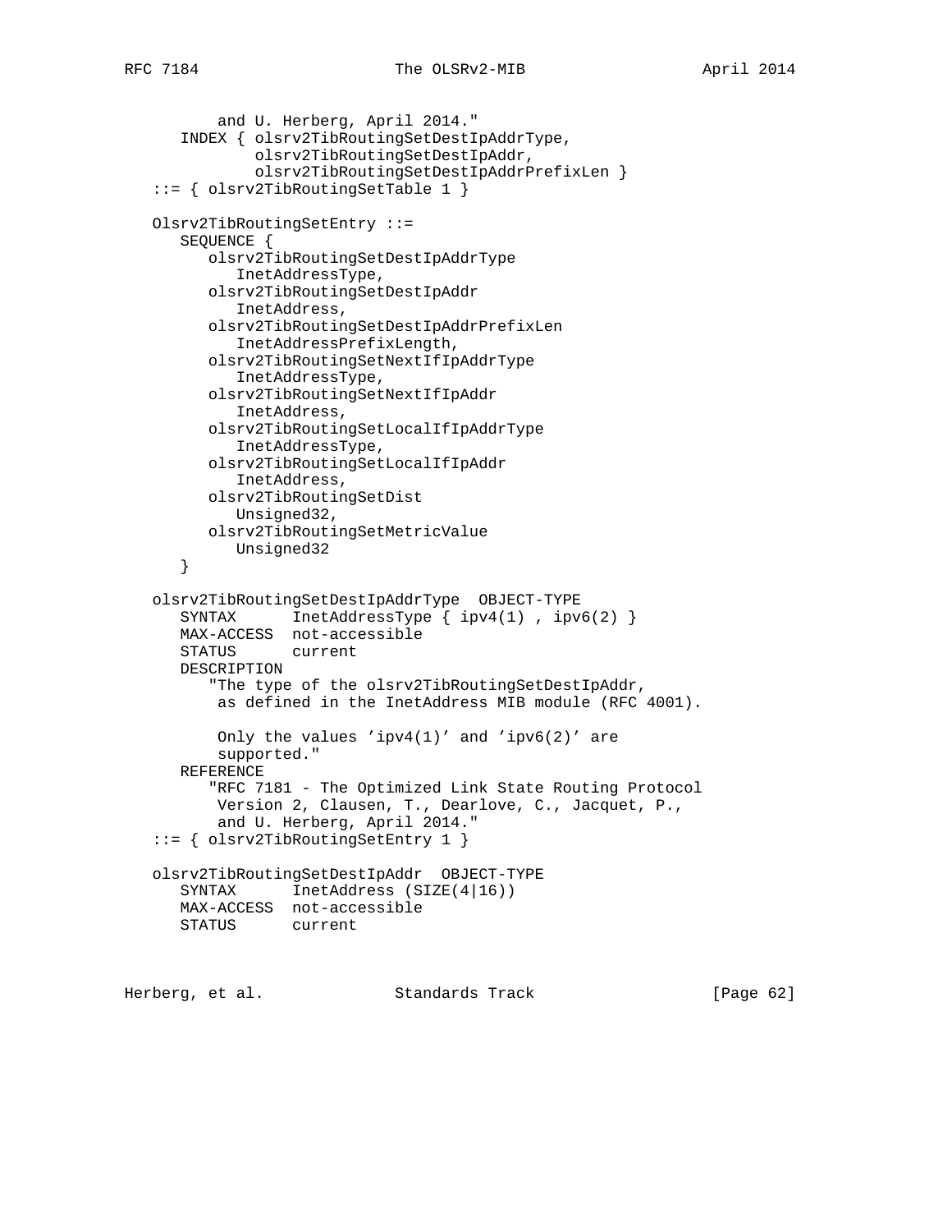```
          and U. Herberg, April 2014."
      INDEX { olsrv2TibRoutingSetDestIpAddrType,
              olsrv2TibRoutingSetDestIpAddr,
              olsrv2TibRoutingSetDestIpAddrPrefixLen }
   ::= { olsrv2TibRoutingSetTable 1 }

   Olsrv2TibRoutingSetEntry ::=
      SEQUENCE {
         olsrv2TibRoutingSetDestIpAddrType
            InetAddressType,
         olsrv2TibRoutingSetDestIpAddr
            InetAddress,
         olsrv2TibRoutingSetDestIpAddrPrefixLen
            InetAddressPrefixLength,
         olsrv2TibRoutingSetNextIfIpAddrType
            InetAddressType,
         olsrv2TibRoutingSetNextIfIpAddr
            InetAddress,
         olsrv2TibRoutingSetLocalIfIpAddrType
            InetAddressType,
         olsrv2TibRoutingSetLocalIfIpAddr
            InetAddress,
         olsrv2TibRoutingSetDist
            Unsigned32,
         olsrv2TibRoutingSetMetricValue
            Unsigned32
      }

   olsrv2TibRoutingSetDestIpAddrType  OBJECT-TYPE
      SYNTAX      InetAddressType { ipv4(1) , ipv6(2) }
      MAX-ACCESS  not-accessible
      STATUS      current
      DESCRIPTION
         "The type of the olsrv2TibRoutingSetDestIpAddr,
          as defined in the InetAddress MIB module (RFC 4001).

          Only the values 'ipv4(1)' and 'ipv6(2)' are
          supported."
      REFERENCE
         "RFC 7181 - The Optimized Link State Routing Protocol
          Version 2, Clausen, T., Dearlove, C., Jacquet, P.,
          and U. Herberg, April 2014."
   ::= { olsrv2TibRoutingSetEntry 1 }

   olsrv2TibRoutingSetDestIpAddr  OBJECT-TYPE
      SYNTAX      InetAddress (SIZE(4|16))
      MAX-ACCESS  not-accessible
      STATUS      current
```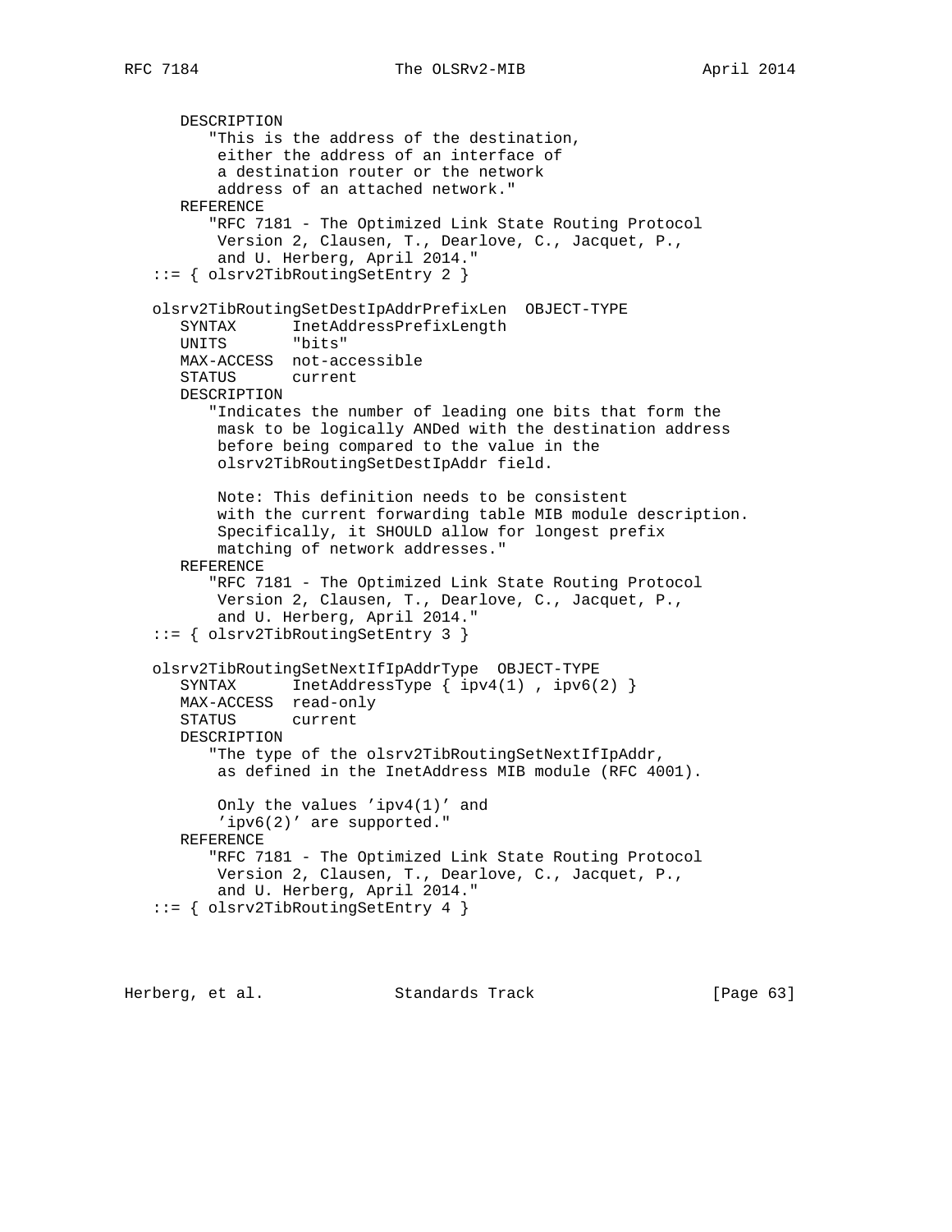```
      DESCRIPTION
         "This is the address of the destination,
          either the address of an interface of
          a destination router or the network
          address of an attached network."
      REFERENCE
         "RFC 7181 - The Optimized Link State Routing Protocol
          Version 2, Clausen, T., Dearlove, C., Jacquet, P.,
          and U. Herberg, April 2014."
   ::= { olsrv2TibRoutingSetEntry 2 }

   olsrv2TibRoutingSetDestIpAddrPrefixLen  OBJECT-TYPE
      SYNTAX      InetAddressPrefixLength
      UNITS       "bits"
      MAX-ACCESS  not-accessible
      STATUS      current
      DESCRIPTION
         "Indicates the number of leading one bits that form the
          mask to be logically ANDed with the destination address
          before being compared to the value in the
          olsrv2TibRoutingSetDestIpAddr field.

          Note: This definition needs to be consistent
          with the current forwarding table MIB module description.
          Specifically, it SHOULD allow for longest prefix
          matching of network addresses."
      REFERENCE
         "RFC 7181 - The Optimized Link State Routing Protocol
          Version 2, Clausen, T., Dearlove, C., Jacquet, P.,
          and U. Herberg, April 2014."
   ::= { olsrv2TibRoutingSetEntry 3 }

   olsrv2TibRoutingSetNextIfIpAddrType  OBJECT-TYPE
      SYNTAX      InetAddressType { ipv4(1) , ipv6(2) }
      MAX-ACCESS  read-only
      STATUS      current
      DESCRIPTION
         "The type of the olsrv2TibRoutingSetNextIfIpAddr,
          as defined in the InetAddress MIB module (RFC 4001).

          Only the values 'ipv4(1)' and
          'ipv6(2)' are supported."
      REFERENCE
         "RFC 7181 - The Optimized Link State Routing Protocol
          Version 2, Clausen, T., Dearlove, C., Jacquet, P.,
          and U. Herberg, April 2014."
   ::= { olsrv2TibRoutingSetEntry 4 }
```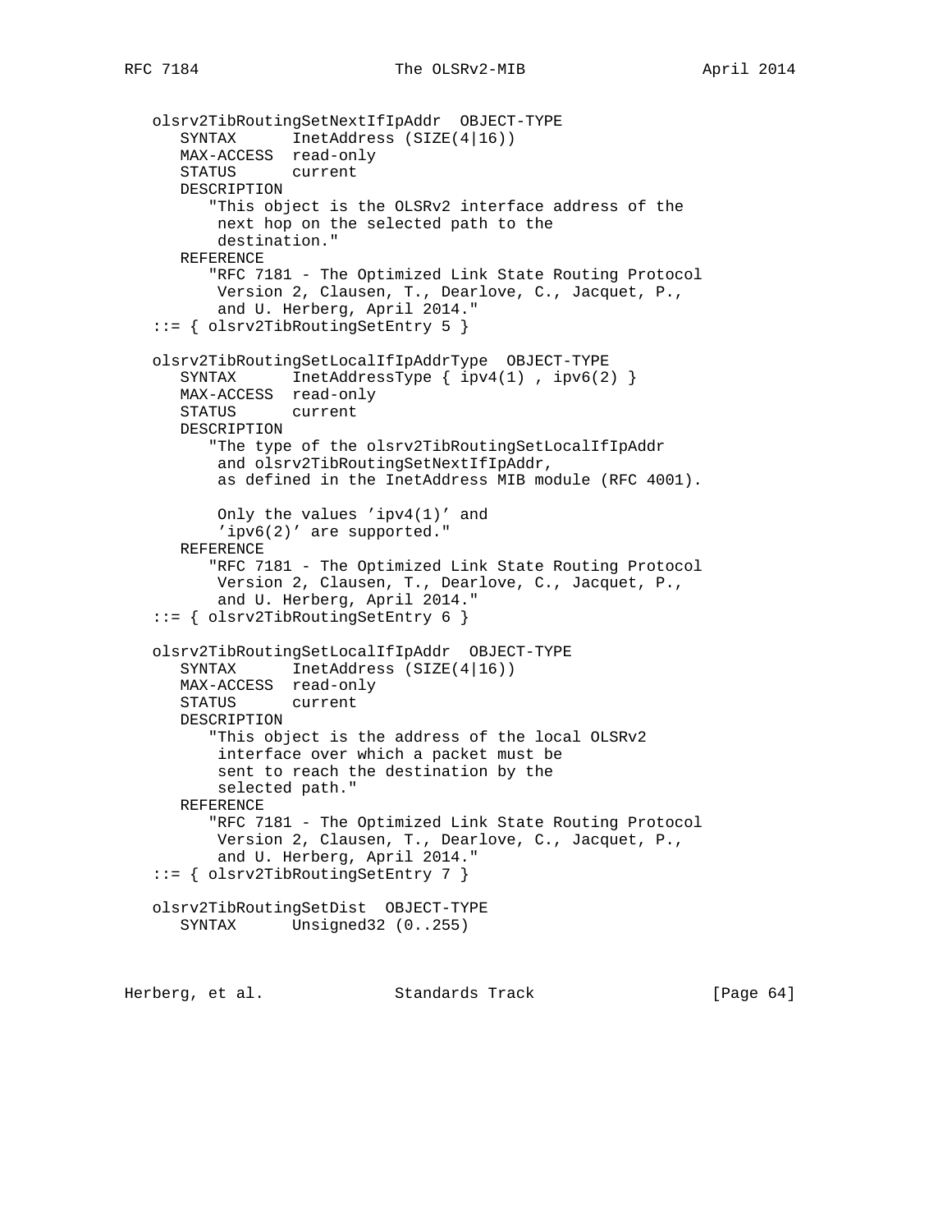```
   olsrv2TibRoutingSetNextIfIpAddr  OBJECT-TYPE
      SYNTAX      InetAddress (SIZE(4|16))
      MAX-ACCESS  read-only
      STATUS      current
      DESCRIPTION
         "This object is the OLSRv2 interface address of the
          next hop on the selected path to the
          destination."
      REFERENCE
         "RFC 7181 - The Optimized Link State Routing Protocol
          Version 2, Clausen, T., Dearlove, C., Jacquet, P.,
          and U. Herberg, April 2014."
   ::= { olsrv2TibRoutingSetEntry 5 }

   olsrv2TibRoutingSetLocalIfIpAddrType  OBJECT-TYPE
      SYNTAX      InetAddressType { ipv4(1) , ipv6(2) }
      MAX-ACCESS  read-only
      STATUS      current
      DESCRIPTION
         "The type of the olsrv2TibRoutingSetLocalIfIpAddr
          and olsrv2TibRoutingSetNextIfIpAddr,
          as defined in the InetAddress MIB module (RFC 4001).

          Only the values 'ipv4(1)' and
          'ipv6(2)' are supported."
      REFERENCE
         "RFC 7181 - The Optimized Link State Routing Protocol
          Version 2, Clausen, T., Dearlove, C., Jacquet, P.,
          and U. Herberg, April 2014."
   ::= { olsrv2TibRoutingSetEntry 6 }

   olsrv2TibRoutingSetLocalIfIpAddr  OBJECT-TYPE
      SYNTAX      InetAddress (SIZE(4|16))
      MAX-ACCESS  read-only
      STATUS      current
      DESCRIPTION
         "This object is the address of the local OLSRv2
          interface over which a packet must be
          sent to reach the destination by the
          selected path."
      REFERENCE
         "RFC 7181 - The Optimized Link State Routing Protocol
          Version 2, Clausen, T., Dearlove, C., Jacquet, P.,
          and U. Herberg, April 2014."
   ::= { olsrv2TibRoutingSetEntry 7 }

   olsrv2TibRoutingSetDist  OBJECT-TYPE
      SYNTAX      Unsigned32 (0..255)
```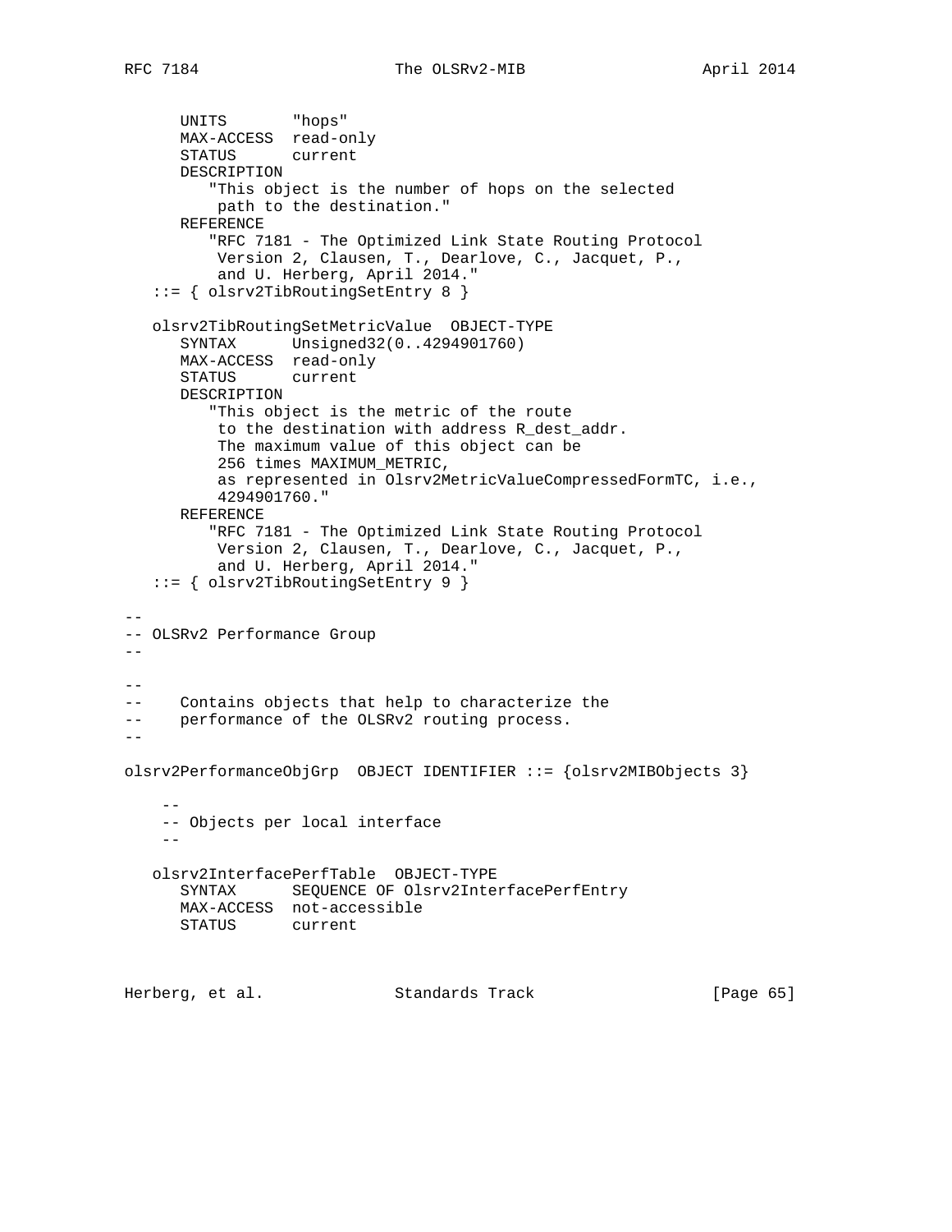```
      UNITS       "hops"
      MAX-ACCESS  read-only
      STATUS      current
      DESCRIPTION
         "This object is the number of hops on the selected
          path to the destination."
      REFERENCE
         "RFC 7181 - The Optimized Link State Routing Protocol
          Version 2, Clausen, T., Dearlove, C., Jacquet, P.,
          and U. Herberg, April 2014."
   ::= { olsrv2TibRoutingSetEntry 8 }

   olsrv2TibRoutingSetMetricValue  OBJECT-TYPE
      SYNTAX      Unsigned32(0..4294901760)
      MAX-ACCESS  read-only
      STATUS      current
      DESCRIPTION
         "This object is the metric of the route
          to the destination with address R_dest_addr.
          The maximum value of this object can be
          256 times MAXIMUM_METRIC,
          as represented in Olsrv2MetricValueCompressedFormTC, i.e.,
          4294901760."
      REFERENCE
         "RFC 7181 - The Optimized Link State Routing Protocol
          Version 2, Clausen, T., Dearlove, C., Jacquet, P.,
          and U. Herberg, April 2014."
   ::= { olsrv2TibRoutingSetEntry 9 }

--
-- OLSRv2 Performance Group
--

--
--    Contains objects that help to characterize the
--    performance of the OLSRv2 routing process.
--

olsrv2PerformanceObjGrp  OBJECT IDENTIFIER ::= {olsrv2MIBObjects 3}

    --
    -- Objects per local interface
    --

   olsrv2InterfacePerfTable  OBJECT-TYPE
      SYNTAX      SEQUENCE OF Olsrv2InterfacePerfEntry
      MAX-ACCESS  not-accessible
      STATUS      current
```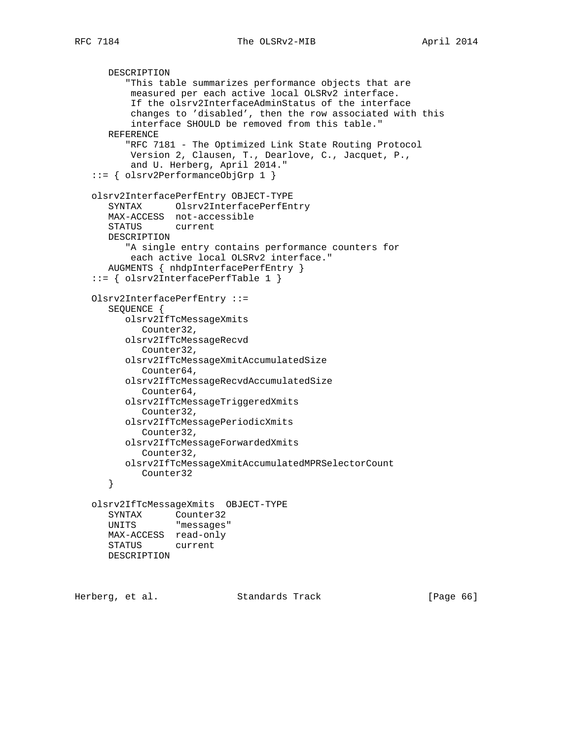```
      DESCRIPTION
         "This table summarizes performance objects that are
          measured per each active local OLSRv2 interface.
          If the olsrv2InterfaceAdminStatus of the interface
          changes to 'disabled', then the row associated with this
          interface SHOULD be removed from this table."
      REFERENCE
         "RFC 7181 - The Optimized Link State Routing Protocol
          Version 2, Clausen, T., Dearlove, C., Jacquet, P.,
          and U. Herberg, April 2014."
   ::= { olsrv2PerformanceObjGrp 1 }

   olsrv2InterfacePerfEntry OBJECT-TYPE
      SYNTAX      Olsrv2InterfacePerfEntry
      MAX-ACCESS  not-accessible
      STATUS      current
      DESCRIPTION
         "A single entry contains performance counters for
          each active local OLSRv2 interface."
      AUGMENTS { nhdpInterfacePerfEntry }
   ::= { olsrv2InterfacePerfTable 1 }

   Olsrv2InterfacePerfEntry ::=
      SEQUENCE {
         olsrv2IfTcMessageXmits
            Counter32,
         olsrv2IfTcMessageRecvd
            Counter32,
         olsrv2IfTcMessageXmitAccumulatedSize
            Counter64,
         olsrv2IfTcMessageRecvdAccumulatedSize
            Counter64,
         olsrv2IfTcMessageTriggeredXmits
            Counter32,
         olsrv2IfTcMessagePeriodicXmits
            Counter32,
         olsrv2IfTcMessageForwardedXmits
            Counter32,
         olsrv2IfTcMessageXmitAccumulatedMPRSelectorCount
            Counter32
      }

   olsrv2IfTcMessageXmits  OBJECT-TYPE
      SYNTAX      Counter32
      UNITS       "messages"
      MAX-ACCESS  read-only
      STATUS      current
      DESCRIPTION
```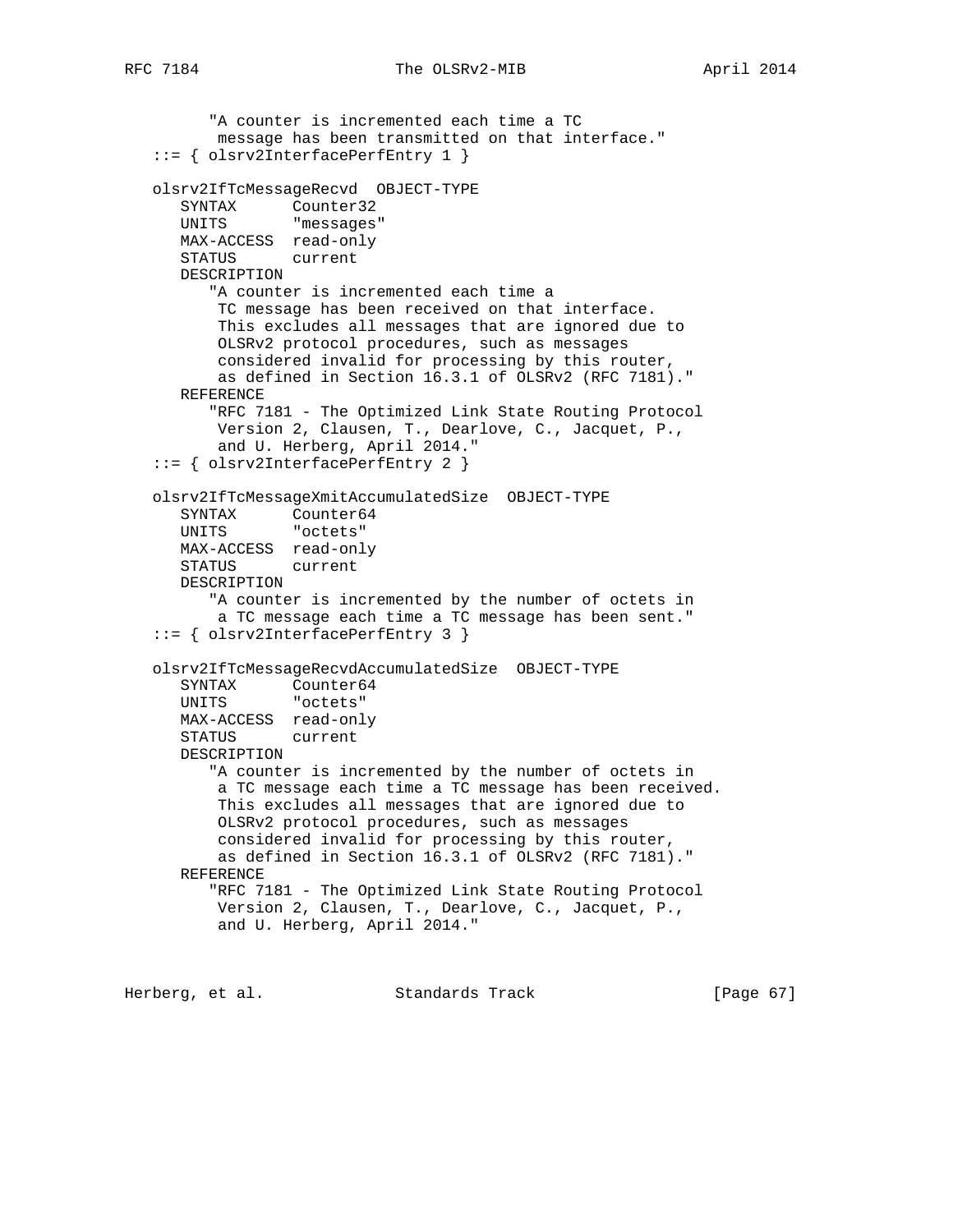```
         "A counter is incremented each time a TC
          message has been transmitted on that interface."
   ::= { olsrv2InterfacePerfEntry 1 }

   olsrv2IfTcMessageRecvd  OBJECT-TYPE
      SYNTAX      Counter32
      UNITS       "messages"
      MAX-ACCESS  read-only
      STATUS      current
      DESCRIPTION
         "A counter is incremented each time a
          TC message has been received on that interface.
          This excludes all messages that are ignored due to
          OLSRv2 protocol procedures, such as messages
          considered invalid for processing by this router,
          as defined in Section 16.3.1 of OLSRv2 (RFC 7181)."
      REFERENCE
         "RFC 7181 - The Optimized Link State Routing Protocol
          Version 2, Clausen, T., Dearlove, C., Jacquet, P.,
          and U. Herberg, April 2014."
   ::= { olsrv2InterfacePerfEntry 2 }

   olsrv2IfTcMessageXmitAccumulatedSize  OBJECT-TYPE
      SYNTAX      Counter64
      UNITS       "octets"
      MAX-ACCESS  read-only
      STATUS      current
      DESCRIPTION
         "A counter is incremented by the number of octets in
          a TC message each time a TC message has been sent."
   ::= { olsrv2InterfacePerfEntry 3 }

   olsrv2IfTcMessageRecvdAccumulatedSize  OBJECT-TYPE
      SYNTAX      Counter64
      UNITS       "octets"
      MAX-ACCESS  read-only
      STATUS      current
      DESCRIPTION
         "A counter is incremented by the number of octets in
          a TC message each time a TC message has been received.
          This excludes all messages that are ignored due to
          OLSRv2 protocol procedures, such as messages
          considered invalid for processing by this router,
          as defined in Section 16.3.1 of OLSRv2 (RFC 7181)."
      REFERENCE
         "RFC 7181 - The Optimized Link State Routing Protocol
          Version 2, Clausen, T., Dearlove, C., Jacquet, P.,
          and U. Herberg, April 2014."
```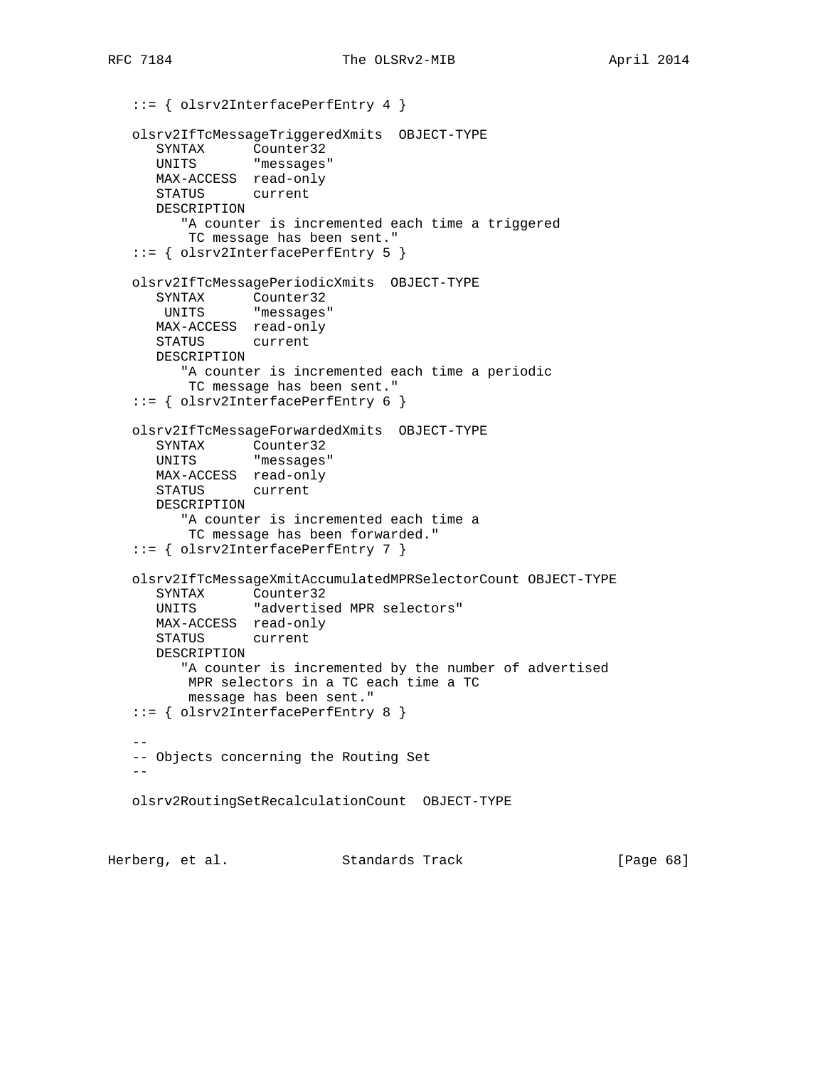```
   ::= { olsrv2InterfacePerfEntry 4 }

   olsrv2IfTcMessageTriggeredXmits  OBJECT-TYPE
      SYNTAX      Counter32
      UNITS       "messages"
      MAX-ACCESS  read-only
      STATUS      current
      DESCRIPTION
         "A counter is incremented each time a triggered
          TC message has been sent."
   ::= { olsrv2InterfacePerfEntry 5 }

   olsrv2IfTcMessagePeriodicXmits  OBJECT-TYPE
      SYNTAX      Counter32
       UNITS      "messages"
      MAX-ACCESS  read-only
      STATUS      current
      DESCRIPTION
         "A counter is incremented each time a periodic
          TC message has been sent."
   ::= { olsrv2InterfacePerfEntry 6 }

   olsrv2IfTcMessageForwardedXmits  OBJECT-TYPE
      SYNTAX      Counter32
      UNITS       "messages"
      MAX-ACCESS  read-only
      STATUS      current
      DESCRIPTION
         "A counter is incremented each time a
          TC message has been forwarded."
   ::= { olsrv2InterfacePerfEntry 7 }

   olsrv2IfTcMessageXmitAccumulatedMPRSelectorCount OBJECT-TYPE
      SYNTAX      Counter32
      UNITS       "advertised MPR selectors"
      MAX-ACCESS  read-only
      STATUS      current
      DESCRIPTION
         "A counter is incremented by the number of advertised
          MPR selectors in a TC each time a TC
          message has been sent."
   ::= { olsrv2InterfacePerfEntry 8 }

   --
   -- Objects concerning the Routing Set
   --

   olsrv2RoutingSetRecalculationCount  OBJECT-TYPE
```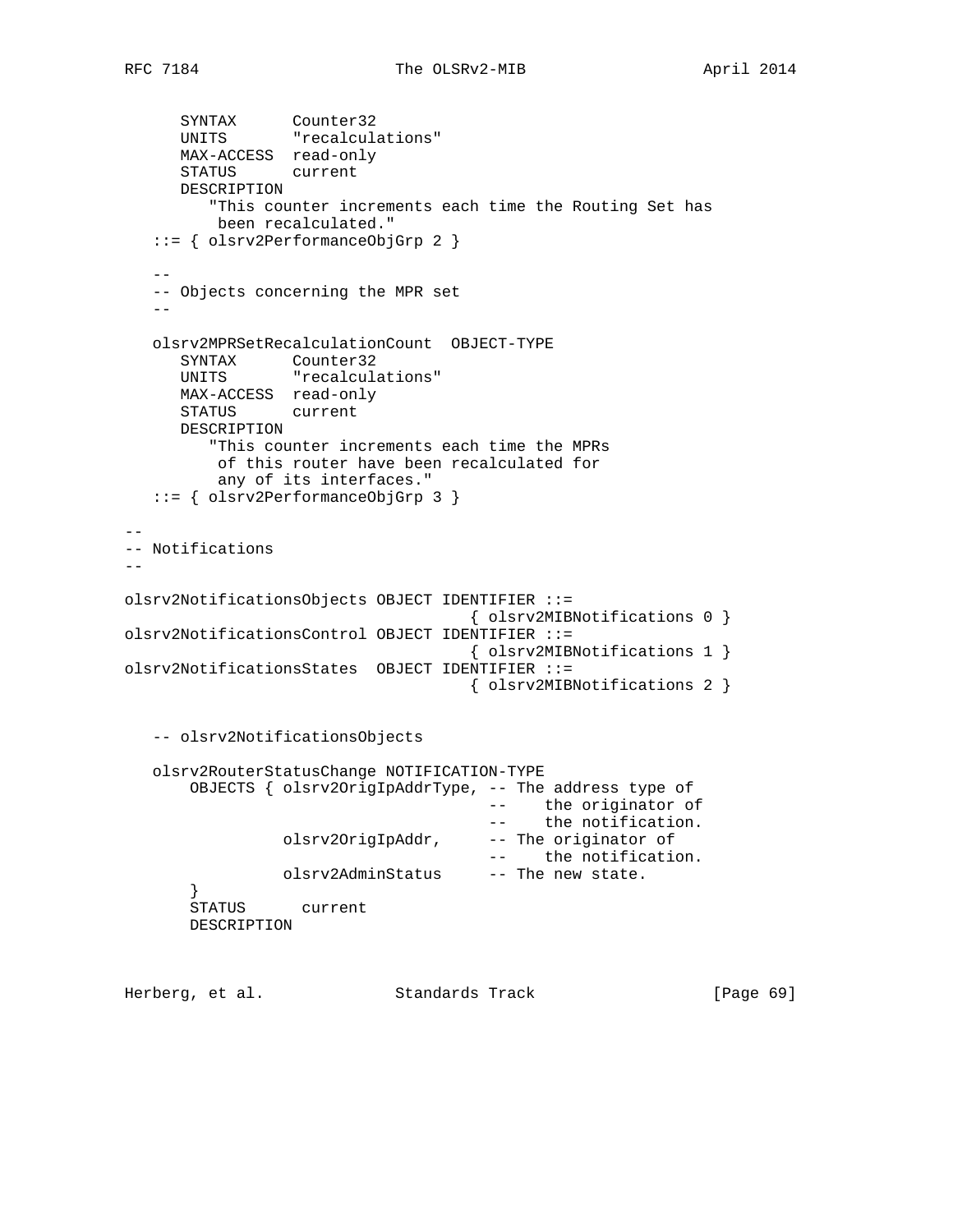```
      SYNTAX      Counter32
      UNITS       "recalculations"
      MAX-ACCESS  read-only
      STATUS      current
      DESCRIPTION
         "This counter increments each time the Routing Set has
          been recalculated."
   ::= { olsrv2PerformanceObjGrp 2 }

   --
   -- Objects concerning the MPR set
   --

   olsrv2MPRSetRecalculationCount  OBJECT-TYPE
      SYNTAX      Counter32
      UNITS       "recalculations"
      MAX-ACCESS  read-only
      STATUS      current
      DESCRIPTION
         "This counter increments each time the MPRs
          of this router have been recalculated for
          any of its interfaces."
   ::= { olsrv2PerformanceObjGrp 3 }

--
-- Notifications
--

olsrv2NotificationsObjects OBJECT IDENTIFIER ::=
                                     { olsrv2MIBNotifications 0 }
olsrv2NotificationsControl OBJECT IDENTIFIER ::=
                                     { olsrv2MIBNotifications 1 }
olsrv2NotificationsStates  OBJECT IDENTIFIER ::=
                                     { olsrv2MIBNotifications 2 }


   -- olsrv2NotificationsObjects

   olsrv2RouterStatusChange NOTIFICATION-TYPE
       OBJECTS { olsrv2OrigIpAddrType, -- The address type of
                                       --    the originator of
                                       --    the notification.
                 olsrv2OrigIpAddr,     -- The originator of
                                       --    the notification.
                 olsrv2AdminStatus     -- The new state.
       }
       STATUS      current
       DESCRIPTION
```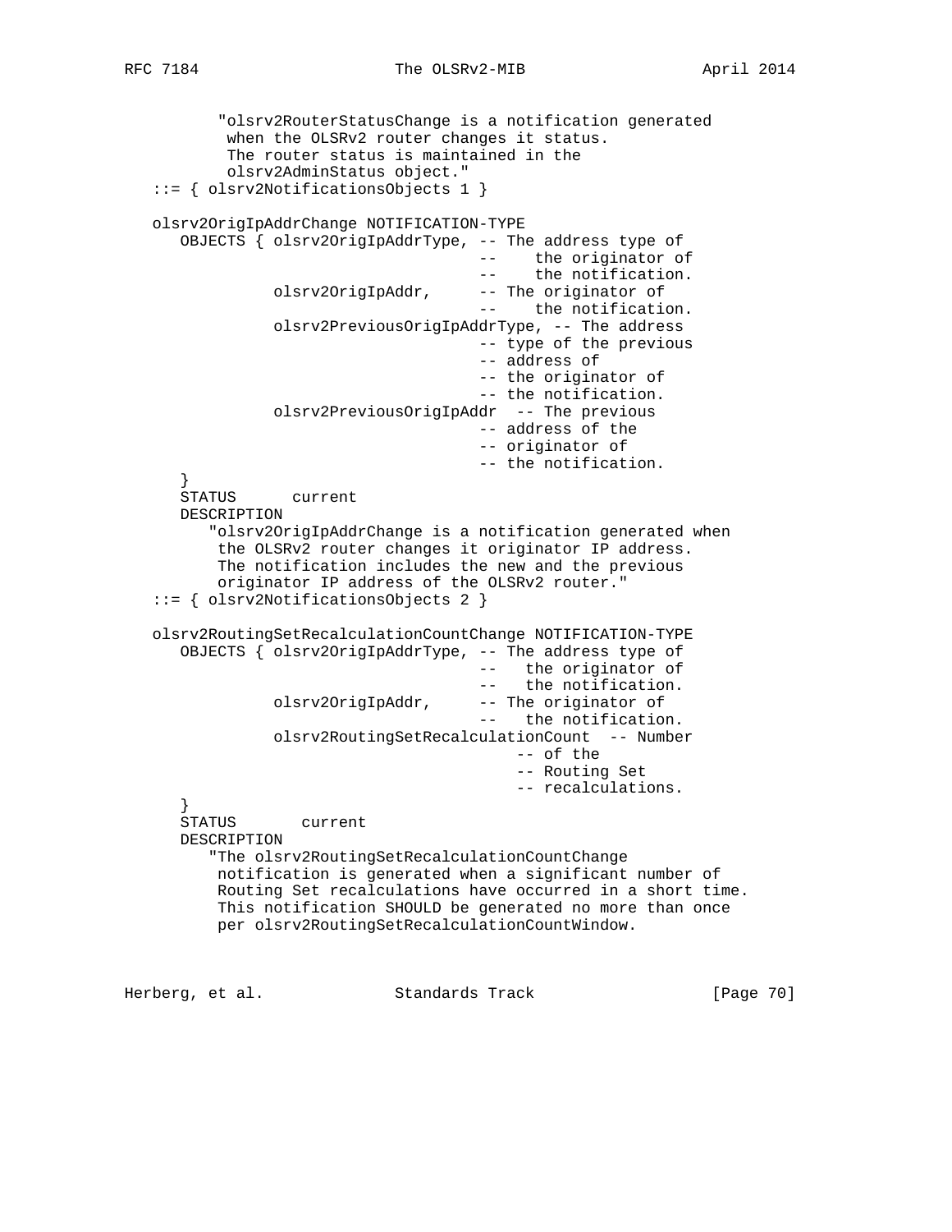```
          "olsrv2RouterStatusChange is a notification generated
           when the OLSRv2 router changes it status.
           The router status is maintained in the
           olsrv2AdminStatus object."
   ::= { olsrv2NotificationsObjects 1 }

   olsrv2OrigIpAddrChange NOTIFICATION-TYPE
      OBJECTS { olsrv2OrigIpAddrType, -- The address type of
                                      --    the originator of
                                      --    the notification.
                olsrv2OrigIpAddr,     -- The originator of
                                      --    the notification.
                olsrv2PreviousOrigIpAddrType, -- The address
                                      -- type of the previous
                                      -- address of
                                      -- the originator of
                                      -- the notification.
                olsrv2PreviousOrigIpAddr  -- The previous
                                      -- address of the
                                      -- originator of
                                      -- the notification.
      }
      STATUS      current
      DESCRIPTION
         "olsrv2OrigIpAddrChange is a notification generated when
          the OLSRv2 router changes it originator IP address.
          The notification includes the new and the previous
          originator IP address of the OLSRv2 router."
   ::= { olsrv2NotificationsObjects 2 }

   olsrv2RoutingSetRecalculationCountChange NOTIFICATION-TYPE
      OBJECTS { olsrv2OrigIpAddrType, -- The address type of
                                      --   the originator of
                                      --   the notification.
                olsrv2OrigIpAddr,     -- The originator of
                                      --   the notification.
                olsrv2RoutingSetRecalculationCount  -- Number
                                          -- of the
                                          -- Routing Set
                                          -- recalculations.
      }
      STATUS       current
      DESCRIPTION
         "The olsrv2RoutingSetRecalculationCountChange
          notification is generated when a significant number of
          Routing Set recalculations have occurred in a short time.
          This notification SHOULD be generated no more than once
          per olsrv2RoutingSetRecalculationCountWindow.
```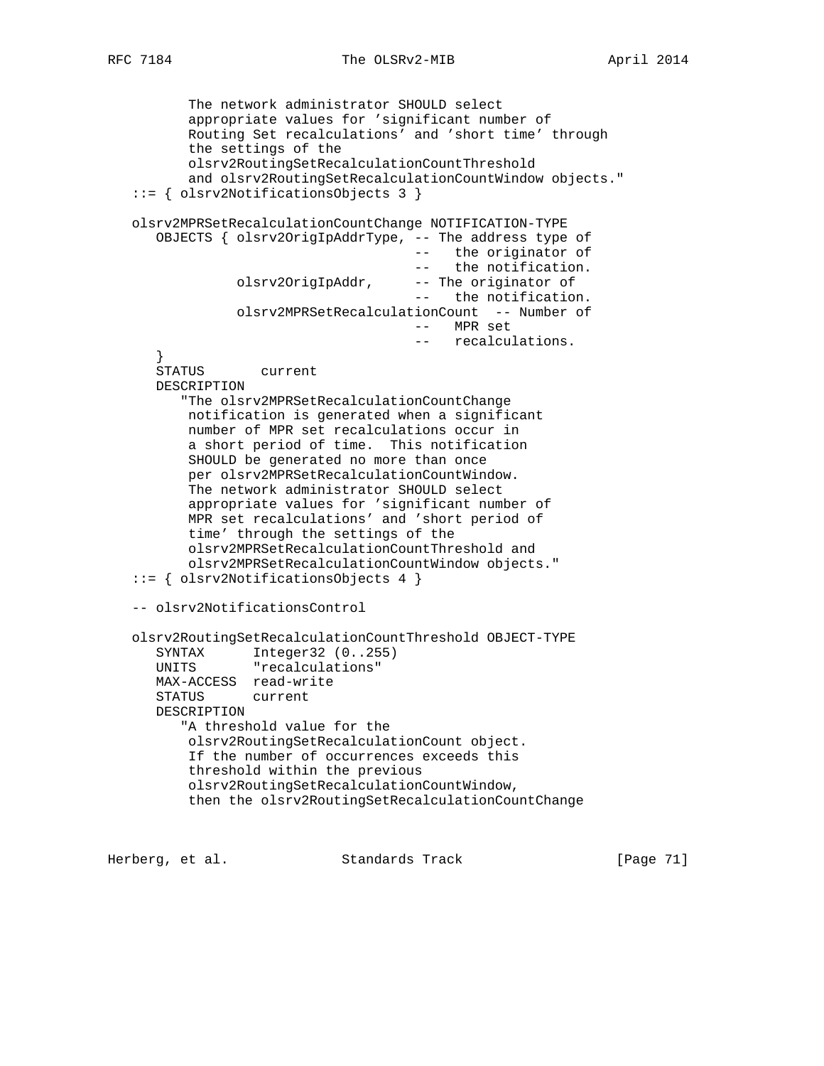```
          The network administrator SHOULD select
          appropriate values for 'significant number of
          Routing Set recalculations' and 'short time' through
          the settings of the
          olsrv2RoutingSetRecalculationCountThreshold
          and olsrv2RoutingSetRecalculationCountWindow objects."
   ::= { olsrv2NotificationsObjects 3 }

   olsrv2MPRSetRecalculationCountChange NOTIFICATION-TYPE
      OBJECTS { olsrv2OrigIpAddrType, -- The address type of
                                      --   the originator of
                                      --   the notification.
                olsrv2OrigIpAddr,     -- The originator of
                                      --   the notification.
                olsrv2MPRSetRecalculationCount  -- Number of
                                      --   MPR set
                                      --   recalculations.
      }
      STATUS       current
      DESCRIPTION
         "The olsrv2MPRSetRecalculationCountChange
          notification is generated when a significant
          number of MPR set recalculations occur in
          a short period of time.  This notification
          SHOULD be generated no more than once
          per olsrv2MPRSetRecalculationCountWindow.
          The network administrator SHOULD select
          appropriate values for 'significant number of
          MPR set recalculations' and 'short period of
          time' through the settings of the
          olsrv2MPRSetRecalculationCountThreshold and
          olsrv2MPRSetRecalculationCountWindow objects."
   ::= { olsrv2NotificationsObjects 4 }

   -- olsrv2NotificationsControl

   olsrv2RoutingSetRecalculationCountThreshold OBJECT-TYPE
      SYNTAX      Integer32 (0..255)
      UNITS       "recalculations"
      MAX-ACCESS  read-write
      STATUS      current
      DESCRIPTION
         "A threshold value for the
          olsrv2RoutingSetRecalculationCount object.
          If the number of occurrences exceeds this
          threshold within the previous
          olsrv2RoutingSetRecalculationCountWindow,
          then the olsrv2RoutingSetRecalculationCountChange
```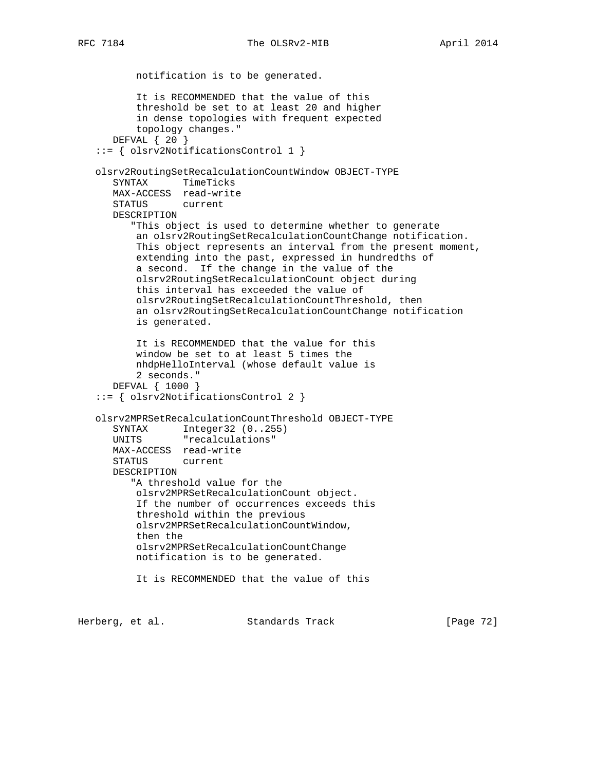```
          notification is to be generated.

          It is RECOMMENDED that the value of this
          threshold be set to at least 20 and higher
          in dense topologies with frequent expected
          topology changes."
     DEFVAL { 20 }
   ::= { olsrv2NotificationsControl 1 }

   olsrv2RoutingSetRecalculationCountWindow OBJECT-TYPE
      SYNTAX      TimeTicks
      MAX-ACCESS  read-write
      STATUS      current
      DESCRIPTION
         "This object is used to determine whether to generate
          an olsrv2RoutingSetRecalculationCountChange notification.
          This object represents an interval from the present moment,
          extending into the past, expressed in hundredths of
          a second.  If the change in the value of the
          olsrv2RoutingSetRecalculationCount object during
          this interval has exceeded the value of
          olsrv2RoutingSetRecalculationCountThreshold, then
          an olsrv2RoutingSetRecalculationCountChange notification
          is generated.

          It is RECOMMENDED that the value for this
          window be set to at least 5 times the
          nhdpHelloInterval (whose default value is
          2 seconds."
     DEFVAL { 1000 }
   ::= { olsrv2NotificationsControl 2 }

   olsrv2MPRSetRecalculationCountThreshold OBJECT-TYPE
      SYNTAX      Integer32 (0..255)
      UNITS       "recalculations"
      MAX-ACCESS  read-write
      STATUS      current
      DESCRIPTION
         "A threshold value for the
          olsrv2MPRSetRecalculationCount object.
          If the number of occurrences exceeds this
          threshold within the previous
          olsrv2MPRSetRecalculationCountWindow,
          then the
          olsrv2MPRSetRecalculationCountChange
          notification is to be generated.

          It is RECOMMENDED that the value of this
```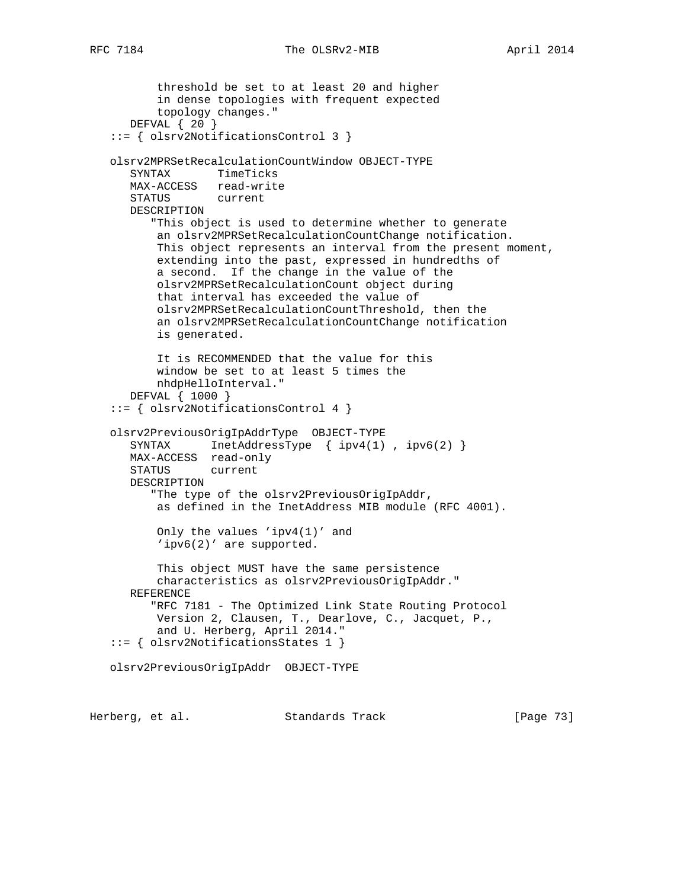```
          threshold be set to at least 20 and higher
          in dense topologies with frequent expected
          topology changes."
      DEFVAL { 20 }
   ::= { olsrv2NotificationsControl 3 }

   olsrv2MPRSetRecalculationCountWindow OBJECT-TYPE
      SYNTAX       TimeTicks
      MAX-ACCESS   read-write
      STATUS       current
      DESCRIPTION
         "This object is used to determine whether to generate
          an olsrv2MPRSetRecalculationCountChange notification.
          This object represents an interval from the present moment,
          extending into the past, expressed in hundredths of
          a second.  If the change in the value of the
          olsrv2MPRSetRecalculationCount object during
          that interval has exceeded the value of
          olsrv2MPRSetRecalculationCountThreshold, then the
          an olsrv2MPRSetRecalculationCountChange notification
          is generated.

          It is RECOMMENDED that the value for this
          window be set to at least 5 times the
          nhdpHelloInterval."
      DEFVAL { 1000 }
   ::= { olsrv2NotificationsControl 4 }

   olsrv2PreviousOrigIpAddrType  OBJECT-TYPE
      SYNTAX      InetAddressType  { ipv4(1) , ipv6(2) }
      MAX-ACCESS  read-only
      STATUS      current
      DESCRIPTION
         "The type of the olsrv2PreviousOrigIpAddr,
          as defined in the InetAddress MIB module (RFC 4001).

          Only the values 'ipv4(1)' and
          'ipv6(2)' are supported.

          This object MUST have the same persistence
          characteristics as olsrv2PreviousOrigIpAddr."
      REFERENCE
         "RFC 7181 - The Optimized Link State Routing Protocol
          Version 2, Clausen, T., Dearlove, C., Jacquet, P.,
          and U. Herberg, April 2014."
   ::= { olsrv2NotificationsStates 1 }

   olsrv2PreviousOrigIpAddr  OBJECT-TYPE
```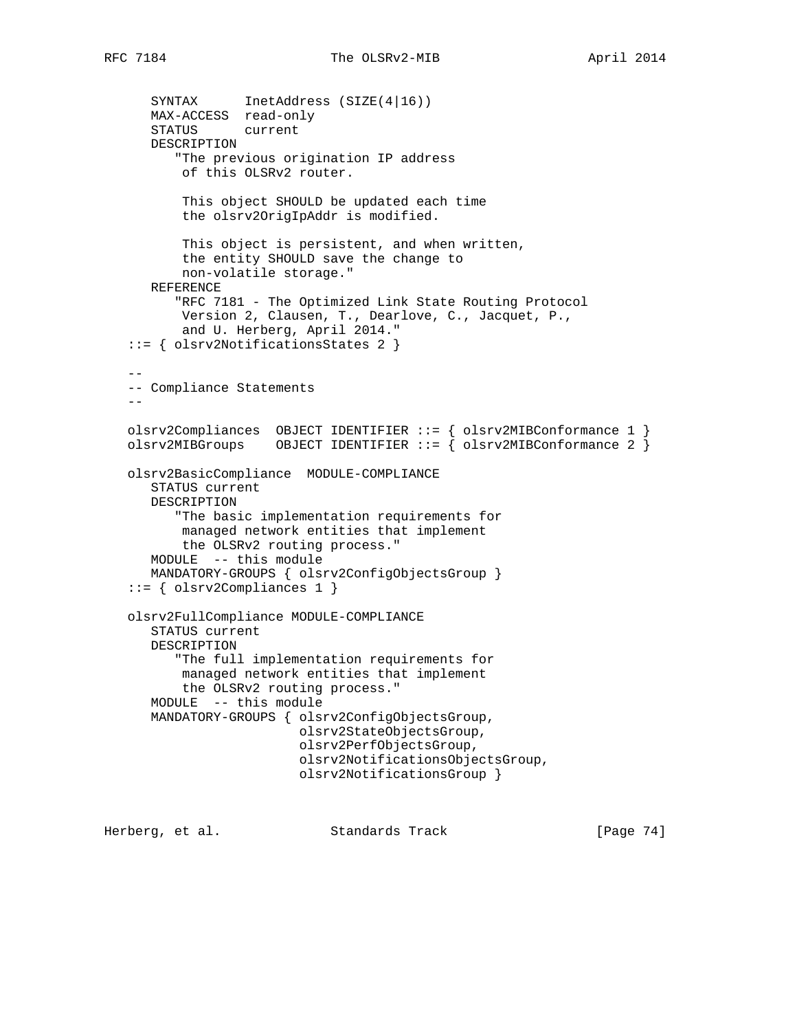```
      SYNTAX      InetAddress (SIZE(4|16))
      MAX-ACCESS  read-only
      STATUS      current
      DESCRIPTION
         "The previous origination IP address
          of this OLSRv2 router.

          This object SHOULD be updated each time
          the olsrv2OrigIpAddr is modified.

          This object is persistent, and when written,
          the entity SHOULD save the change to
          non-volatile storage."
      REFERENCE
         "RFC 7181 - The Optimized Link State Routing Protocol
          Version 2, Clausen, T., Dearlove, C., Jacquet, P.,
          and U. Herberg, April 2014."
   ::= { olsrv2NotificationsStates 2 }

   --
   -- Compliance Statements
   --

   olsrv2Compliances  OBJECT IDENTIFIER ::= { olsrv2MIBConformance 1 }
   olsrv2MIBGroups    OBJECT IDENTIFIER ::= { olsrv2MIBConformance 2 }

   olsrv2BasicCompliance  MODULE-COMPLIANCE
      STATUS current
      DESCRIPTION
         "The basic implementation requirements for
          managed network entities that implement
          the OLSRv2 routing process."
      MODULE  -- this module
      MANDATORY-GROUPS { olsrv2ConfigObjectsGroup }
   ::= { olsrv2Compliances 1 }

   olsrv2FullCompliance MODULE-COMPLIANCE
      STATUS current
      DESCRIPTION
         "The full implementation requirements for
          managed network entities that implement
          the OLSRv2 routing process."
      MODULE  -- this module
      MANDATORY-GROUPS { olsrv2ConfigObjectsGroup,
                         olsrv2StateObjectsGroup,
                         olsrv2PerfObjectsGroup,
                         olsrv2NotificationsObjectsGroup,
                         olsrv2NotificationsGroup }
```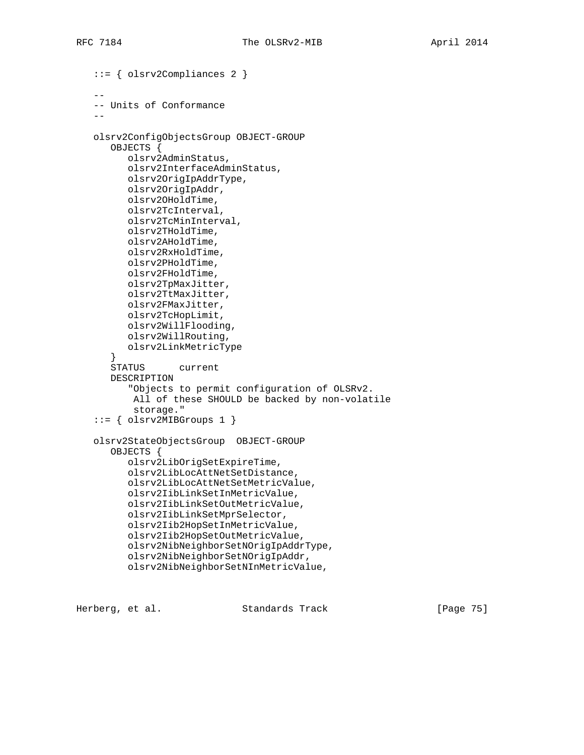```
   ::= { olsrv2Compliances 2 }

   --
   -- Units of Conformance
   --

   olsrv2ConfigObjectsGroup OBJECT-GROUP
      OBJECTS {
         olsrv2AdminStatus,
         olsrv2InterfaceAdminStatus,
         olsrv2OrigIpAddrType,
         olsrv2OrigIpAddr,
         olsrv2OHoldTime,
         olsrv2TcInterval,
         olsrv2TcMinInterval,
         olsrv2THoldTime,
         olsrv2AHoldTime,
         olsrv2RxHoldTime,
         olsrv2PHoldTime,
         olsrv2FHoldTime,
         olsrv2TpMaxJitter,
         olsrv2TtMaxJitter,
         olsrv2FMaxJitter,
         olsrv2TcHopLimit,
         olsrv2WillFlooding,
         olsrv2WillRouting,
         olsrv2LinkMetricType
      }
      STATUS      current
      DESCRIPTION
         "Objects to permit configuration of OLSRv2.
          All of these SHOULD be backed by non-volatile
          storage."
   ::= { olsrv2MIBGroups 1 }

   olsrv2StateObjectsGroup  OBJECT-GROUP
      OBJECTS {
         olsrv2LibOrigSetExpireTime,
         olsrv2LibLocAttNetSetDistance,
         olsrv2LibLocAttNetSetMetricValue,
         olsrv2IibLinkSetInMetricValue,
         olsrv2IibLinkSetOutMetricValue,
         olsrv2IibLinkSetMprSelector,
         olsrv2Iib2HopSetInMetricValue,
         olsrv2Iib2HopSetOutMetricValue,
         olsrv2NibNeighborSetNOrigIpAddrType,
         olsrv2NibNeighborSetNOrigIpAddr,
         olsrv2NibNeighborSetNInMetricValue,
```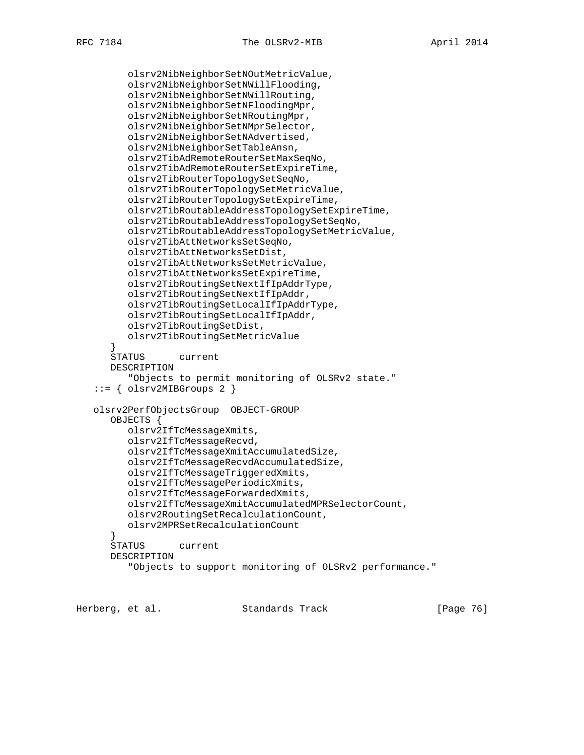```
         olsrv2NibNeighborSetNOutMetricValue,
         olsrv2NibNeighborSetNWillFlooding,
         olsrv2NibNeighborSetNWillRouting,
         olsrv2NibNeighborSetNFloodingMpr,
         olsrv2NibNeighborSetNRoutingMpr,
         olsrv2NibNeighborSetNMprSelector,
         olsrv2NibNeighborSetNAdvertised,
         olsrv2NibNeighborSetTableAnsn,
         olsrv2TibAdRemoteRouterSetMaxSeqNo,
         olsrv2TibAdRemoteRouterSetExpireTime,
         olsrv2TibRouterTopologySetSeqNo,
         olsrv2TibRouterTopologySetMetricValue,
         olsrv2TibRouterTopologySetExpireTime,
         olsrv2TibRoutableAddressTopologySetExpireTime,
         olsrv2TibRoutableAddressTopologySetSeqNo,
         olsrv2TibRoutableAddressTopologySetMetricValue,
         olsrv2TibAttNetworksSetSeqNo,
         olsrv2TibAttNetworksSetDist,
         olsrv2TibAttNetworksSetMetricValue,
         olsrv2TibAttNetworksSetExpireTime,
         olsrv2TibRoutingSetNextIfIpAddrType,
         olsrv2TibRoutingSetNextIfIpAddr,
         olsrv2TibRoutingSetLocalIfIpAddrType,
         olsrv2TibRoutingSetLocalIfIpAddr,
         olsrv2TibRoutingSetDist,
         olsrv2TibRoutingSetMetricValue
      }
      STATUS      current
      DESCRIPTION
         "Objects to permit monitoring of OLSRv2 state."
   ::= { olsrv2MIBGroups 2 }

   olsrv2PerfObjectsGroup  OBJECT-GROUP
      OBJECTS {
         olsrv2IfTcMessageXmits,
         olsrv2IfTcMessageRecvd,
         olsrv2IfTcMessageXmitAccumulatedSize,
         olsrv2IfTcMessageRecvdAccumulatedSize,
         olsrv2IfTcMessageTriggeredXmits,
         olsrv2IfTcMessagePeriodicXmits,
         olsrv2IfTcMessageForwardedXmits,
         olsrv2IfTcMessageXmitAccumulatedMPRSelectorCount,
         olsrv2RoutingSetRecalculationCount,
         olsrv2MPRSetRecalculationCount
      }
      STATUS      current
      DESCRIPTION
         "Objects to support monitoring of OLSRv2 performance."
```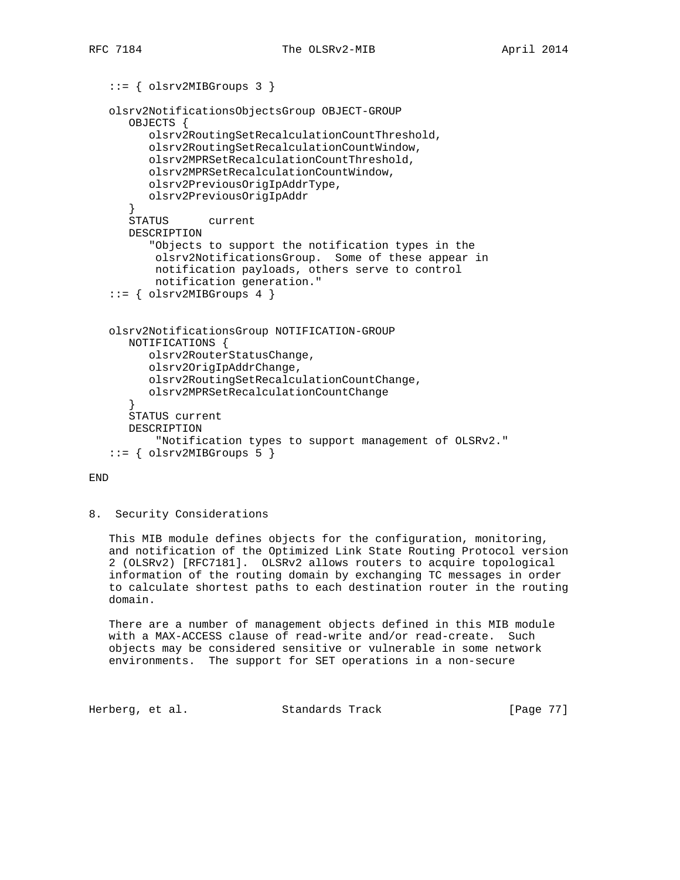```
   ::= { olsrv2MIBGroups 3 }

   olsrv2NotificationsObjectsGroup OBJECT-GROUP
      OBJECTS {
         olsrv2RoutingSetRecalculationCountThreshold,
         olsrv2RoutingSetRecalculationCountWindow,
         olsrv2MPRSetRecalculationCountThreshold,
         olsrv2MPRSetRecalculationCountWindow,
         olsrv2PreviousOrigIpAddrType,
         olsrv2PreviousOrigIpAddr
      }
      STATUS      current
      DESCRIPTION
         "Objects to support the notification types in the
          olsrv2NotificationsGroup.  Some of these appear in
          notification payloads, others serve to control
          notification generation."
   ::= { olsrv2MIBGroups 4 }


   olsrv2NotificationsGroup NOTIFICATION-GROUP
      NOTIFICATIONS {
         olsrv2RouterStatusChange,
         olsrv2OrigIpAddrChange,
         olsrv2RoutingSetRecalculationCountChange,
         olsrv2MPRSetRecalculationCountChange
      }
      STATUS current
      DESCRIPTION
          "Notification types to support management of OLSRv2."
   ::= { olsrv2MIBGroups 5 }

END
```

## 8. Security Considerations

This MIB module defines objects for the configuration, monitoring, and notification of the Optimized Link State Routing Protocol version 2 (OLSRv2) [RFC7181]. OLSRv2 allows routers to acquire topological information of the routing domain by exchanging TC messages in order to calculate shortest paths to each destination router in the routing domain.

There are a number of management objects defined in this MIB module with a MAX-ACCESS clause of read-write and/or read-create. Such objects may be considered sensitive or vulnerable in some network environments. The support for SET operations in a non-secure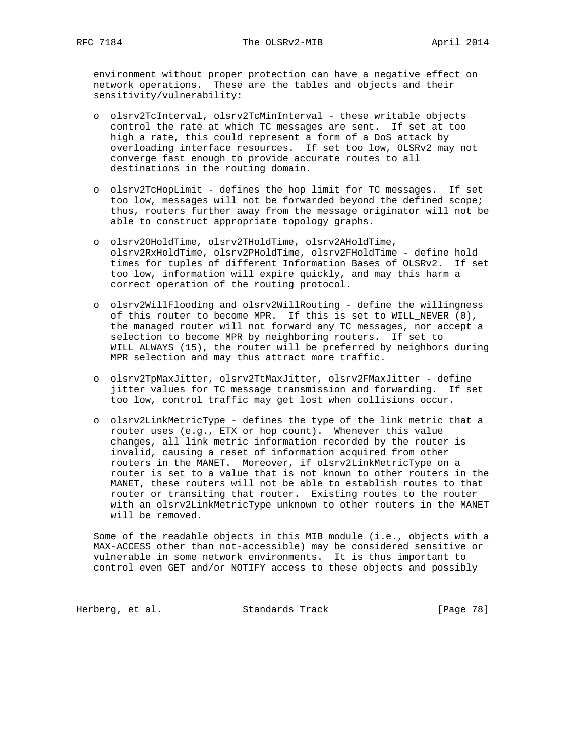environment without proper protection can have a negative effect on network operations. These are the tables and objects and their sensitivity/vulnerability:

- olsrv2TcInterval, olsrv2TcMinInterval - these writable objects control the rate at which TC messages are sent. If set at too high a rate, this could represent a form of a DoS attack by overloading interface resources. If set too low, OLSRv2 may not converge fast enough to provide accurate routes to all destinations in the routing domain.

- olsrv2TcHopLimit - defines the hop limit for TC messages. If set too low, messages will not be forwarded beyond the defined scope; thus, routers further away from the message originator will not be able to construct appropriate topology graphs.

- olsrv2OHoldTime, olsrv2THoldTime, olsrv2AHoldTime, olsrv2RxHoldTime, olsrv2PHoldTime, olsrv2FHoldTime - define hold times for tuples of different Information Bases of OLSRv2. If set too low, information will expire quickly, and may this harm a correct operation of the routing protocol.

- olsrv2WillFlooding and olsrv2WillRouting - define the willingness of this router to become MPR. If this is set to WILL_NEVER (0), the managed router will not forward any TC messages, nor accept a selection to become MPR by neighboring routers. If set to WILL_ALWAYS (15), the router will be preferred by neighbors during MPR selection and may thus attract more traffic.

- olsrv2TpMaxJitter, olsrv2TtMaxJitter, olsrv2FMaxJitter - define jitter values for TC message transmission and forwarding. If set too low, control traffic may get lost when collisions occur.

- olsrv2LinkMetricType - defines the type of the link metric that a router uses (e.g., ETX or hop count). Whenever this value changes, all link metric information recorded by the router is invalid, causing a reset of information acquired from other routers in the MANET. Moreover, if olsrv2LinkMetricType on a router is set to a value that is not known to other routers in the MANET, these routers will not be able to establish routes to that router or transiting that router. Existing routes to the router with an olsrv2LinkMetricType unknown to other routers in the MANET will be removed.

Some of the readable objects in this MIB module (i.e., objects with a MAX-ACCESS other than not-accessible) may be considered sensitive or vulnerable in some network environments. It is thus important to control even GET and/or NOTIFY access to these objects and possibly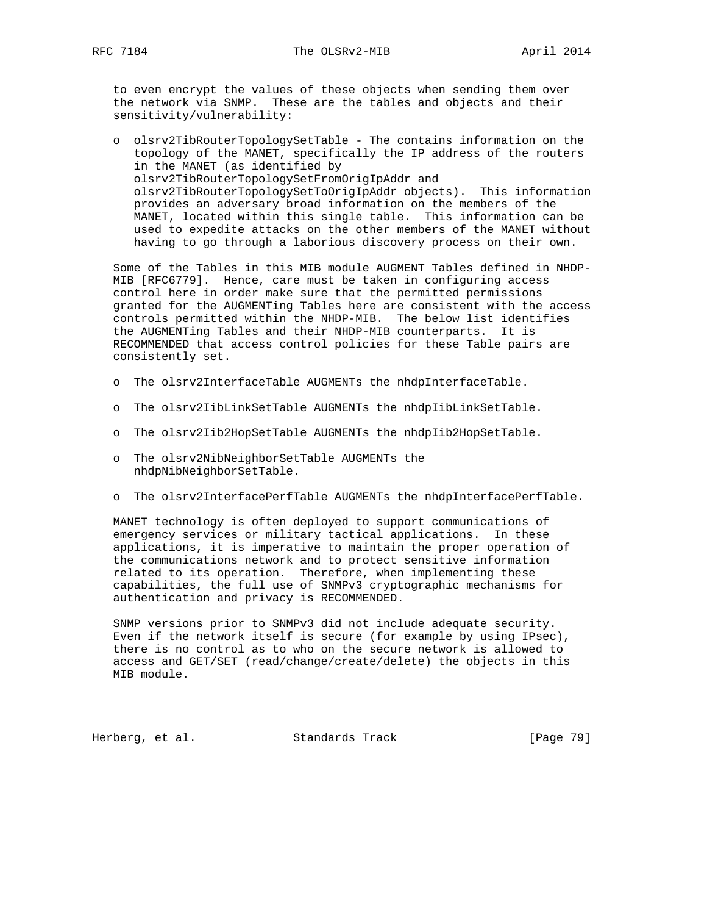to even encrypt the values of these objects when sending them over the network via SNMP. These are the tables and objects and their sensitivity/vulnerability:

- olsrv2TibRouterTopologySetTable - The contains information on the topology of the MANET, specifically the IP address of the routers in the MANET (as identified by olsrv2TibRouterTopologySetFromOrigIpAddr and olsrv2TibRouterTopologySetToOrigIpAddr objects). This information provides an adversary broad information on the members of the MANET, located within this single table. This information can be used to expedite attacks on the other members of the MANET without having to go through a laborious discovery process on their own.

Some of the Tables in this MIB module AUGMENT Tables defined in NHDP-MIB [RFC6779]. Hence, care must be taken in configuring access control here in order make sure that the permitted permissions granted for the AUGMENTing Tables here are consistent with the access controls permitted within the NHDP-MIB. The below list identifies the AUGMENTing Tables and their NHDP-MIB counterparts. It is RECOMMENDED that access control policies for these Table pairs are consistently set.

- The olsrv2InterfaceTable AUGMENTs the nhdpInterfaceTable.

- The olsrv2IibLinkSetTable AUGMENTs the nhdpIibLinkSetTable.

- The olsrv2Iib2HopSetTable AUGMENTs the nhdpIib2HopSetTable.

- The olsrv2NibNeighborSetTable AUGMENTs the nhdpNibNeighborSetTable.

- The olsrv2InterfacePerfTable AUGMENTs the nhdpInterfacePerfTable.

MANET technology is often deployed to support communications of emergency services or military tactical applications. In these applications, it is imperative to maintain the proper operation of the communications network and to protect sensitive information related to its operation. Therefore, when implementing these capabilities, the full use of SNMPv3 cryptographic mechanisms for authentication and privacy is RECOMMENDED.

SNMP versions prior to SNMPv3 did not include adequate security. Even if the network itself is secure (for example by using IPsec), there is no control as to who on the secure network is allowed to access and GET/SET (read/change/create/delete) the objects in this MIB module.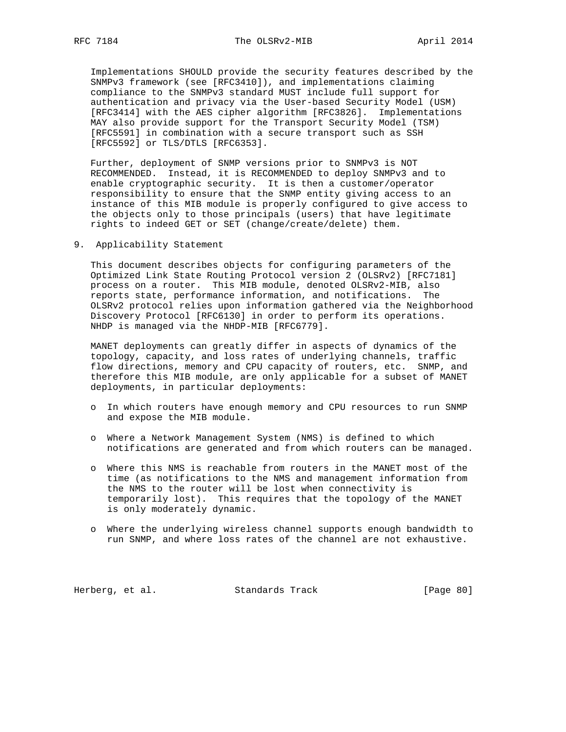Implementations SHOULD provide the security features described by the SNMPv3 framework (see [RFC3410]), and implementations claiming compliance to the SNMPv3 standard MUST include full support for authentication and privacy via the User-based Security Model (USM) [RFC3414] with the AES cipher algorithm [RFC3826]. Implementations MAY also provide support for the Transport Security Model (TSM) [RFC5591] in combination with a secure transport such as SSH [RFC5592] or TLS/DTLS [RFC6353].

Further, deployment of SNMP versions prior to SNMPv3 is NOT RECOMMENDED. Instead, it is RECOMMENDED to deploy SNMPv3 and to enable cryptographic security. It is then a customer/operator responsibility to ensure that the SNMP entity giving access to an instance of this MIB module is properly configured to give access to the objects only to those principals (users) that have legitimate rights to indeed GET or SET (change/create/delete) them.

## 9. Applicability Statement

This document describes objects for configuring parameters of the Optimized Link State Routing Protocol version 2 (OLSRv2) [RFC7181] process on a router. This MIB module, denoted OLSRv2-MIB, also reports state, performance information, and notifications. The OLSRv2 protocol relies upon information gathered via the Neighborhood Discovery Protocol [RFC6130] in order to perform its operations. NHDP is managed via the NHDP-MIB [RFC6779].

MANET deployments can greatly differ in aspects of dynamics of the topology, capacity, and loss rates of underlying channels, traffic flow directions, memory and CPU capacity of routers, etc. SNMP, and therefore this MIB module, are only applicable for a subset of MANET deployments, in particular deployments:

- In which routers have enough memory and CPU resources to run SNMP and expose the MIB module.
- Where a Network Management System (NMS) is defined to which notifications are generated and from which routers can be managed.
- Where this NMS is reachable from routers in the MANET most of the time (as notifications to the NMS and management information from the NMS to the router will be lost when connectivity is temporarily lost). This requires that the topology of the MANET is only moderately dynamic.
- Where the underlying wireless channel supports enough bandwidth to run SNMP, and where loss rates of the channel are not exhaustive.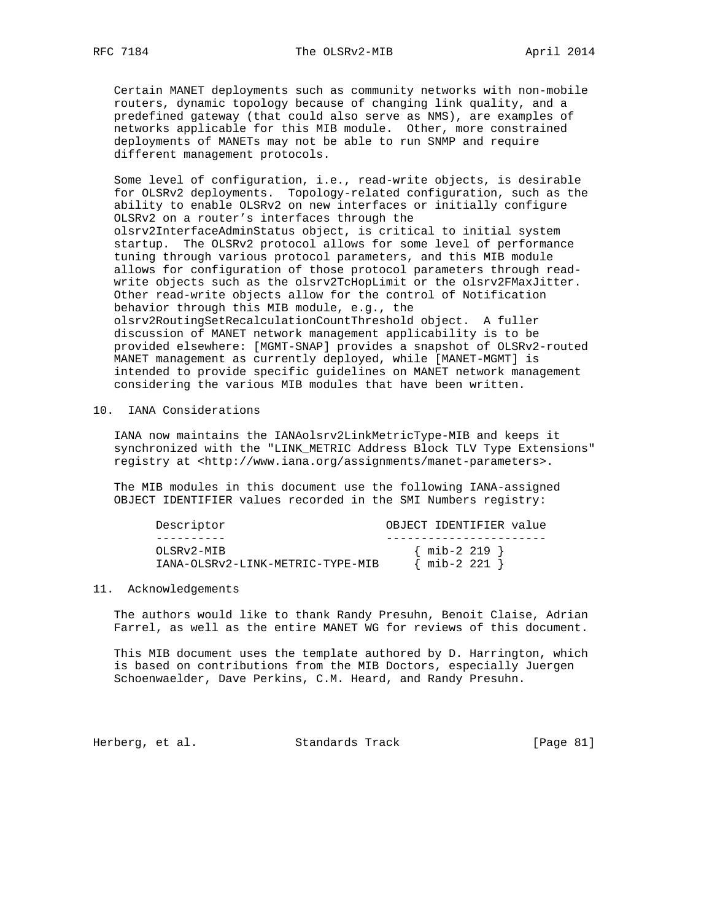Certain MANET deployments such as community networks with non-mobile routers, dynamic topology because of changing link quality, and a predefined gateway (that could also serve as NMS), are examples of networks applicable for this MIB module. Other, more constrained deployments of MANETs may not be able to run SNMP and require different management protocols.

Some level of configuration, i.e., read-write objects, is desirable for OLSRv2 deployments. Topology-related configuration, such as the ability to enable OLSRv2 on new interfaces or initially configure OLSRv2 on a router's interfaces through the olsrv2InterfaceAdminStatus object, is critical to initial system startup. The OLSRv2 protocol allows for some level of performance tuning through various protocol parameters, and this MIB module allows for configuration of those protocol parameters through read-write objects such as the olsrv2TcHopLimit or the olsrv2FMaxJitter. Other read-write objects allow for the control of Notification behavior through this MIB module, e.g., the olsrv2RoutingSetRecalculationCountThreshold object. A fuller discussion of MANET network management applicability is to be provided elsewhere: [MGMT-SNAP] provides a snapshot of OLSRv2-routed MANET management as currently deployed, while [MANET-MGMT] is intended to provide specific guidelines on MANET network management considering the various MIB modules that have been written.

## 10. IANA Considerations

IANA now maintains the IANAolsrv2LinkMetricType-MIB and keeps it synchronized with the "LINK_METRIC Address Block TLV Type Extensions" registry at <http://www.iana.org/assignments/manet-parameters>.

The MIB modules in this document use the following IANA-assigned OBJECT IDENTIFIER values recorded in the SMI Numbers registry:

| Descriptor | OBJECT IDENTIFIER value |
|---|---|
| OLSRv2-MIB | { mib-2 219 } |
| IANA-OLSRv2-LINK-METRIC-TYPE-MIB | { mib-2 221 } |

## 11. Acknowledgements

The authors would like to thank Randy Presuhn, Benoit Claise, Adrian Farrel, as well as the entire MANET WG for reviews of this document.

This MIB document uses the template authored by D. Harrington, which is based on contributions from the MIB Doctors, especially Juergen Schoenwaelder, Dave Perkins, C.M. Heard, and Randy Presuhn.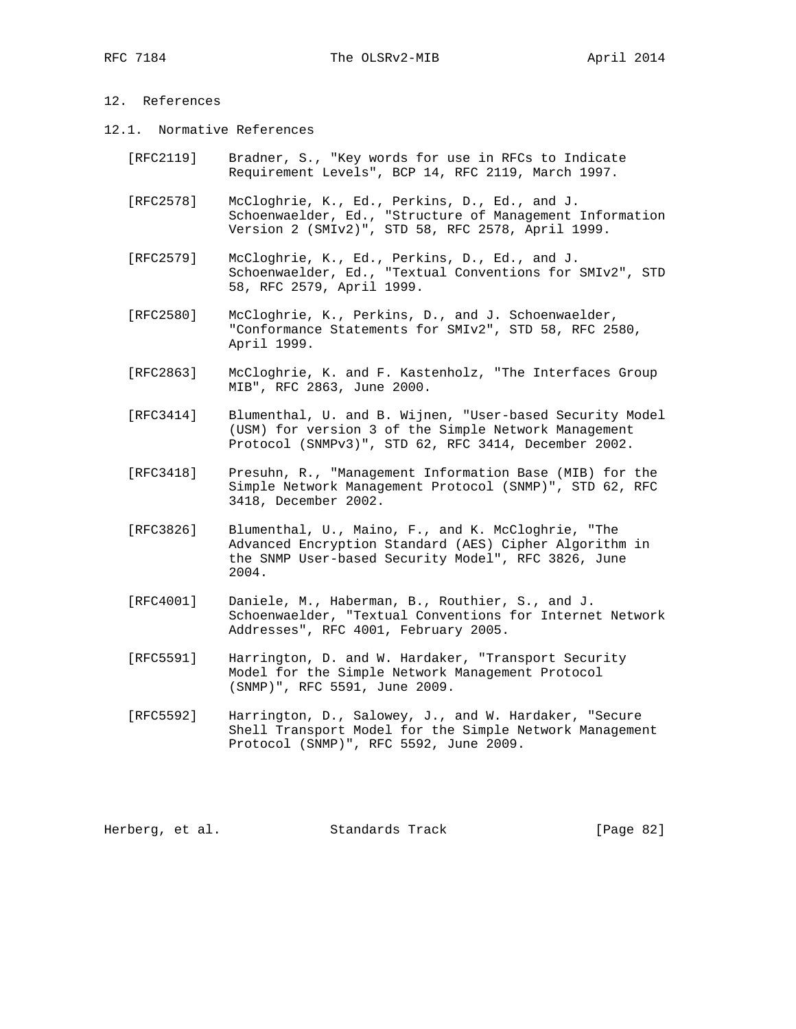## 12. References

### 12.1. Normative References

[RFC2119] Bradner, S., "Key words for use in RFCs to Indicate Requirement Levels", BCP 14, RFC 2119, March 1997.

[RFC2578] McCloghrie, K., Ed., Perkins, D., Ed., and J. Schoenwaelder, Ed., "Structure of Management Information Version 2 (SMIv2)", STD 58, RFC 2578, April 1999.

[RFC2579] McCloghrie, K., Ed., Perkins, D., Ed., and J. Schoenwaelder, Ed., "Textual Conventions for SMIv2", STD 58, RFC 2579, April 1999.

[RFC2580] McCloghrie, K., Perkins, D., and J. Schoenwaelder, "Conformance Statements for SMIv2", STD 58, RFC 2580, April 1999.

[RFC2863] McCloghrie, K. and F. Kastenholz, "The Interfaces Group MIB", RFC 2863, June 2000.

[RFC3414] Blumenthal, U. and B. Wijnen, "User-based Security Model (USM) for version 3 of the Simple Network Management Protocol (SNMPv3)", STD 62, RFC 3414, December 2002.

[RFC3418] Presuhn, R., "Management Information Base (MIB) for the Simple Network Management Protocol (SNMP)", STD 62, RFC 3418, December 2002.

[RFC3826] Blumenthal, U., Maino, F., and K. McCloghrie, "The Advanced Encryption Standard (AES) Cipher Algorithm in the SNMP User-based Security Model", RFC 3826, June 2004.

[RFC4001] Daniele, M., Haberman, B., Routhier, S., and J. Schoenwaelder, "Textual Conventions for Internet Network Addresses", RFC 4001, February 2005.

[RFC5591] Harrington, D. and W. Hardaker, "Transport Security Model for the Simple Network Management Protocol (SNMP)", RFC 5591, June 2009.

[RFC5592] Harrington, D., Salowey, J., and W. Hardaker, "Secure Shell Transport Model for the Simple Network Management Protocol (SNMP)", RFC 5592, June 2009.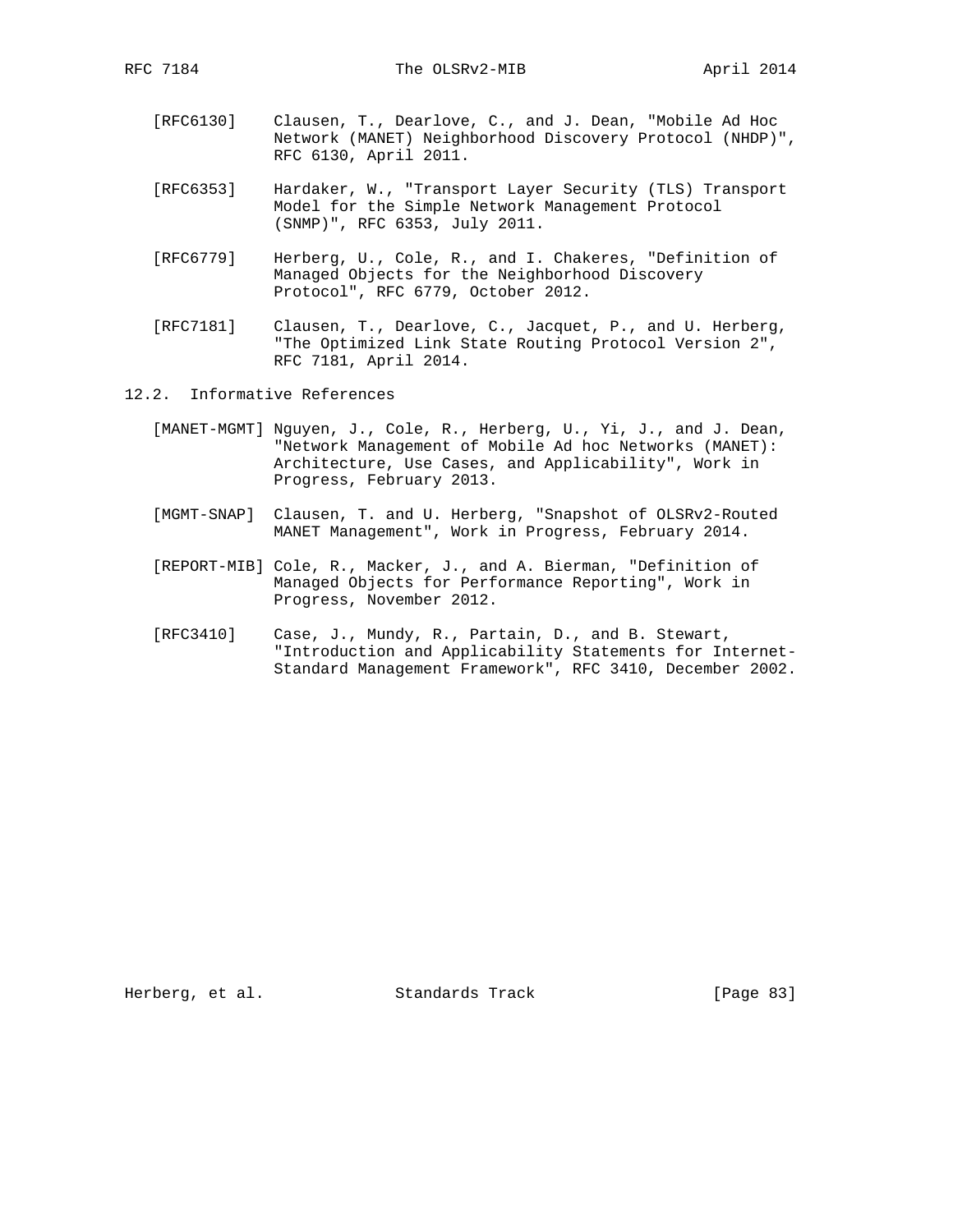[RFC6130] Clausen, T., Dearlove, C., and J. Dean, "Mobile Ad Hoc Network (MANET) Neighborhood Discovery Protocol (NHDP)", RFC 6130, April 2011.

[RFC6353] Hardaker, W., "Transport Layer Security (TLS) Transport Model for the Simple Network Management Protocol (SNMP)", RFC 6353, July 2011.

[RFC6779] Herberg, U., Cole, R., and I. Chakeres, "Definition of Managed Objects for the Neighborhood Discovery Protocol", RFC 6779, October 2012.

[RFC7181] Clausen, T., Dearlove, C., Jacquet, P., and U. Herberg, "The Optimized Link State Routing Protocol Version 2", RFC 7181, April 2014.

### 12.2. Informative References

[MANET-MGMT] Nguyen, J., Cole, R., Herberg, U., Yi, J., and J. Dean, "Network Management of Mobile Ad hoc Networks (MANET): Architecture, Use Cases, and Applicability", Work in Progress, February 2013.

[MGMT-SNAP] Clausen, T. and U. Herberg, "Snapshot of OLSRv2-Routed MANET Management", Work in Progress, February 2014.

[REPORT-MIB] Cole, R., Macker, J., and A. Bierman, "Definition of Managed Objects for Performance Reporting", Work in Progress, November 2012.

[RFC3410] Case, J., Mundy, R., Partain, D., and B. Stewart, "Introduction and Applicability Statements for Internet-Standard Management Framework", RFC 3410, December 2002.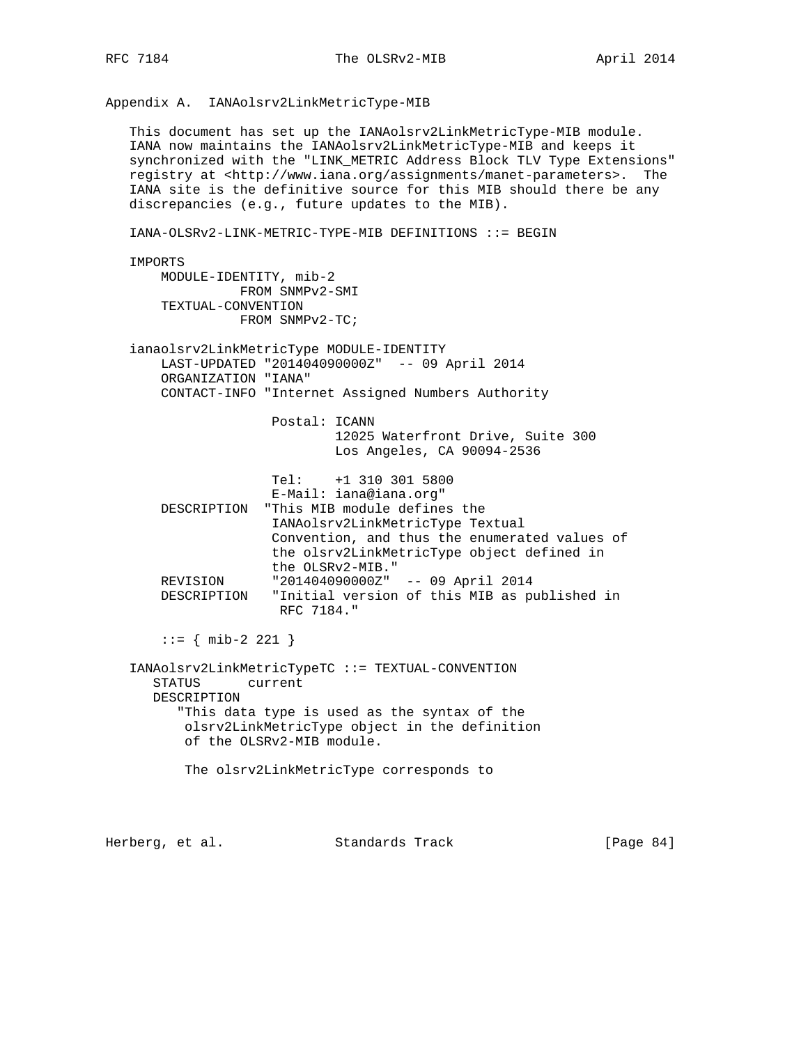## Appendix A. IANAolsrv2LinkMetricType-MIB

This document has set up the IANAolsrv2LinkMetricType-MIB module. IANA now maintains the IANAolsrv2LinkMetricType-MIB and keeps it synchronized with the "LINK_METRIC Address Block TLV Type Extensions" registry at <http://www.iana.org/assignments/manet-parameters>. The IANA site is the definitive source for this MIB should there be any discrepancies (e.g., future updates to the MIB).

```
IANA-OLSRv2-LINK-METRIC-TYPE-MIB DEFINITIONS ::= BEGIN

IMPORTS
    MODULE-IDENTITY, mib-2
              FROM SNMPv2-SMI
    TEXTUAL-CONVENTION
              FROM SNMPv2-TC;

ianaolsrv2LinkMetricType MODULE-IDENTITY
    LAST-UPDATED "201404090000Z"  -- 09 April 2014
    ORGANIZATION "IANA"
    CONTACT-INFO "Internet Assigned Numbers Authority

                  Postal: ICANN
                          12025 Waterfront Drive, Suite 300
                          Los Angeles, CA 90094-2536

                  Tel:    +1 310 301 5800
                  E-Mail: iana@iana.org"
    DESCRIPTION  "This MIB module defines the
                  IANAolsrv2LinkMetricType Textual
                  Convention, and thus the enumerated values of
                  the olsrv2LinkMetricType object defined in
                  the OLSRv2-MIB."
    REVISION     "201404090000Z"  -- 09 April 2014
    DESCRIPTION   "Initial version of this MIB as published in
                   RFC 7184."

    ::= { mib-2 221 }

IANAolsrv2LinkMetricTypeTC ::= TEXTUAL-CONVENTION
   STATUS      current
   DESCRIPTION
      "This data type is used as the syntax of the
       olsrv2LinkMetricType object in the definition
       of the OLSRv2-MIB module.

       The olsrv2LinkMetricType corresponds to
```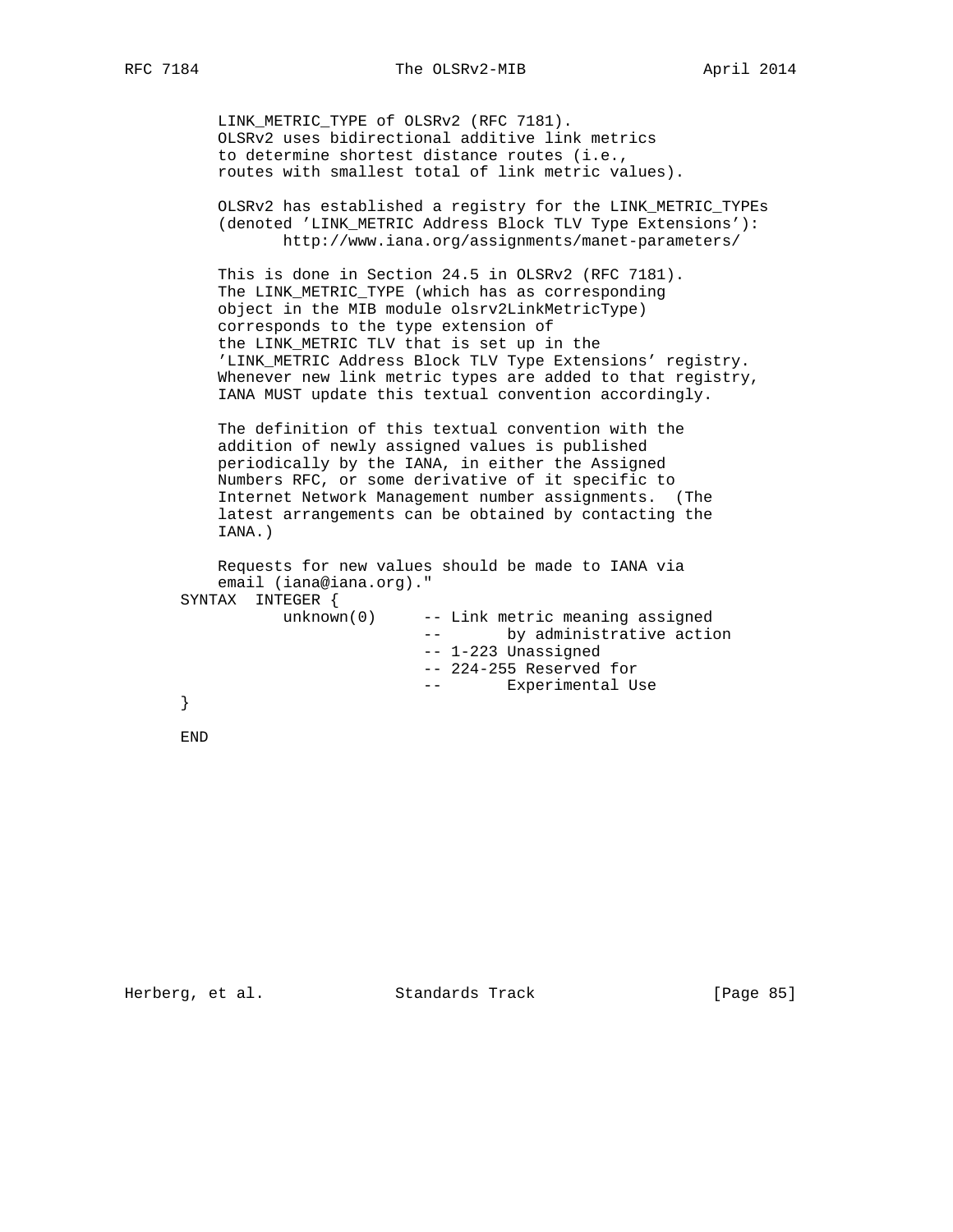```
           LINK_METRIC_TYPE of OLSRv2 (RFC 7181).
           OLSRv2 uses bidirectional additive link metrics
           to determine shortest distance routes (i.e.,
           routes with smallest total of link metric values).

           OLSRv2 has established a registry for the LINK_METRIC_TYPEs
           (denoted 'LINK_METRIC Address Block TLV Type Extensions'):
                  http://www.iana.org/assignments/manet-parameters/

           This is done in Section 24.5 in OLSRv2 (RFC 7181).
           The LINK_METRIC_TYPE (which has as corresponding
           object in the MIB module olsrv2LinkMetricType)
           corresponds to the type extension of
           the LINK_METRIC TLV that is set up in the
           'LINK_METRIC Address Block TLV Type Extensions' registry.
           Whenever new link metric types are added to that registry,
           IANA MUST update this textual convention accordingly.

           The definition of this textual convention with the
           addition of newly assigned values is published
           periodically by the IANA, in either the Assigned
           Numbers RFC, or some derivative of it specific to
           Internet Network Management number assignments.  (The
           latest arrangements can be obtained by contacting the
           IANA.)

           Requests for new values should be made to IANA via
           email (iana@iana.org)."
       SYNTAX  INTEGER {
                  unknown(0)     -- Link metric meaning assigned
                                 --       by administrative action
                                 -- 1-223 Unassigned
                                 -- 224-255 Reserved for
                                 --       Experimental Use
       }

       END
```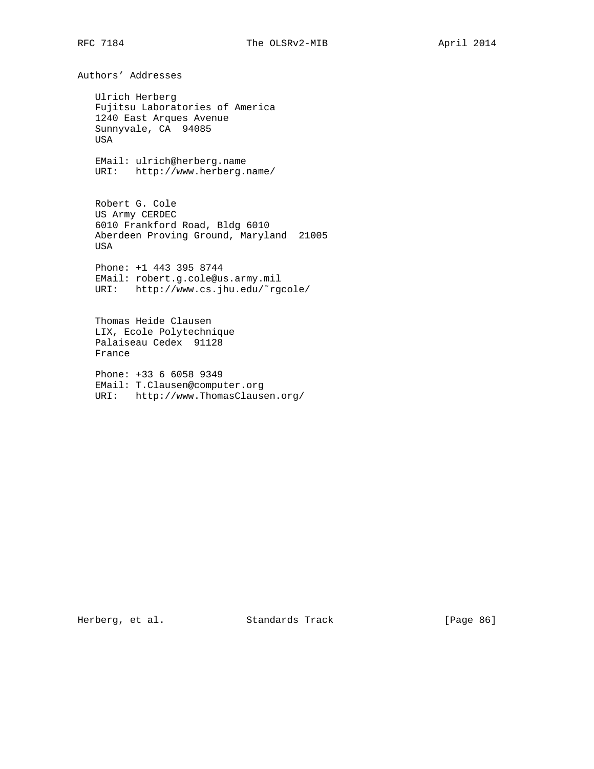## Authors' Addresses

Ulrich Herberg
Fujitsu Laboratories of America
1240 East Arques Avenue
Sunnyvale, CA  94085
USA

EMail: ulrich@herberg.name
URI:   http://www.herberg.name/

Robert G. Cole
US Army CERDEC
6010 Frankford Road, Bldg 6010
Aberdeen Proving Ground, Maryland  21005
USA

Phone: +1 443 395 8744
EMail: robert.g.cole@us.army.mil
URI:   http://www.cs.jhu.edu/˜rgcole/

Thomas Heide Clausen
LIX, Ecole Polytechnique
Palaiseau Cedex  91128
France

Phone: +33 6 6058 9349
EMail: T.Clausen@computer.org
URI:   http://www.ThomasClausen.org/